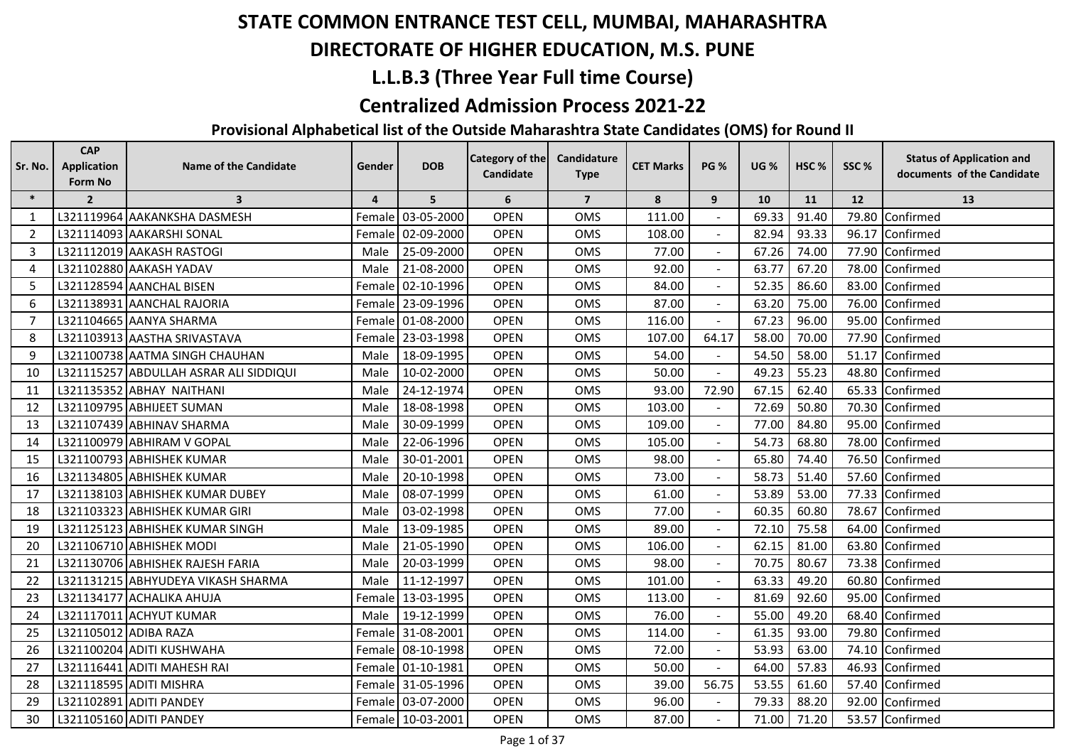# STATE COMMON ENTRANCE TEST CELL, MUMBAI, MAHARASHTRA

## DIRECTORATE OF HIGHER EDUCATION, M.S. PUNE

## L.L.B.3 (Three Year Full time Course)

## Centralized Admission Process 2021-22

### Provisional Alphabetical list of the Outside Maharashtra State Candidates (OMS) for Round II

| Sr. No. | CAP Application Form No | Name of the Candidate | Gender | DOB | Category of the Candidate | Candidature Type | CET Marks | PG % | UG % | HSC % | SSC % | Status of Application and documents of the Candidate |
|---|---|---|---|---|---|---|---|---|---|---|---|---|
| * | 2 | 3 | 4 | 5 | 6 | 7 | 8 | 9 | 10 | 11 | 12 | 13 |
| 1 | L321119964 | AAKANKSHA DASMESH | Female | 03-05-2000 | OPEN | OMS | 111.00 | - | 69.33 | 91.40 | 79.80 | Confirmed |
| 2 | L321114093 | AAKARSHI SONAL | Female | 02-09-2000 | OPEN | OMS | 108.00 | - | 82.94 | 93.33 | 96.17 | Confirmed |
| 3 | L321112019 | AAKASH RASTOGI | Male | 25-09-2000 | OPEN | OMS | 77.00 | - | 67.26 | 74.00 | 77.90 | Confirmed |
| 4 | L321102880 | AAKASH YADAV | Male | 21-08-2000 | OPEN | OMS | 92.00 | - | 63.77 | 67.20 | 78.00 | Confirmed |
| 5 | L321128594 | AANCHAL BISEN | Female | 02-10-1996 | OPEN | OMS | 84.00 | - | 52.35 | 86.60 | 83.00 | Confirmed |
| 6 | L321138931 | AANCHAL RAJORIA | Female | 23-09-1996 | OPEN | OMS | 87.00 | - | 63.20 | 75.00 | 76.00 | Confirmed |
| 7 | L321104665 | AANYA SHARMA | Female | 01-08-2000 | OPEN | OMS | 116.00 | - | 67.23 | 96.00 | 95.00 | Confirmed |
| 8 | L321103913 | AASTHA SRIVASTAVA | Female | 23-03-1998 | OPEN | OMS | 107.00 | 64.17 | 58.00 | 70.00 | 77.90 | Confirmed |
| 9 | L321100738 | AATMA SINGH CHAUHAN | Male | 18-09-1995 | OPEN | OMS | 54.00 | - | 54.50 | 58.00 | 51.17 | Confirmed |
| 10 | L321115257 | ABDULLAH ASRAR ALI SIDDIQUI | Male | 10-02-2000 | OPEN | OMS | 50.00 | - | 49.23 | 55.23 | 48.80 | Confirmed |
| 11 | L321135352 | ABHAY NAITHANI | Male | 24-12-1974 | OPEN | OMS | 93.00 | 72.90 | 67.15 | 62.40 | 65.33 | Confirmed |
| 12 | L321109795 | ABHIJEET SUMAN | Male | 18-08-1998 | OPEN | OMS | 103.00 | - | 72.69 | 50.80 | 70.30 | Confirmed |
| 13 | L321107439 | ABHINAV SHARMA | Male | 30-09-1999 | OPEN | OMS | 109.00 | - | 77.00 | 84.80 | 95.00 | Confirmed |
| 14 | L321100979 | ABHIRAM V GOPAL | Male | 22-06-1996 | OPEN | OMS | 105.00 | - | 54.73 | 68.80 | 78.00 | Confirmed |
| 15 | L321100793 | ABHISHEK KUMAR | Male | 30-01-2001 | OPEN | OMS | 98.00 | - | 65.80 | 74.40 | 76.50 | Confirmed |
| 16 | L321134805 | ABHISHEK KUMAR | Male | 20-10-1998 | OPEN | OMS | 73.00 | - | 58.73 | 51.40 | 57.60 | Confirmed |
| 17 | L321138103 | ABHISHEK KUMAR DUBEY | Male | 08-07-1999 | OPEN | OMS | 61.00 | - | 53.89 | 53.00 | 77.33 | Confirmed |
| 18 | L321103323 | ABHISHEK KUMAR GIRI | Male | 03-02-1998 | OPEN | OMS | 77.00 | - | 60.35 | 60.80 | 78.67 | Confirmed |
| 19 | L321125123 | ABHISHEK KUMAR SINGH | Male | 13-09-1985 | OPEN | OMS | 89.00 | - | 72.10 | 75.58 | 64.00 | Confirmed |
| 20 | L321106710 | ABHISHEK MODI | Male | 21-05-1990 | OPEN | OMS | 106.00 | - | 62.15 | 81.00 | 63.80 | Confirmed |
| 21 | L321130706 | ABHISHEK RAJESH FARIA | Male | 20-03-1999 | OPEN | OMS | 98.00 | - | 70.75 | 80.67 | 73.38 | Confirmed |
| 22 | L321131215 | ABHYUDEYA VIKASH SHARMA | Male | 11-12-1997 | OPEN | OMS | 101.00 | - | 63.33 | 49.20 | 60.80 | Confirmed |
| 23 | L321134177 | ACHALIKA AHUJA | Female | 13-03-1995 | OPEN | OMS | 113.00 | - | 81.69 | 92.60 | 95.00 | Confirmed |
| 24 | L321117011 | ACHYUT KUMAR | Male | 19-12-1999 | OPEN | OMS | 76.00 | - | 55.00 | 49.20 | 68.40 | Confirmed |
| 25 | L321105012 | ADIBA RAZA | Female | 31-08-2001 | OPEN | OMS | 114.00 | - | 61.35 | 93.00 | 79.80 | Confirmed |
| 26 | L321100204 | ADITI KUSHWAHA | Female | 08-10-1998 | OPEN | OMS | 72.00 | - | 53.93 | 63.00 | 74.10 | Confirmed |
| 27 | L321116441 | ADITI MAHESH RAI | Female | 01-10-1981 | OPEN | OMS | 50.00 | - | 64.00 | 57.83 | 46.93 | Confirmed |
| 28 | L321118595 | ADITI MISHRA | Female | 31-05-1996 | OPEN | OMS | 39.00 | 56.75 | 53.55 | 61.60 | 57.40 | Confirmed |
| 29 | L321102891 | ADITI PANDEY | Female | 03-07-2000 | OPEN | OMS | 96.00 | - | 79.33 | 88.20 | 92.00 | Confirmed |
| 30 | L321105160 | ADITI PANDEY | Female | 10-03-2001 | OPEN | OMS | 87.00 | - | 71.00 | 71.20 | 53.57 | Confirmed |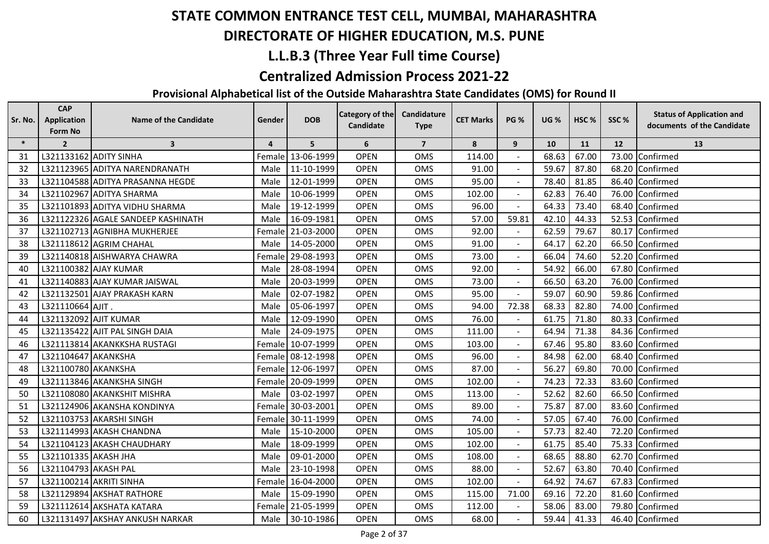# STATE COMMON ENTRANCE TEST CELL, MUMBAI, MAHARASHTRA

# DIRECTORATE OF HIGHER EDUCATION, M.S. PUNE

## L.L.B.3 (Three Year Full time Course)

## Centralized Admission Process 2021-22

### Provisional Alphabetical list of the Outside Maharashtra State Candidates (OMS) for Round II

| Sr. No. | CAP Application Form No | Name of the Candidate | Gender | DOB | Category of the Candidate | Candidature Type | CET Marks | PG % | UG % | HSC % | SSC % | Status of Application and documents of the Candidate |
|---|---|---|---|---|---|---|---|---|---|---|---|---|
| * | 2 | 3 | 4 | 5 | 6 | 7 | 8 | 9 | 10 | 11 | 12 | 13 |
| 31 | L321133162 | ADITY SINHA | Female | 13-06-1999 | OPEN | OMS | 114.00 | - | 68.63 | 67.00 | 73.00 | Confirmed |
| 32 | L321123965 | ADITYA NARENDRANATH | Male | 11-10-1999 | OPEN | OMS | 91.00 | - | 59.67 | 87.80 | 68.20 | Confirmed |
| 33 | L321104588 | ADITYA PRASANNA HEGDE | Male | 12-01-1999 | OPEN | OMS | 95.00 | - | 78.40 | 81.85 | 86.40 | Confirmed |
| 34 | L321102967 | ADITYA SHARMA | Male | 10-06-1999 | OPEN | OMS | 102.00 | - | 62.83 | 76.40 | 76.00 | Confirmed |
| 35 | L321101893 | ADITYA VIDHU SHARMA | Male | 19-12-1999 | OPEN | OMS | 96.00 | - | 64.33 | 73.40 | 68.40 | Confirmed |
| 36 | L321122326 | AGALE SANDEEP KASHINATH | Male | 16-09-1981 | OPEN | OMS | 57.00 | 59.81 | 42.10 | 44.33 | 52.53 | Confirmed |
| 37 | L321102713 | AGNIBHA MUKHERJEE | Female | 21-03-2000 | OPEN | OMS | 92.00 | - | 62.59 | 79.67 | 80.17 | Confirmed |
| 38 | L321118612 | AGRIM CHAHAL | Male | 14-05-2000 | OPEN | OMS | 91.00 | - | 64.17 | 62.20 | 66.50 | Confirmed |
| 39 | L321140818 | AISHWARYA CHAWRA | Female | 29-08-1993 | OPEN | OMS | 73.00 | - | 66.04 | 74.60 | 52.20 | Confirmed |
| 40 | L321100382 | AJAY KUMAR | Male | 28-08-1994 | OPEN | OMS | 92.00 | - | 54.92 | 66.00 | 67.80 | Confirmed |
| 41 | L321140883 | AJAY KUMAR JAISWAL | Male | 20-03-1999 | OPEN | OMS | 73.00 | - | 66.50 | 63.20 | 76.00 | Confirmed |
| 42 | L321132501 | AJAY PRAKASH KARN | Male | 02-07-1982 | OPEN | OMS | 95.00 | - | 59.07 | 60.90 | 59.86 | Confirmed |
| 43 | L321110664 | AJIT . | Male | 05-06-1997 | OPEN | OMS | 94.00 | 72.38 | 68.33 | 82.80 | 74.00 | Confirmed |
| 44 | L321132092 | AJIT KUMAR | Male | 12-09-1990 | OPEN | OMS | 76.00 | - | 61.75 | 71.80 | 80.33 | Confirmed |
| 45 | L321135422 | AJIT PAL SINGH DAIA | Male | 24-09-1975 | OPEN | OMS | 111.00 | - | 64.94 | 71.38 | 84.36 | Confirmed |
| 46 | L321113814 | AKANKKSHA RUSTAGI | Female | 10-07-1999 | OPEN | OMS | 103.00 | - | 67.46 | 95.80 | 83.60 | Confirmed |
| 47 | L321104647 | AKANKSHA | Female | 08-12-1998 | OPEN | OMS | 96.00 | - | 84.98 | 62.00 | 68.40 | Confirmed |
| 48 | L321100780 | AKANKSHA | Female | 12-06-1997 | OPEN | OMS | 87.00 | - | 56.27 | 69.80 | 70.00 | Confirmed |
| 49 | L321113846 | AKANKSHA SINGH | Female | 20-09-1999 | OPEN | OMS | 102.00 | - | 74.23 | 72.33 | 83.60 | Confirmed |
| 50 | L321108080 | AKANKSHIT MISHRA | Male | 03-02-1997 | OPEN | OMS | 113.00 | - | 52.62 | 82.60 | 66.50 | Confirmed |
| 51 | L321124906 | AKANSHA KONDINYA | Female | 30-03-2001 | OPEN | OMS | 89.00 | - | 75.87 | 87.00 | 83.60 | Confirmed |
| 52 | L321103753 | AKARSHI SINGH | Female | 30-11-1999 | OPEN | OMS | 74.00 | - | 57.05 | 67.40 | 76.00 | Confirmed |
| 53 | L321114993 | AKASH CHANDNA | Male | 15-10-2000 | OPEN | OMS | 105.00 | - | 57.73 | 82.40 | 72.20 | Confirmed |
| 54 | L321104123 | AKASH CHAUDHARY | Male | 18-09-1999 | OPEN | OMS | 102.00 | - | 61.75 | 85.40 | 75.33 | Confirmed |
| 55 | L321101335 | AKASH JHA | Male | 09-01-2000 | OPEN | OMS | 108.00 | - | 68.65 | 88.80 | 62.70 | Confirmed |
| 56 | L321104793 | AKASH PAL | Male | 23-10-1998 | OPEN | OMS | 88.00 | - | 52.67 | 63.80 | 70.40 | Confirmed |
| 57 | L321100214 | AKRITI SINHA | Female | 16-04-2000 | OPEN | OMS | 102.00 | - | 64.92 | 74.67 | 67.83 | Confirmed |
| 58 | L321129894 | AKSHAT RATHORE | Male | 15-09-1990 | OPEN | OMS | 115.00 | 71.00 | 69.16 | 72.20 | 81.60 | Confirmed |
| 59 | L321112614 | AKSHATA KATARA | Female | 21-05-1999 | OPEN | OMS | 112.00 | - | 58.06 | 83.00 | 79.80 | Confirmed |
| 60 | L321131497 | AKSHAY ANKUSH NARKAR | Male | 30-10-1986 | OPEN | OMS | 68.00 | - | 59.44 | 41.33 | 46.40 | Confirmed |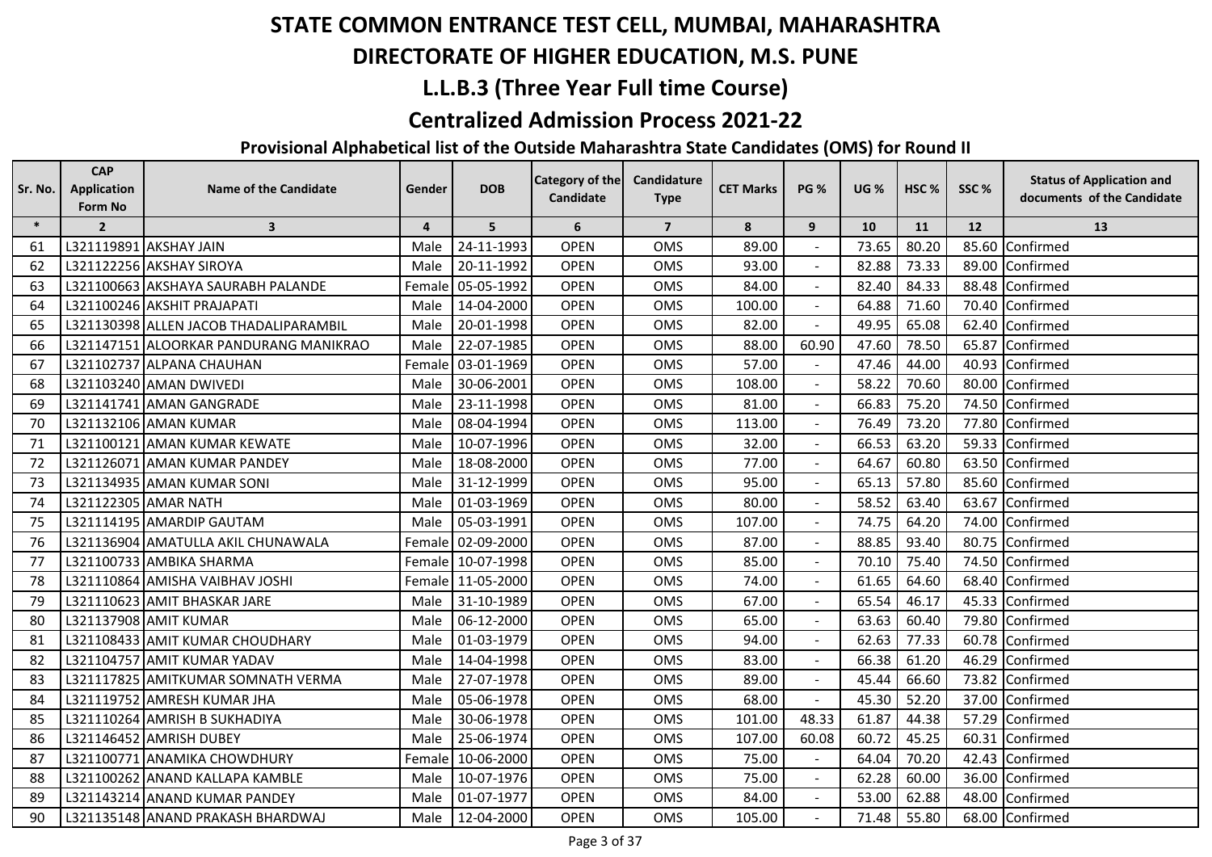# STATE COMMON ENTRANCE TEST CELL, MUMBAI, MAHARASHTRA

# DIRECTORATE OF HIGHER EDUCATION, M.S. PUNE

## L.L.B.3 (Three Year Full time Course)

## Centralized Admission Process 2021-22

### Provisional Alphabetical list of the Outside Maharashtra State Candidates (OMS) for Round II

| Sr. No. | CAP Application Form No | Name of the Candidate | Gender | DOB | Category of the Candidate | Candidature Type | CET Marks | PG % | UG % | HSC % | SSC % | Status of Application and documents of the Candidate |
|---|---|---|---|---|---|---|---|---|---|---|---|---|
| * | 2 | 3 | 4 | 5 | 6 | 7 | 8 | 9 | 10 | 11 | 12 | 13 |
| 61 | L321119891 | AKSHAY JAIN | Male | 24-11-1993 | OPEN | OMS | 89.00 | - | 73.65 | 80.20 | 85.60 | Confirmed |
| 62 | L321122256 | AKSHAY SIROYA | Male | 20-11-1992 | OPEN | OMS | 93.00 | - | 82.88 | 73.33 | 89.00 | Confirmed |
| 63 | L321100663 | AKSHAYA SAURABH PALANDE | Female | 05-05-1992 | OPEN | OMS | 84.00 | - | 82.40 | 84.33 | 88.48 | Confirmed |
| 64 | L321100246 | AKSHIT PRAJAPATI | Male | 14-04-2000 | OPEN | OMS | 100.00 | - | 64.88 | 71.60 | 70.40 | Confirmed |
| 65 | L321130398 | ALLEN JACOB THADALIPARAMBIL | Male | 20-01-1998 | OPEN | OMS | 82.00 | - | 49.95 | 65.08 | 62.40 | Confirmed |
| 66 | L321147151 | ALOORKAR PANDURANG MANIKRAO | Male | 22-07-1985 | OPEN | OMS | 88.00 | 60.90 | 47.60 | 78.50 | 65.87 | Confirmed |
| 67 | L321102737 | ALPANA CHAUHAN | Female | 03-01-1969 | OPEN | OMS | 57.00 | - | 47.46 | 44.00 | 40.93 | Confirmed |
| 68 | L321103240 | AMAN DWIVEDI | Male | 30-06-2001 | OPEN | OMS | 108.00 | - | 58.22 | 70.60 | 80.00 | Confirmed |
| 69 | L321141741 | AMAN GANGRADE | Male | 23-11-1998 | OPEN | OMS | 81.00 | - | 66.83 | 75.20 | 74.50 | Confirmed |
| 70 | L321132106 | AMAN KUMAR | Male | 08-04-1994 | OPEN | OMS | 113.00 | - | 76.49 | 73.20 | 77.80 | Confirmed |
| 71 | L321100121 | AMAN KUMAR KEWATE | Male | 10-07-1996 | OPEN | OMS | 32.00 | - | 66.53 | 63.20 | 59.33 | Confirmed |
| 72 | L321126071 | AMAN KUMAR PANDEY | Male | 18-08-2000 | OPEN | OMS | 77.00 | - | 64.67 | 60.80 | 63.50 | Confirmed |
| 73 | L321134935 | AMAN KUMAR SONI | Male | 31-12-1999 | OPEN | OMS | 95.00 | - | 65.13 | 57.80 | 85.60 | Confirmed |
| 74 | L321122305 | AMAR NATH | Male | 01-03-1969 | OPEN | OMS | 80.00 | - | 58.52 | 63.40 | 63.67 | Confirmed |
| 75 | L321114195 | AMARDIP GAUTAM | Male | 05-03-1991 | OPEN | OMS | 107.00 | - | 74.75 | 64.20 | 74.00 | Confirmed |
| 76 | L321136904 | AMATULLA AKIL CHUNAWALA | Female | 02-09-2000 | OPEN | OMS | 87.00 | - | 88.85 | 93.40 | 80.75 | Confirmed |
| 77 | L321100733 | AMBIKA SHARMA | Female | 10-07-1998 | OPEN | OMS | 85.00 | - | 70.10 | 75.40 | 74.50 | Confirmed |
| 78 | L321110864 | AMISHA VAIBHAV JOSHI | Female | 11-05-2000 | OPEN | OMS | 74.00 | - | 61.65 | 64.60 | 68.40 | Confirmed |
| 79 | L321110623 | AMIT BHASKAR JARE | Male | 31-10-1989 | OPEN | OMS | 67.00 | - | 65.54 | 46.17 | 45.33 | Confirmed |
| 80 | L321137908 | AMIT KUMAR | Male | 06-12-2000 | OPEN | OMS | 65.00 | - | 63.63 | 60.40 | 79.80 | Confirmed |
| 81 | L321108433 | AMIT KUMAR CHOUDHARY | Male | 01-03-1979 | OPEN | OMS | 94.00 | - | 62.63 | 77.33 | 60.78 | Confirmed |
| 82 | L321104757 | AMIT KUMAR YADAV | Male | 14-04-1998 | OPEN | OMS | 83.00 | - | 66.38 | 61.20 | 46.29 | Confirmed |
| 83 | L321117825 | AMITKUMAR SOMNATH VERMA | Male | 27-07-1978 | OPEN | OMS | 89.00 | - | 45.44 | 66.60 | 73.82 | Confirmed |
| 84 | L321119752 | AMRESH KUMAR JHA | Male | 05-06-1978 | OPEN | OMS | 68.00 | - | 45.30 | 52.20 | 37.00 | Confirmed |
| 85 | L321110264 | AMRISH B SUKHADIYA | Male | 30-06-1978 | OPEN | OMS | 101.00 | 48.33 | 61.87 | 44.38 | 57.29 | Confirmed |
| 86 | L321146452 | AMRISH DUBEY | Male | 25-06-1974 | OPEN | OMS | 107.00 | 60.08 | 60.72 | 45.25 | 60.31 | Confirmed |
| 87 | L321100771 | ANAMIKA CHOWDHURY | Female | 10-06-2000 | OPEN | OMS | 75.00 | - | 64.04 | 70.20 | 42.43 | Confirmed |
| 88 | L321100262 | ANAND KALLAPA KAMBLE | Male | 10-07-1976 | OPEN | OMS | 75.00 | - | 62.28 | 60.00 | 36.00 | Confirmed |
| 89 | L321143214 | ANAND KUMAR PANDEY | Male | 01-07-1977 | OPEN | OMS | 84.00 | - | 53.00 | 62.88 | 48.00 | Confirmed |
| 90 | L321135148 | ANAND PRAKASH BHARDWAJ | Male | 12-04-2000 | OPEN | OMS | 105.00 | - | 71.48 | 55.80 | 68.00 | Confirmed |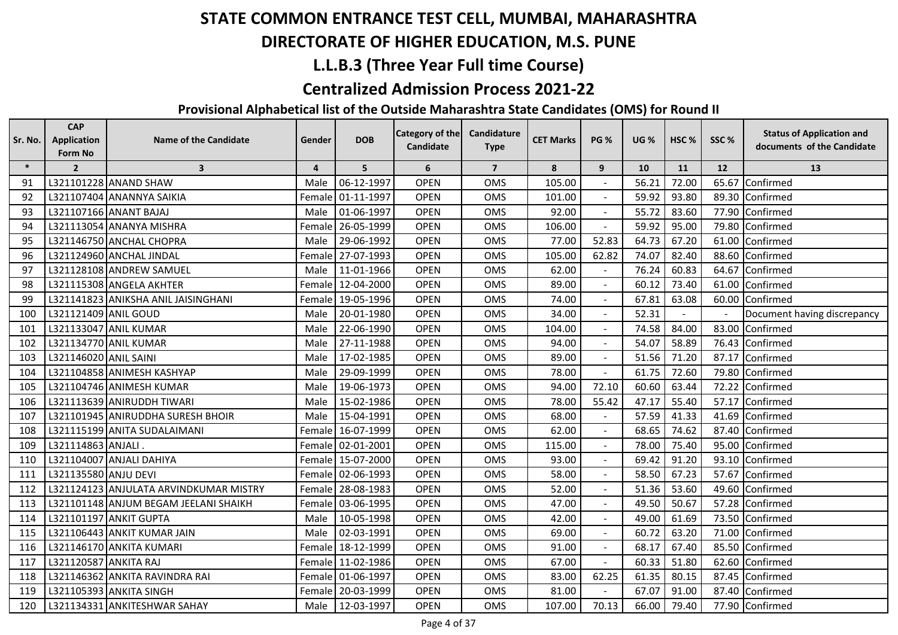# STATE COMMON ENTRANCE TEST CELL, MUMBAI, MAHARASHTRA

# DIRECTORATE OF HIGHER EDUCATION, M.S. PUNE

## L.L.B.3 (Three Year Full time Course)

## Centralized Admission Process 2021-22

### Provisional Alphabetical list of the Outside Maharashtra State Candidates (OMS) for Round II

| Sr. No. | CAP Application Form No | Name of the Candidate | Gender | DOB | Category of the Candidate | Candidature Type | CET Marks | PG % | UG % | HSC % | SSC % | Status of Application and documents of the Candidate |
|---|---|---|---|---|---|---|---|---|---|---|---|---|
| * | 2 | 3 | 4 | 5 | 6 | 7 | 8 | 9 | 10 | 11 | 12 | 13 |
| 91 | L321101228 | ANAND SHAW | Male | 06-12-1997 | OPEN | OMS | 105.00 | - | 56.21 | 72.00 | 65.67 | Confirmed |
| 92 | L321107404 | ANANNYA SAIKIA | Female | 01-11-1997 | OPEN | OMS | 101.00 | - | 59.92 | 93.80 | 89.30 | Confirmed |
| 93 | L321107166 | ANANT BAJAJ | Male | 01-06-1997 | OPEN | OMS | 92.00 | - | 55.72 | 83.60 | 77.90 | Confirmed |
| 94 | L321113054 | ANANYA MISHRA | Female | 26-05-1999 | OPEN | OMS | 106.00 | - | 59.92 | 95.00 | 79.80 | Confirmed |
| 95 | L321146750 | ANCHAL CHOPRA | Male | 29-06-1992 | OPEN | OMS | 77.00 | 52.83 | 64.73 | 67.20 | 61.00 | Confirmed |
| 96 | L321124960 | ANCHAL JINDAL | Female | 27-07-1993 | OPEN | OMS | 105.00 | 62.82 | 74.07 | 82.40 | 88.60 | Confirmed |
| 97 | L321128108 | ANDREW SAMUEL | Male | 11-01-1966 | OPEN | OMS | 62.00 | - | 76.24 | 60.83 | 64.67 | Confirmed |
| 98 | L321115308 | ANGELA AKHTER | Female | 12-04-2000 | OPEN | OMS | 89.00 | - | 60.12 | 73.40 | 61.00 | Confirmed |
| 99 | L321141823 | ANIKSHA ANIL JAISINGHANI | Female | 19-05-1996 | OPEN | OMS | 74.00 | - | 67.81 | 63.08 | 60.00 | Confirmed |
| 100 | L321121409 | ANIL GOUD | Male | 20-01-1980 | OPEN | OMS | 34.00 | - | 52.31 | - | - | Document having discrepancy |
| 101 | L321133047 | ANIL KUMAR | Male | 22-06-1990 | OPEN | OMS | 104.00 | - | 74.58 | 84.00 | 83.00 | Confirmed |
| 102 | L321134770 | ANIL KUMAR | Male | 27-11-1988 | OPEN | OMS | 94.00 | - | 54.07 | 58.89 | 76.43 | Confirmed |
| 103 | L321146020 | ANIL SAINI | Male | 17-02-1985 | OPEN | OMS | 89.00 | - | 51.56 | 71.20 | 87.17 | Confirmed |
| 104 | L321104858 | ANIMESH KASHYAP | Male | 29-09-1999 | OPEN | OMS | 78.00 | - | 61.75 | 72.60 | 79.80 | Confirmed |
| 105 | L321104746 | ANIMESH KUMAR | Male | 19-06-1973 | OPEN | OMS | 94.00 | 72.10 | 60.60 | 63.44 | 72.22 | Confirmed |
| 106 | L321113639 | ANIRUDDH TIWARI | Male | 15-02-1986 | OPEN | OMS | 78.00 | 55.42 | 47.17 | 55.40 | 57.17 | Confirmed |
| 107 | L321101945 | ANIRUDDHA SURESH BHOIR | Male | 15-04-1991 | OPEN | OMS | 68.00 | - | 57.59 | 41.33 | 41.69 | Confirmed |
| 108 | L321115199 | ANITA SUDALAIMANI | Female | 16-07-1999 | OPEN | OMS | 62.00 | - | 68.65 | 74.62 | 87.40 | Confirmed |
| 109 | L321114863 | ANJALI . | Female | 02-01-2001 | OPEN | OMS | 115.00 | - | 78.00 | 75.40 | 95.00 | Confirmed |
| 110 | L321104007 | ANJALI DAHIYA | Female | 15-07-2000 | OPEN | OMS | 93.00 | - | 69.42 | 91.20 | 93.10 | Confirmed |
| 111 | L321135580 | ANJU DEVI | Female | 02-06-1993 | OPEN | OMS | 58.00 | - | 58.50 | 67.23 | 57.67 | Confirmed |
| 112 | L321124123 | ANJULATA ARVINDKUMAR MISTRY | Female | 28-08-1983 | OPEN | OMS | 52.00 | - | 51.36 | 53.60 | 49.60 | Confirmed |
| 113 | L321101148 | ANJUM BEGAM JEELANI SHAIKH | Female | 03-06-1995 | OPEN | OMS | 47.00 | - | 49.50 | 50.67 | 57.28 | Confirmed |
| 114 | L321101197 | ANKIT GUPTA | Male | 10-05-1998 | OPEN | OMS | 42.00 | - | 49.00 | 61.69 | 73.50 | Confirmed |
| 115 | L321106443 | ANKIT KUMAR JAIN | Male | 02-03-1991 | OPEN | OMS | 69.00 | - | 60.72 | 63.20 | 71.00 | Confirmed |
| 116 | L321146170 | ANKITA KUMARI | Female | 18-12-1999 | OPEN | OMS | 91.00 | - | 68.17 | 67.40 | 85.50 | Confirmed |
| 117 | L321120587 | ANKITA RAJ | Female | 11-02-1986 | OPEN | OMS | 67.00 | - | 60.33 | 51.80 | 62.60 | Confirmed |
| 118 | L321146362 | ANKITA RAVINDRA RAI | Female | 01-06-1997 | OPEN | OMS | 83.00 | 62.25 | 61.35 | 80.15 | 87.45 | Confirmed |
| 119 | L321105393 | ANKITA SINGH | Female | 20-03-1999 | OPEN | OMS | 81.00 | - | 67.07 | 91.00 | 87.40 | Confirmed |
| 120 | L321134331 | ANKITESHWAR SAHAY | Male | 12-03-1997 | OPEN | OMS | 107.00 | 70.13 | 66.00 | 79.40 | 77.90 | Confirmed |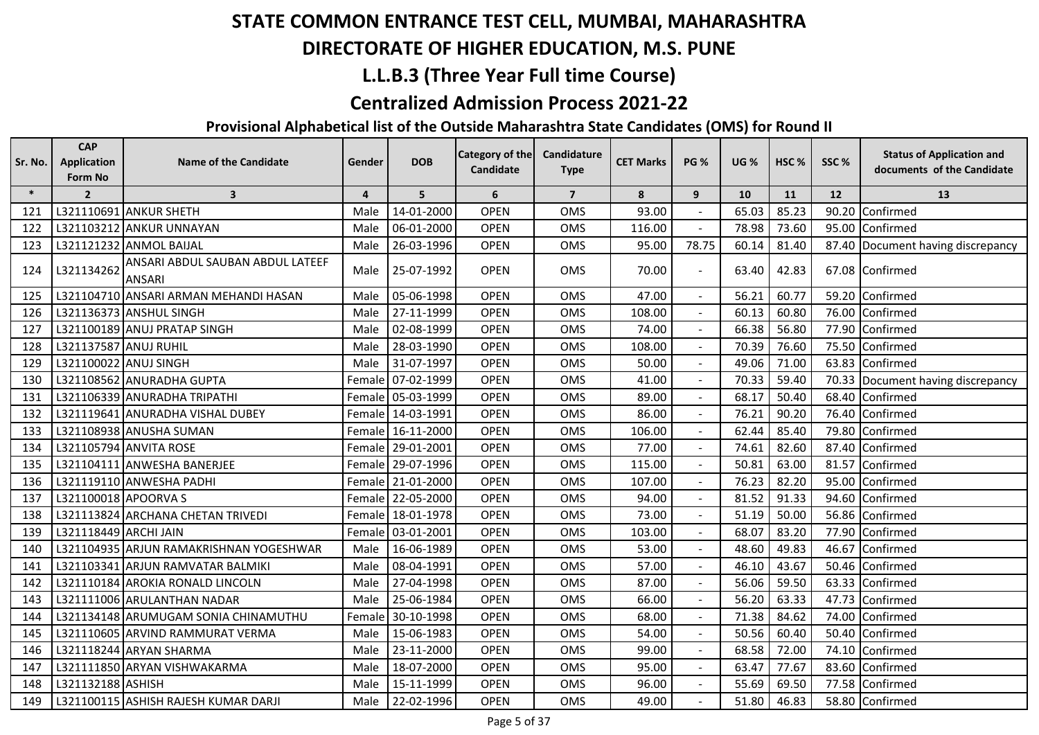# STATE COMMON ENTRANCE TEST CELL, MUMBAI, MAHARASHTRA

# DIRECTORATE OF HIGHER EDUCATION, M.S. PUNE

## L.L.B.3 (Three Year Full time Course)

## Centralized Admission Process 2021-22

### Provisional Alphabetical list of the Outside Maharashtra State Candidates (OMS) for Round II

| Sr. No. | CAP Application Form No | Name of the Candidate | Gender | DOB | Category of the Candidate | Candidature Type | CET Marks | PG % | UG % | HSC % | SSC % | Status of Application and documents of the Candidate |
|---|---|---|---|---|---|---|---|---|---|---|---|---|
| * | 2 | 3 | 4 | 5 | 6 | 7 | 8 | 9 | 10 | 11 | 12 | 13 |
| 121 | L321110691 | ANKUR SHETH | Male | 14-01-2000 | OPEN | OMS | 93.00 | - | 65.03 | 85.23 | 90.20 | Confirmed |
| 122 | L321103212 | ANKUR UNNAYAN | Male | 06-01-2000 | OPEN | OMS | 116.00 | - | 78.98 | 73.60 | 95.00 | Confirmed |
| 123 | L321121232 | ANMOL BAIJAL | Male | 26-03-1996 | OPEN | OMS | 95.00 | 78.75 | 60.14 | 81.40 | 87.40 | Document having discrepancy |
| 124 | L321134262 | ANSARI ABDUL SAUBAN ABDUL LATEEF ANSARI | Male | 25-07-1992 | OPEN | OMS | 70.00 | - | 63.40 | 42.83 | 67.08 | Confirmed |
| 125 | L321104710 | ANSARI ARMAN MEHANDI HASAN | Male | 05-06-1998 | OPEN | OMS | 47.00 | - | 56.21 | 60.77 | 59.20 | Confirmed |
| 126 | L321136373 | ANSHUL SINGH | Male | 27-11-1999 | OPEN | OMS | 108.00 | - | 60.13 | 60.80 | 76.00 | Confirmed |
| 127 | L321100189 | ANUJ PRATAP SINGH | Male | 02-08-1999 | OPEN | OMS | 74.00 | - | 66.38 | 56.80 | 77.90 | Confirmed |
| 128 | L321137587 | ANUJ RUHIL | Male | 28-03-1990 | OPEN | OMS | 108.00 | - | 70.39 | 76.60 | 75.50 | Confirmed |
| 129 | L321100022 | ANUJ SINGH | Male | 31-07-1997 | OPEN | OMS | 50.00 | - | 49.06 | 71.00 | 63.83 | Confirmed |
| 130 | L321108562 | ANURADHA GUPTA | Female | 07-02-1999 | OPEN | OMS | 41.00 | - | 70.33 | 59.40 | 70.33 | Document having discrepancy |
| 131 | L321106339 | ANURADHA TRIPATHI | Female | 05-03-1999 | OPEN | OMS | 89.00 | - | 68.17 | 50.40 | 68.40 | Confirmed |
| 132 | L321119641 | ANURADHA VISHAL DUBEY | Female | 14-03-1991 | OPEN | OMS | 86.00 | - | 76.21 | 90.20 | 76.40 | Confirmed |
| 133 | L321108938 | ANUSHA SUMAN | Female | 16-11-2000 | OPEN | OMS | 106.00 | - | 62.44 | 85.40 | 79.80 | Confirmed |
| 134 | L321105794 | ANVITA ROSE | Female | 29-01-2001 | OPEN | OMS | 77.00 | - | 74.61 | 82.60 | 87.40 | Confirmed |
| 135 | L321104111 | ANWESHA BANERJEE | Female | 29-07-1996 | OPEN | OMS | 115.00 | - | 50.81 | 63.00 | 81.57 | Confirmed |
| 136 | L321119110 | ANWESHA PADHI | Female | 21-01-2000 | OPEN | OMS | 107.00 | - | 76.23 | 82.20 | 95.00 | Confirmed |
| 137 | L321100018 | APOORVA S | Female | 22-05-2000 | OPEN | OMS | 94.00 | - | 81.52 | 91.33 | 94.60 | Confirmed |
| 138 | L321113824 | ARCHANA CHETAN TRIVEDI | Female | 18-01-1978 | OPEN | OMS | 73.00 | - | 51.19 | 50.00 | 56.86 | Confirmed |
| 139 | L321118449 | ARCHI JAIN | Female | 03-01-2001 | OPEN | OMS | 103.00 | - | 68.07 | 83.20 | 77.90 | Confirmed |
| 140 | L321104935 | ARJUN RAMAKRISHNAN YOGESHWAR | Male | 16-06-1989 | OPEN | OMS | 53.00 | - | 48.60 | 49.83 | 46.67 | Confirmed |
| 141 | L321103341 | ARJUN RAMVATAR BALMIKI | Male | 08-04-1991 | OPEN | OMS | 57.00 | - | 46.10 | 43.67 | 50.46 | Confirmed |
| 142 | L321110184 | AROKIA RONALD LINCOLN | Male | 27-04-1998 | OPEN | OMS | 87.00 | - | 56.06 | 59.50 | 63.33 | Confirmed |
| 143 | L321111006 | ARULANTHAN NADAR | Male | 25-06-1984 | OPEN | OMS | 66.00 | - | 56.20 | 63.33 | 47.73 | Confirmed |
| 144 | L321134148 | ARUMUGAM SONIA CHINAMUTHU | Female | 30-10-1998 | OPEN | OMS | 68.00 | - | 71.38 | 84.62 | 74.00 | Confirmed |
| 145 | L321110605 | ARVIND RAMMURAT VERMA | Male | 15-06-1983 | OPEN | OMS | 54.00 | - | 50.56 | 60.40 | 50.40 | Confirmed |
| 146 | L321118244 | ARYAN SHARMA | Male | 23-11-2000 | OPEN | OMS | 99.00 | - | 68.58 | 72.00 | 74.10 | Confirmed |
| 147 | L321111850 | ARYAN VISHWAKARMA | Male | 18-07-2000 | OPEN | OMS | 95.00 | - | 63.47 | 77.67 | 83.60 | Confirmed |
| 148 | L321132188 | ASHISH | Male | 15-11-1999 | OPEN | OMS | 96.00 | - | 55.69 | 69.50 | 77.58 | Confirmed |
| 149 | L321100115 | ASHISH RAJESH KUMAR DARJI | Male | 22-02-1996 | OPEN | OMS | 49.00 | - | 51.80 | 46.83 | 58.80 | Confirmed |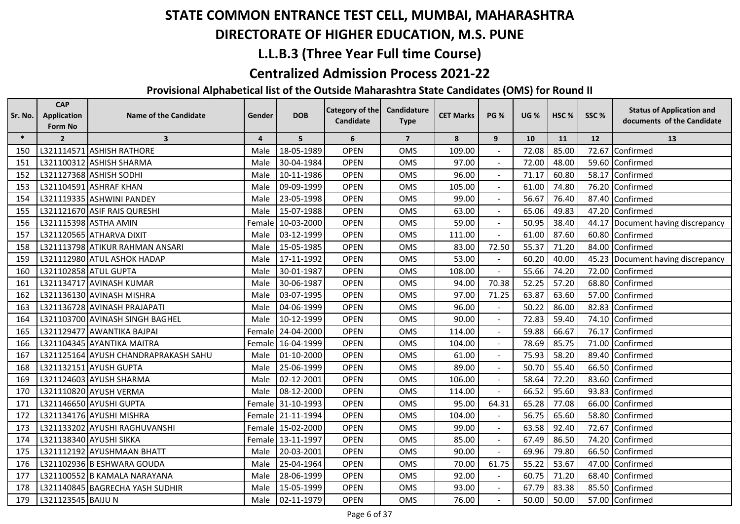# STATE COMMON ENTRANCE TEST CELL, MUMBAI, MAHARASHTRA

# DIRECTORATE OF HIGHER EDUCATION, M.S. PUNE

## L.L.B.3 (Three Year Full time Course)

## Centralized Admission Process 2021-22

### Provisional Alphabetical list of the Outside Maharashtra State Candidates (OMS) for Round II

| Sr. No. | CAP Application Form No | Name of the Candidate | Gender | DOB | Category of the Candidate | Candidature Type | CET Marks | PG % | UG % | HSC % | SSC % | Status of Application and documents of the Candidate |
|---|---|---|---|---|---|---|---|---|---|---|---|---|
| * | 2 | 3 | 4 | 5 | 6 | 7 | 8 | 9 | 10 | 11 | 12 | 13 |
| 150 | L321114571 | ASHISH RATHORE | Male | 18-05-1989 | OPEN | OMS | 109.00 | - | 72.08 | 85.00 | 72.67 | Confirmed |
| 151 | L321100312 | ASHISH SHARMA | Male | 30-04-1984 | OPEN | OMS | 97.00 | - | 72.00 | 48.00 | 59.60 | Confirmed |
| 152 | L321127368 | ASHISH SODHI | Male | 10-11-1986 | OPEN | OMS | 96.00 | - | 71.17 | 60.80 | 58.17 | Confirmed |
| 153 | L321104591 | ASHRAF KHAN | Male | 09-09-1999 | OPEN | OMS | 105.00 | - | 61.00 | 74.80 | 76.20 | Confirmed |
| 154 | L321119335 | ASHWINI PANDEY | Male | 23-05-1998 | OPEN | OMS | 99.00 | - | 56.67 | 76.40 | 87.40 | Confirmed |
| 155 | L321121670 | ASIF RAIS QURESHI | Male | 15-07-1988 | OPEN | OMS | 63.00 | - | 65.06 | 49.83 | 47.20 | Confirmed |
| 156 | L321115398 | ASTHA AMIN | Female | 10-03-2000 | OPEN | OMS | 59.00 | - | 50.95 | 38.40 | 44.17 | Document having discrepancy |
| 157 | L321120565 | ATHARVA DIXIT | Male | 03-12-1999 | OPEN | OMS | 111.00 | - | 61.00 | 87.60 | 60.80 | Confirmed |
| 158 | L321113798 | ATIKUR RAHMAN ANSARI | Male | 15-05-1985 | OPEN | OMS | 83.00 | 72.50 | 55.37 | 71.20 | 84.00 | Confirmed |
| 159 | L321112980 | ATUL ASHOK HADAP | Male | 17-11-1992 | OPEN | OMS | 53.00 | - | 60.20 | 40.00 | 45.23 | Document having discrepancy |
| 160 | L321102858 | ATUL GUPTA | Male | 30-01-1987 | OPEN | OMS | 108.00 | - | 55.66 | 74.20 | 72.00 | Confirmed |
| 161 | L321134717 | AVINASH KUMAR | Male | 30-06-1987 | OPEN | OMS | 94.00 | 70.38 | 52.25 | 57.20 | 68.80 | Confirmed |
| 162 | L321136130 | AVINASH MISHRA | Male | 03-07-1995 | OPEN | OMS | 97.00 | 71.25 | 63.87 | 63.60 | 57.00 | Confirmed |
| 163 | L321136728 | AVINASH PRAJAPATI | Male | 04-06-1999 | OPEN | OMS | 96.00 | - | 50.22 | 86.00 | 82.83 | Confirmed |
| 164 | L321103700 | AVINASH SINGH BAGHEL | Male | 10-12-1999 | OPEN | OMS | 90.00 | - | 72.83 | 59.40 | 74.10 | Confirmed |
| 165 | L321129477 | AWANTIKA BAJPAI | Female | 24-04-2000 | OPEN | OMS | 114.00 | - | 59.88 | 66.67 | 76.17 | Confirmed |
| 166 | L321104345 | AYANTIKA MAITRA | Female | 16-04-1999 | OPEN | OMS | 104.00 | - | 78.69 | 85.75 | 71.00 | Confirmed |
| 167 | L321125164 | AYUSH CHANDRAPRAKASH SAHU | Male | 01-10-2000 | OPEN | OMS | 61.00 | - | 75.93 | 58.20 | 89.40 | Confirmed |
| 168 | L321132151 | AYUSH GUPTA | Male | 25-06-1999 | OPEN | OMS | 89.00 | - | 50.70 | 55.40 | 66.50 | Confirmed |
| 169 | L321124603 | AYUSH SHARMA | Male | 02-12-2001 | OPEN | OMS | 106.00 | - | 58.64 | 72.20 | 83.60 | Confirmed |
| 170 | L321110820 | AYUSH VERMA | Male | 08-12-2000 | OPEN | OMS | 114.00 | - | 66.52 | 95.60 | 93.83 | Confirmed |
| 171 | L321146650 | AYUSHI GUPTA | Female | 31-10-1993 | OPEN | OMS | 95.00 | 64.31 | 65.28 | 77.08 | 66.00 | Confirmed |
| 172 | L321134176 | AYUSHI MISHRA | Female | 21-11-1994 | OPEN | OMS | 104.00 | - | 56.75 | 65.60 | 58.80 | Confirmed |
| 173 | L321133202 | AYUSHI RAGHUVANSHI | Female | 15-02-2000 | OPEN | OMS | 99.00 | - | 63.58 | 92.40 | 72.67 | Confirmed |
| 174 | L321138340 | AYUSHI SIKKA | Female | 13-11-1997 | OPEN | OMS | 85.00 | - | 67.49 | 86.50 | 74.20 | Confirmed |
| 175 | L321112192 | AYUSHMAAN BHATT | Male | 20-03-2001 | OPEN | OMS | 90.00 | - | 69.96 | 79.80 | 66.50 | Confirmed |
| 176 | L321102936 | B ESHWARA GOUDA | Male | 25-04-1964 | OPEN | OMS | 70.00 | 61.75 | 55.22 | 53.67 | 47.00 | Confirmed |
| 177 | L321100552 | B KAMALA NARAYANA | Male | 28-06-1999 | OPEN | OMS | 92.00 | - | 60.75 | 71.20 | 68.40 | Confirmed |
| 178 | L321140845 | BAGRECHA YASH SUDHIR | Male | 15-05-1999 | OPEN | OMS | 93.00 | - | 67.79 | 83.38 | 85.50 | Confirmed |
| 179 | L321123545 | BAIJU N | Male | 02-11-1979 | OPEN | OMS | 76.00 | - | 50.00 | 50.00 | 57.00 | Confirmed |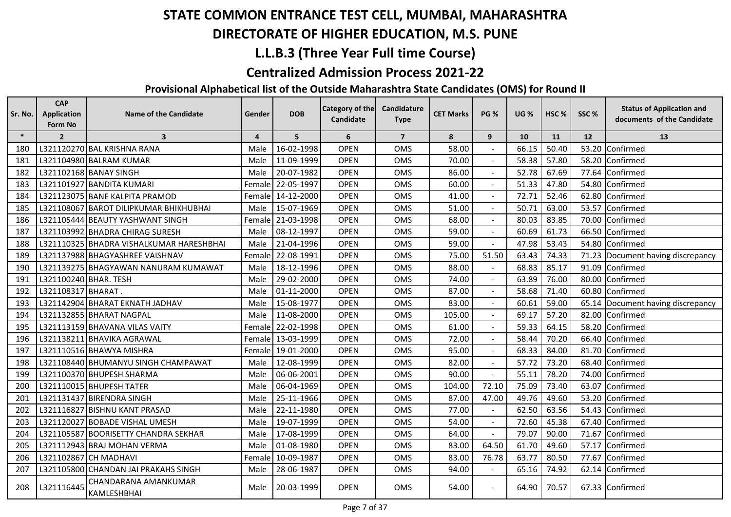# STATE COMMON ENTRANCE TEST CELL, MUMBAI, MAHARASHTRA

## DIRECTORATE OF HIGHER EDUCATION, M.S. PUNE

## L.L.B.3 (Three Year Full time Course)

## Centralized Admission Process 2021-22

### Provisional Alphabetical list of the Outside Maharashtra State Candidates (OMS) for Round II

| Sr. No. | CAP Application Form No | Name of the Candidate | Gender | DOB | Category of the Candidate | Candidature Type | CET Marks | PG % | UG % | HSC % | SSC % | Status of Application and documents of the Candidate |
|---|---|---|---|---|---|---|---|---|---|---|---|---|
| * | 2 | 3 | 4 | 5 | 6 | 7 | 8 | 9 | 10 | 11 | 12 | 13 |
| 180 | L321120270 | BAL KRISHNA RANA | Male | 16-02-1998 | OPEN | OMS | 58.00 | - | 66.15 | 50.40 | 53.20 | Confirmed |
| 181 | L321104980 | BALRAM KUMAR | Male | 11-09-1999 | OPEN | OMS | 70.00 | - | 58.38 | 57.80 | 58.20 | Confirmed |
| 182 | L321102168 | BANAY SINGH | Male | 20-07-1982 | OPEN | OMS | 86.00 | - | 52.78 | 67.69 | 77.64 | Confirmed |
| 183 | L321101927 | BANDITA KUMARI | Female | 22-05-1997 | OPEN | OMS | 60.00 | - | 51.33 | 47.80 | 54.80 | Confirmed |
| 184 | L321123075 | BANE KALPITA PRAMOD | Female | 14-12-2000 | OPEN | OMS | 41.00 | - | 72.71 | 52.46 | 62.80 | Confirmed |
| 185 | L321108067 | BAROT DILIPKUMAR BHIKHUBHAI | Male | 15-07-1969 | OPEN | OMS | 51.00 | - | 50.71 | 63.00 | 53.57 | Confirmed |
| 186 | L321105444 | BEAUTY YASHWANT SINGH | Female | 21-03-1998 | OPEN | OMS | 68.00 | - | 80.03 | 83.85 | 70.00 | Confirmed |
| 187 | L321103992 | BHADRA CHIRAG SURESH | Male | 08-12-1997 | OPEN | OMS | 59.00 | - | 60.69 | 61.73 | 66.50 | Confirmed |
| 188 | L321110325 | BHADRA VISHALKUMAR HARESHBHAI | Male | 21-04-1996 | OPEN | OMS | 59.00 | - | 47.98 | 53.43 | 54.80 | Confirmed |
| 189 | L321137988 | BHAGYASHREE VAISHNAV | Female | 22-08-1991 | OPEN | OMS | 75.00 | 51.50 | 63.43 | 74.33 | 71.23 | Document having discrepancy |
| 190 | L321139275 | BHAGYAWAN NANURAM KUMAWAT | Male | 18-12-1996 | OPEN | OMS | 88.00 | - | 68.83 | 85.17 | 91.09 | Confirmed |
| 191 | L321100240 | BHAR. TESH | Male | 29-02-2000 | OPEN | OMS | 74.00 | - | 63.89 | 76.00 | 80.00 | Confirmed |
| 192 | L321108317 | BHARAT . | Male | 01-11-2000 | OPEN | OMS | 87.00 | - | 58.68 | 71.40 | 60.80 | Confirmed |
| 193 | L321142904 | BHARAT EKNATH JADHAV | Male | 15-08-1977 | OPEN | OMS | 83.00 | - | 60.61 | 59.00 | 65.14 | Document having discrepancy |
| 194 | L321132855 | BHARAT NAGPAL | Male | 11-08-2000 | OPEN | OMS | 105.00 | - | 69.17 | 57.20 | 82.00 | Confirmed |
| 195 | L321113159 | BHAVANA VILAS VAITY | Female | 22-02-1998 | OPEN | OMS | 61.00 | - | 59.33 | 64.15 | 58.20 | Confirmed |
| 196 | L321138211 | BHAVIKA AGRAWAL | Female | 13-03-1999 | OPEN | OMS | 72.00 | - | 58.44 | 70.20 | 66.40 | Confirmed |
| 197 | L321110516 | BHAWYA MISHRA | Female | 19-01-2000 | OPEN | OMS | 95.00 | - | 68.33 | 84.00 | 81.70 | Confirmed |
| 198 | L321108440 | BHUMANYU SINGH CHAMPAWAT | Male | 12-08-1999 | OPEN | OMS | 82.00 | - | 57.72 | 73.20 | 68.40 | Confirmed |
| 199 | L321100370 | BHUPESH SHARMA | Male | 06-06-2001 | OPEN | OMS | 90.00 | - | 55.11 | 78.20 | 74.00 | Confirmed |
| 200 | L321110015 | BHUPESH TATER | Male | 06-04-1969 | OPEN | OMS | 104.00 | 72.10 | 75.09 | 73.40 | 63.07 | Confirmed |
| 201 | L321131437 | BIRENDRA SINGH | Male | 25-11-1966 | OPEN | OMS | 87.00 | 47.00 | 49.76 | 49.60 | 53.20 | Confirmed |
| 202 | L321116827 | BISHNU KANT PRASAD | Male | 22-11-1980 | OPEN | OMS | 77.00 | - | 62.50 | 63.56 | 54.43 | Confirmed |
| 203 | L321120027 | BOBADE VISHAL UMESH | Male | 19-07-1999 | OPEN | OMS | 54.00 | - | 72.60 | 45.38 | 67.40 | Confirmed |
| 204 | L321105587 | BOORISETTY CHANDRA SEKHAR | Male | 17-08-1999 | OPEN | OMS | 64.00 | - | 79.07 | 90.00 | 71.67 | Confirmed |
| 205 | L321112943 | BRAJ MOHAN VERMA | Male | 01-08-1980 | OPEN | OMS | 83.00 | 64.50 | 61.70 | 49.60 | 57.17 | Confirmed |
| 206 | L321102867 | CH MADHAVI | Female | 10-09-1987 | OPEN | OMS | 83.00 | 76.78 | 63.77 | 80.50 | 77.67 | Confirmed |
| 207 | L321105800 | CHANDAN JAI PRAKAHS SINGH | Male | 28-06-1987 | OPEN | OMS | 94.00 | - | 65.16 | 74.92 | 62.14 | Confirmed |
| 208 | L321116445 | CHANDARANA AMANKUMAR KAMLESHBHAI | Male | 20-03-1999 | OPEN | OMS | 54.00 | - | 64.90 | 70.57 | 67.33 | Confirmed |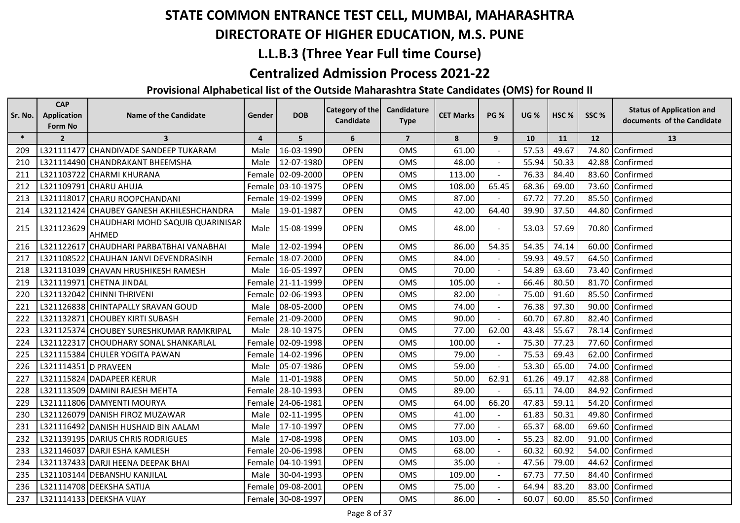# STATE COMMON ENTRANCE TEST CELL, MUMBAI, MAHARASHTRA

## DIRECTORATE OF HIGHER EDUCATION, M.S. PUNE

## L.L.B.3 (Three Year Full time Course)

## Centralized Admission Process 2021-22

### Provisional Alphabetical list of the Outside Maharashtra State Candidates (OMS) for Round II

| Sr. No. | CAP Application Form No | Name of the Candidate | Gender | DOB | Category of the Candidate | Candidature Type | CET Marks | PG % | UG % | HSC % | SSC % | Status of Application and documents of the Candidate |
|---|---|---|---|---|---|---|---|---|---|---|---|---|
| * | 2 | 3 | 4 | 5 | 6 | 7 | 8 | 9 | 10 | 11 | 12 | 13 |
| 209 | L321111477 | CHANDIVADE SANDEEP TUKARAM | Male | 16-03-1990 | OPEN | OMS | 61.00 | - | 57.53 | 49.67 | 74.80 | Confirmed |
| 210 | L321114490 | CHANDRAKANT BHEEMSHA | Male | 12-07-1980 | OPEN | OMS | 48.00 | - | 55.94 | 50.33 | 42.88 | Confirmed |
| 211 | L321103722 | CHARMI KHURANA | Female | 02-09-2000 | OPEN | OMS | 113.00 | - | 76.33 | 84.40 | 83.60 | Confirmed |
| 212 | L321109791 | CHARU AHUJA | Female | 03-10-1975 | OPEN | OMS | 108.00 | 65.45 | 68.36 | 69.00 | 73.60 | Confirmed |
| 213 | L321118017 | CHARU ROOPCHANDANI | Female | 19-02-1999 | OPEN | OMS | 87.00 | - | 67.72 | 77.20 | 85.50 | Confirmed |
| 214 | L321121424 | CHAUBEY GANESH AKHILESHCHANDRA | Male | 19-01-1987 | OPEN | OMS | 42.00 | 64.40 | 39.90 | 37.50 | 44.80 | Confirmed |
| 215 | L321123629 | CHAUDHARI MOHD SAQUIB QUARINISAR AHMED | Male | 15-08-1999 | OPEN | OMS | 48.00 | - | 53.03 | 57.69 | 70.80 | Confirmed |
| 216 | L321122617 | CHAUDHARI PARBATBHAI VANABHAI | Male | 12-02-1994 | OPEN | OMS | 86.00 | 54.35 | 54.35 | 74.14 | 60.00 | Confirmed |
| 217 | L321108522 | CHAUHAN JANVI DEVENDRASINH | Female | 18-07-2000 | OPEN | OMS | 84.00 | - | 59.93 | 49.57 | 64.50 | Confirmed |
| 218 | L321131039 | CHAVAN HRUSHIKESH RAMESH | Male | 16-05-1997 | OPEN | OMS | 70.00 | - | 54.89 | 63.60 | 73.40 | Confirmed |
| 219 | L321119971 | CHETNA JINDAL | Female | 21-11-1999 | OPEN | OMS | 105.00 | - | 66.46 | 80.50 | 81.70 | Confirmed |
| 220 | L321132042 | CHINNI THRIVENI | Female | 02-06-1993 | OPEN | OMS | 82.00 | - | 75.00 | 91.60 | 85.50 | Confirmed |
| 221 | L321126838 | CHINTAPALLY SRAVAN GOUD | Male | 08-05-2000 | OPEN | OMS | 74.00 | - | 76.38 | 97.30 | 90.00 | Confirmed |
| 222 | L321132871 | CHOUBEY KIRTI SUBASH | Female | 21-09-2000 | OPEN | OMS | 90.00 | - | 60.70 | 67.80 | 82.40 | Confirmed |
| 223 | L321125374 | CHOUBEY SURESHKUMAR RAMKRIPAL | Male | 28-10-1975 | OPEN | OMS | 77.00 | 62.00 | 43.48 | 55.67 | 78.14 | Confirmed |
| 224 | L321122317 | CHOUDHARY SONAL SHANKARLAL | Female | 02-09-1998 | OPEN | OMS | 100.00 | - | 75.30 | 77.23 | 77.60 | Confirmed |
| 225 | L321115384 | CHULER YOGITA PAWAN | Female | 14-02-1996 | OPEN | OMS | 79.00 | - | 75.53 | 69.43 | 62.00 | Confirmed |
| 226 | L321114351 | D PRAVEEN | Male | 05-07-1986 | OPEN | OMS | 59.00 | - | 53.30 | 65.00 | 74.00 | Confirmed |
| 227 | L321115824 | DADAPEER KERUR | Male | 11-01-1988 | OPEN | OMS | 50.00 | 62.91 | 61.26 | 49.17 | 42.88 | Confirmed |
| 228 | L321113509 | DAMINI RAJESH MEHTA | Female | 28-10-1993 | OPEN | OMS | 89.00 | - | 65.11 | 74.00 | 84.92 | Confirmed |
| 229 | L321111806 | DAMYENTI MOURYA | Female | 24-06-1981 | OPEN | OMS | 64.00 | 66.20 | 47.83 | 59.11 | 54.20 | Confirmed |
| 230 | L321126079 | DANISH FIROZ MUZAWAR | Male | 02-11-1995 | OPEN | OMS | 41.00 | - | 61.83 | 50.31 | 49.80 | Confirmed |
| 231 | L321116492 | DANISH HUSHAID BIN AALAM | Male | 17-10-1997 | OPEN | OMS | 77.00 | - | 65.37 | 68.00 | 69.60 | Confirmed |
| 232 | L321139195 | DARIUS CHRIS RODRIGUES | Male | 17-08-1998 | OPEN | OMS | 103.00 | - | 55.23 | 82.00 | 91.00 | Confirmed |
| 233 | L321146037 | DARJI ESHA KAMLESH | Female | 20-06-1998 | OPEN | OMS | 68.00 | - | 60.32 | 60.92 | 54.00 | Confirmed |
| 234 | L321137433 | DARJI HEENA DEEPAK BHAI | Female | 04-10-1991 | OPEN | OMS | 35.00 | - | 47.56 | 79.00 | 44.62 | Confirmed |
| 235 | L321103144 | DEBANSHU KANJILAL | Male | 30-04-1993 | OPEN | OMS | 109.00 | - | 67.73 | 77.50 | 84.40 | Confirmed |
| 236 | L321114708 | DEEKSHA SATIJA | Female | 09-08-2001 | OPEN | OMS | 75.00 | - | 64.94 | 83.20 | 83.00 | Confirmed |
| 237 | L321114133 | DEEKSHA VIJAY | Female | 30-08-1997 | OPEN | OMS | 86.00 | - | 60.07 | 60.00 | 85.50 | Confirmed |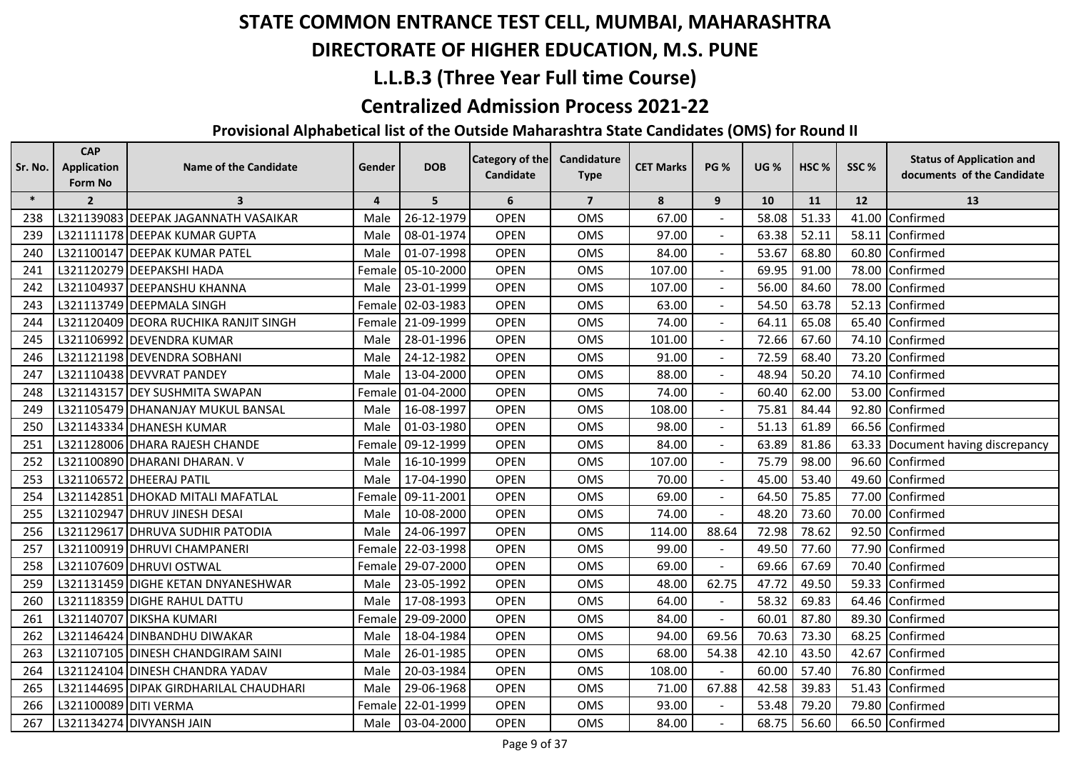# STATE COMMON ENTRANCE TEST CELL, MUMBAI, MAHARASHTRA

## DIRECTORATE OF HIGHER EDUCATION, M.S. PUNE

## L.L.B.3 (Three Year Full time Course)

## Centralized Admission Process 2021-22

### Provisional Alphabetical list of the Outside Maharashtra State Candidates (OMS) for Round II

| Sr. No. | CAP Application Form No | Name of the Candidate | Gender | DOB | Category of the Candidate | Candidature Type | CET Marks | PG % | UG % | HSC % | SSC % | Status of Application and documents of the Candidate |
|---|---|---|---|---|---|---|---|---|---|---|---|---|
| * | 2 | 3 | 4 | 5 | 6 | 7 | 8 | 9 | 10 | 11 | 12 | 13 |
| 238 | L321139083 | DEEPAK JAGANNATH VASAIKAR | Male | 26-12-1979 | OPEN | OMS | 67.00 | - | 58.08 | 51.33 | 41.00 | Confirmed |
| 239 | L321111178 | DEEPAK KUMAR GUPTA | Male | 08-01-1974 | OPEN | OMS | 97.00 | - | 63.38 | 52.11 | 58.11 | Confirmed |
| 240 | L321100147 | DEEPAK KUMAR PATEL | Male | 01-07-1998 | OPEN | OMS | 84.00 | - | 53.67 | 68.80 | 60.80 | Confirmed |
| 241 | L321120279 | DEEPAKSHI HADA | Female | 05-10-2000 | OPEN | OMS | 107.00 | - | 69.95 | 91.00 | 78.00 | Confirmed |
| 242 | L321104937 | DEEPANSHU KHANNA | Male | 23-01-1999 | OPEN | OMS | 107.00 | - | 56.00 | 84.60 | 78.00 | Confirmed |
| 243 | L321113749 | DEEPMALA SINGH | Female | 02-03-1983 | OPEN | OMS | 63.00 | - | 54.50 | 63.78 | 52.13 | Confirmed |
| 244 | L321120409 | DEORA RUCHIKA RANJIT SINGH | Female | 21-09-1999 | OPEN | OMS | 74.00 | - | 64.11 | 65.08 | 65.40 | Confirmed |
| 245 | L321106992 | DEVENDRA KUMAR | Male | 28-01-1996 | OPEN | OMS | 101.00 | - | 72.66 | 67.60 | 74.10 | Confirmed |
| 246 | L321121198 | DEVENDRA SOBHANI | Male | 24-12-1982 | OPEN | OMS | 91.00 | - | 72.59 | 68.40 | 73.20 | Confirmed |
| 247 | L321110438 | DEVVRAT PANDEY | Male | 13-04-2000 | OPEN | OMS | 88.00 | - | 48.94 | 50.20 | 74.10 | Confirmed |
| 248 | L321143157 | DEY SUSHMITA SWAPAN | Female | 01-04-2000 | OPEN | OMS | 74.00 | - | 60.40 | 62.00 | 53.00 | Confirmed |
| 249 | L321105479 | DHANANJAY MUKUL BANSAL | Male | 16-08-1997 | OPEN | OMS | 108.00 | - | 75.81 | 84.44 | 92.80 | Confirmed |
| 250 | L321143334 | DHANESH KUMAR | Male | 01-03-1980 | OPEN | OMS | 98.00 | - | 51.13 | 61.89 | 66.56 | Confirmed |
| 251 | L321128006 | DHARA RAJESH CHANDE | Female | 09-12-1999 | OPEN | OMS | 84.00 | - | 63.89 | 81.86 | 63.33 | Document having discrepancy |
| 252 | L321100890 | DHARANI DHARAN. V | Male | 16-10-1999 | OPEN | OMS | 107.00 | - | 75.79 | 98.00 | 96.60 | Confirmed |
| 253 | L321106572 | DHEERAJ PATIL | Male | 17-04-1990 | OPEN | OMS | 70.00 | - | 45.00 | 53.40 | 49.60 | Confirmed |
| 254 | L321142851 | DHOKAD MITALI MAFATLAL | Female | 09-11-2001 | OPEN | OMS | 69.00 | - | 64.50 | 75.85 | 77.00 | Confirmed |
| 255 | L321102947 | DHRUV JINESH DESAI | Male | 10-08-2000 | OPEN | OMS | 74.00 | - | 48.20 | 73.60 | 70.00 | Confirmed |
| 256 | L321129617 | DHRUVA SUDHIR PATODIA | Male | 24-06-1997 | OPEN | OMS | 114.00 | 88.64 | 72.98 | 78.62 | 92.50 | Confirmed |
| 257 | L321100919 | DHRUVI CHAMPANERI | Female | 22-03-1998 | OPEN | OMS | 99.00 | - | 49.50 | 77.60 | 77.90 | Confirmed |
| 258 | L321107609 | DHRUVI OSTWAL | Female | 29-07-2000 | OPEN | OMS | 69.00 | - | 69.66 | 67.69 | 70.40 | Confirmed |
| 259 | L321131459 | DIGHE KETAN DNYANESHWAR | Male | 23-05-1992 | OPEN | OMS | 48.00 | 62.75 | 47.72 | 49.50 | 59.33 | Confirmed |
| 260 | L321118359 | DIGHE RAHUL DATTU | Male | 17-08-1993 | OPEN | OMS | 64.00 | - | 58.32 | 69.83 | 64.46 | Confirmed |
| 261 | L321140707 | DIKSHA KUMARI | Female | 29-09-2000 | OPEN | OMS | 84.00 | - | 60.01 | 87.80 | 89.30 | Confirmed |
| 262 | L321146424 | DINBANDHU DIWAKAR | Male | 18-04-1984 | OPEN | OMS | 94.00 | 69.56 | 70.63 | 73.30 | 68.25 | Confirmed |
| 263 | L321107105 | DINESH CHANDGIRAM SAINI | Male | 26-01-1985 | OPEN | OMS | 68.00 | 54.38 | 42.10 | 43.50 | 42.67 | Confirmed |
| 264 | L321124104 | DINESH CHANDRA YADAV | Male | 20-03-1984 | OPEN | OMS | 108.00 | - | 60.00 | 57.40 | 76.80 | Confirmed |
| 265 | L321144695 | DIPAK GIRDHARILAL CHAUDHARI | Male | 29-06-1968 | OPEN | OMS | 71.00 | 67.88 | 42.58 | 39.83 | 51.43 | Confirmed |
| 266 | L321100089 | DITI VERMA | Female | 22-01-1999 | OPEN | OMS | 93.00 | - | 53.48 | 79.20 | 79.80 | Confirmed |
| 267 | L321134274 | DIVYANSH JAIN | Male | 03-04-2000 | OPEN | OMS | 84.00 | - | 68.75 | 56.60 | 66.50 | Confirmed |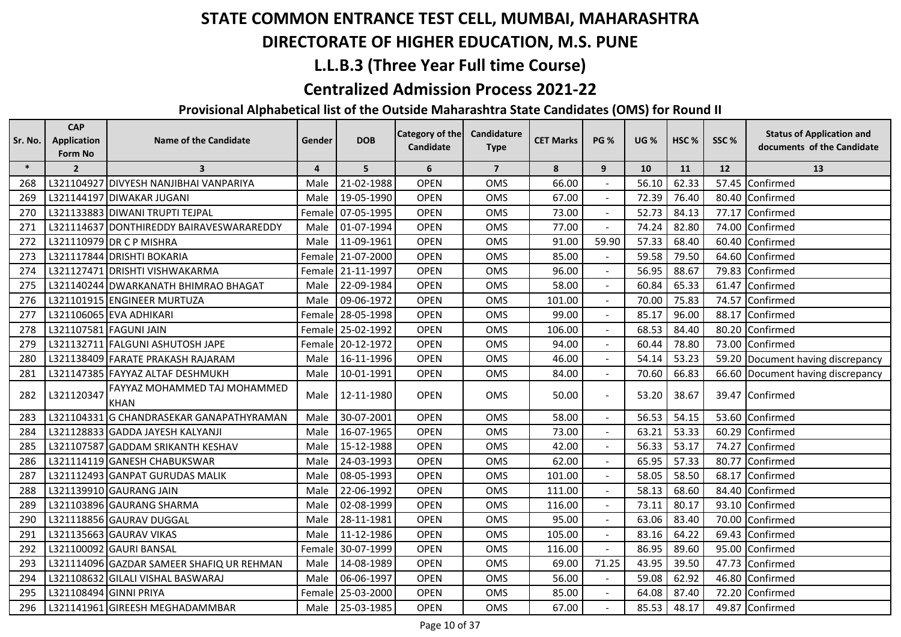# STATE COMMON ENTRANCE TEST CELL, MUMBAI, MAHARASHTRA

## DIRECTORATE OF HIGHER EDUCATION, M.S. PUNE

## L.L.B.3 (Three Year Full time Course)

## Centralized Admission Process 2021-22

### Provisional Alphabetical list of the Outside Maharashtra State Candidates (OMS) for Round II

| Sr. No. | CAP Application Form No | Name of the Candidate | Gender | DOB | Category of the Candidate | Candidature Type | CET Marks | PG % | UG % | HSC % | SSC % | Status of Application and documents of the Candidate |
|---|---|---|---|---|---|---|---|---|---|---|---|---|
| * | 2 | 3 | 4 | 5 | 6 | 7 | 8 | 9 | 10 | 11 | 12 | 13 |
| 268 | L321104927 | DIVYESH NANJIBHAI VANPARIYA | Male | 21-02-1988 | OPEN | OMS | 66.00 | - | 56.10 | 62.33 | 57.45 | Confirmed |
| 269 | L321144197 | DIWAKAR JUGANI | Male | 19-05-1990 | OPEN | OMS | 67.00 | - | 72.39 | 76.40 | 80.40 | Confirmed |
| 270 | L321133883 | DIWANI TRUPTI TEJPAL | Female | 07-05-1995 | OPEN | OMS | 73.00 | - | 52.73 | 84.13 | 77.17 | Confirmed |
| 271 | L321114637 | DONTHIREDDY BAIRAVESWARAREDDY | Male | 01-07-1994 | OPEN | OMS | 77.00 | - | 74.24 | 82.80 | 74.00 | Confirmed |
| 272 | L321110979 | DR C P MISHRA | Male | 11-09-1961 | OPEN | OMS | 91.00 | 59.90 | 57.33 | 68.40 | 60.40 | Confirmed |
| 273 | L321117844 | DRISHTI BOKARIA | Female | 21-07-2000 | OPEN | OMS | 85.00 | - | 59.58 | 79.50 | 64.60 | Confirmed |
| 274 | L321127471 | DRISHTI VISHWAKARMA | Female | 21-11-1997 | OPEN | OMS | 96.00 | - | 56.95 | 88.67 | 79.83 | Confirmed |
| 275 | L321140244 | DWARKANATH BHIMRAO BHAGAT | Male | 22-09-1984 | OPEN | OMS | 58.00 | - | 60.84 | 65.33 | 61.47 | Confirmed |
| 276 | L321101915 | ENGINEER MURTUZA | Male | 09-06-1972 | OPEN | OMS | 101.00 | - | 70.00 | 75.83 | 74.57 | Confirmed |
| 277 | L321106065 | EVA ADHIKARI | Female | 28-05-1998 | OPEN | OMS | 99.00 | - | 85.17 | 96.00 | 88.17 | Confirmed |
| 278 | L321107581 | FAGUNI JAIN | Female | 25-02-1992 | OPEN | OMS | 106.00 | - | 68.53 | 84.40 | 80.20 | Confirmed |
| 279 | L321132711 | FALGUNI ASHUTOSH JAPE | Female | 20-12-1972 | OPEN | OMS | 94.00 | - | 60.44 | 78.80 | 73.00 | Confirmed |
| 280 | L321138409 | FARATE PRAKASH RAJARAM | Male | 16-11-1996 | OPEN | OMS | 46.00 | - | 54.14 | 53.23 | 59.20 | Document having discrepancy |
| 281 | L321147385 | FAYYAZ ALTAF DESHMUKH | Male | 10-01-1991 | OPEN | OMS | 84.00 | - | 70.60 | 66.83 | 66.60 | Document having discrepancy |
| 282 | L321120347 | FAYYAZ MOHAMMED TAJ MOHAMMED KHAN | Male | 12-11-1980 | OPEN | OMS | 50.00 | - | 53.20 | 38.67 | 39.47 | Confirmed |
| 283 | L321104331 | G CHANDRASEKAR GANAPATHYRAMAN | Male | 30-07-2001 | OPEN | OMS | 58.00 | - | 56.53 | 54.15 | 53.60 | Confirmed |
| 284 | L321128833 | GADDA JAYESH KALYANJI | Male | 16-07-1965 | OPEN | OMS | 73.00 | - | 63.21 | 53.33 | 60.29 | Confirmed |
| 285 | L321107587 | GADDAM SRIKANTH KESHAV | Male | 15-12-1988 | OPEN | OMS | 42.00 | - | 56.33 | 53.17 | 74.27 | Confirmed |
| 286 | L321114119 | GANESH CHABUKSWAR | Male | 24-03-1993 | OPEN | OMS | 62.00 | - | 65.95 | 57.33 | 80.77 | Confirmed |
| 287 | L321112493 | GANPAT GURUDAS MALIK | Male | 08-05-1993 | OPEN | OMS | 101.00 | - | 58.05 | 58.50 | 68.17 | Confirmed |
| 288 | L321139910 | GAURANG JAIN | Male | 22-06-1992 | OPEN | OMS | 111.00 | - | 58.13 | 68.60 | 84.40 | Confirmed |
| 289 | L321103896 | GAURANG SHARMA | Male | 02-08-1999 | OPEN | OMS | 116.00 | - | 73.11 | 80.17 | 93.10 | Confirmed |
| 290 | L321118856 | GAURAV DUGGAL | Male | 28-11-1981 | OPEN | OMS | 95.00 | - | 63.06 | 83.40 | 70.00 | Confirmed |
| 291 | L321135663 | GAURAV VIKAS | Male | 11-12-1986 | OPEN | OMS | 105.00 | - | 83.16 | 64.22 | 69.43 | Confirmed |
| 292 | L321100092 | GAURI BANSAL | Female | 30-07-1999 | OPEN | OMS | 116.00 | - | 86.95 | 89.60 | 95.00 | Confirmed |
| 293 | L321114096 | GAZDAR SAMEER SHAFIQ UR REHMAN | Male | 14-08-1989 | OPEN | OMS | 69.00 | 71.25 | 43.95 | 39.50 | 47.73 | Confirmed |
| 294 | L321108632 | GILALI VISHAL BASWARAJ | Male | 06-06-1997 | OPEN | OMS | 56.00 | - | 59.08 | 62.92 | 46.80 | Confirmed |
| 295 | L321108494 | GINNI PRIYA | Female | 25-03-2000 | OPEN | OMS | 85.00 | - | 64.08 | 87.40 | 72.20 | Confirmed |
| 296 | L321141961 | GIREESH MEGHADAMMBAR | Male | 25-03-1985 | OPEN | OMS | 67.00 | - | 85.53 | 48.17 | 49.87 | Confirmed |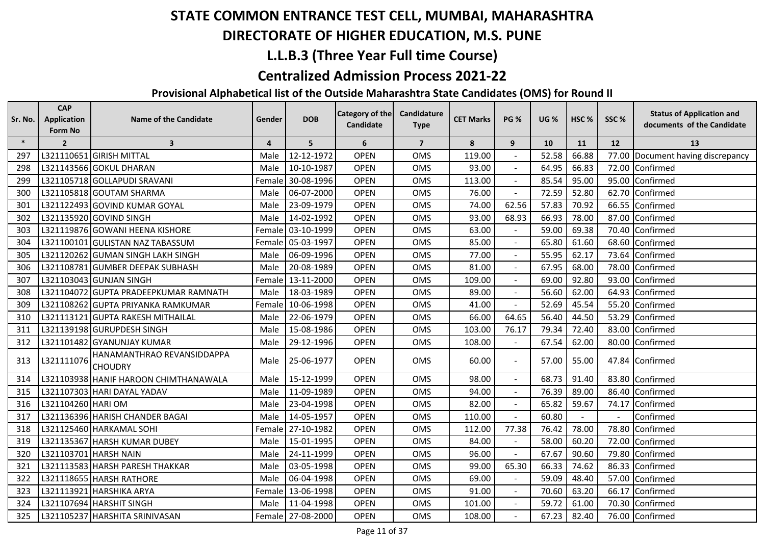# STATE COMMON ENTRANCE TEST CELL, MUMBAI, MAHARASHTRA

## DIRECTORATE OF HIGHER EDUCATION, M.S. PUNE

## L.L.B.3 (Three Year Full time Course)

## Centralized Admission Process 2021-22

### Provisional Alphabetical list of the Outside Maharashtra State Candidates (OMS) for Round II

| Sr. No. | CAP Application Form No | Name of the Candidate | Gender | DOB | Category of the Candidate | Candidature Type | CET Marks | PG % | UG % | HSC % | SSC % | Status of Application and documents of the Candidate |
|---|---|---|---|---|---|---|---|---|---|---|---|---|
| * | 2 | 3 | 4 | 5 | 6 | 7 | 8 | 9 | 10 | 11 | 12 | 13 |
| 297 | L321110651 | GIRISH MITTAL | Male | 12-12-1972 | OPEN | OMS | 119.00 | - | 52.58 | 66.88 | 77.00 | Document having discrepancy |
| 298 | L321143566 | GOKUL DHARAN | Male | 10-10-1987 | OPEN | OMS | 93.00 | - | 64.95 | 66.83 | 72.00 | Confirmed |
| 299 | L321105718 | GOLLAPUDI SRAVANI | Female | 30-08-1996 | OPEN | OMS | 113.00 | - | 85.54 | 95.00 | 95.00 | Confirmed |
| 300 | L321105818 | GOUTAM SHARMA | Male | 06-07-2000 | OPEN | OMS | 76.00 | - | 72.59 | 52.80 | 62.70 | Confirmed |
| 301 | L321122493 | GOVIND KUMAR GOYAL | Male | 23-09-1979 | OPEN | OMS | 74.00 | 62.56 | 57.83 | 70.92 | 66.55 | Confirmed |
| 302 | L321135920 | GOVIND SINGH | Male | 14-02-1992 | OPEN | OMS | 93.00 | 68.93 | 66.93 | 78.00 | 87.00 | Confirmed |
| 303 | L321119876 | GOWANI HEENA KISHORE | Female | 03-10-1999 | OPEN | OMS | 63.00 | - | 59.00 | 69.38 | 70.40 | Confirmed |
| 304 | L321100101 | GULISTAN NAZ TABASSUM | Female | 05-03-1997 | OPEN | OMS | 85.00 | - | 65.80 | 61.60 | 68.60 | Confirmed |
| 305 | L321120262 | GUMAN SINGH LAKH SINGH | Male | 06-09-1996 | OPEN | OMS | 77.00 | - | 55.95 | 62.17 | 73.64 | Confirmed |
| 306 | L321108781 | GUMBER DEEPAK SUBHASH | Male | 20-08-1989 | OPEN | OMS | 81.00 | - | 67.95 | 68.00 | 78.00 | Confirmed |
| 307 | L321103043 | GUNJAN SINGH | Female | 13-11-2000 | OPEN | OMS | 109.00 | - | 69.00 | 92.80 | 93.00 | Confirmed |
| 308 | L321104072 | GUPTA PRADEEPKUMAR RAMNATH | Male | 18-03-1989 | OPEN | OMS | 89.00 | - | 56.60 | 62.00 | 64.93 | Confirmed |
| 309 | L321108262 | GUPTA PRIYANKA RAMKUMAR | Female | 10-06-1998 | OPEN | OMS | 41.00 | - | 52.69 | 45.54 | 55.20 | Confirmed |
| 310 | L321113121 | GUPTA RAKESH MITHAILAL | Male | 22-06-1979 | OPEN | OMS | 66.00 | 64.65 | 56.40 | 44.50 | 53.29 | Confirmed |
| 311 | L321139198 | GURUPDESH SINGH | Male | 15-08-1986 | OPEN | OMS | 103.00 | 76.17 | 79.34 | 72.40 | 83.00 | Confirmed |
| 312 | L321101482 | GYANUNJAY KUMAR | Male | 29-12-1996 | OPEN | OMS | 108.00 | - | 67.54 | 62.00 | 80.00 | Confirmed |
| 313 | L321111076 | HANAMANTHRAO REVANSIDDAPPA CHOUDRY | Male | 25-06-1977 | OPEN | OMS | 60.00 | - | 57.00 | 55.00 | 47.84 | Confirmed |
| 314 | L321103938 | HANIF HAROON CHIMTHANAWALA | Male | 15-12-1999 | OPEN | OMS | 98.00 | - | 68.73 | 91.40 | 83.80 | Confirmed |
| 315 | L321107303 | HARI DAYAL YADAV | Male | 11-09-1989 | OPEN | OMS | 94.00 | - | 76.39 | 89.00 | 86.40 | Confirmed |
| 316 | L321104260 | HARI OM | Male | 23-04-1998 | OPEN | OMS | 82.00 | - | 65.82 | 59.67 | 74.17 | Confirmed |
| 317 | L321136396 | HARISH CHANDER BAGAI | Male | 14-05-1957 | OPEN | OMS | 110.00 | - | 60.80 | - | - | Confirmed |
| 318 | L321125460 | HARKAMAL SOHI | Female | 27-10-1982 | OPEN | OMS | 112.00 | 77.38 | 76.42 | 78.00 | 78.80 | Confirmed |
| 319 | L321135367 | HARSH KUMAR DUBEY | Male | 15-01-1995 | OPEN | OMS | 84.00 | - | 58.00 | 60.20 | 72.00 | Confirmed |
| 320 | L321103701 | HARSH NAIN | Male | 24-11-1999 | OPEN | OMS | 96.00 | - | 67.67 | 90.60 | 79.80 | Confirmed |
| 321 | L321113583 | HARSH PARESH THAKKAR | Male | 03-05-1998 | OPEN | OMS | 99.00 | 65.30 | 66.33 | 74.62 | 86.33 | Confirmed |
| 322 | L321118655 | HARSH RATHORE | Male | 06-04-1998 | OPEN | OMS | 69.00 | - | 59.09 | 48.40 | 57.00 | Confirmed |
| 323 | L321113921 | HARSHIKA ARYA | Female | 13-06-1998 | OPEN | OMS | 91.00 | - | 70.60 | 63.20 | 66.17 | Confirmed |
| 324 | L321107694 | HARSHIT SINGH | Male | 11-04-1998 | OPEN | OMS | 101.00 | - | 59.72 | 61.00 | 70.30 | Confirmed |
| 325 | L321105237 | HARSHITA SRINIVASAN | Female | 27-08-2000 | OPEN | OMS | 108.00 | - | 67.23 | 82.40 | 76.00 | Confirmed |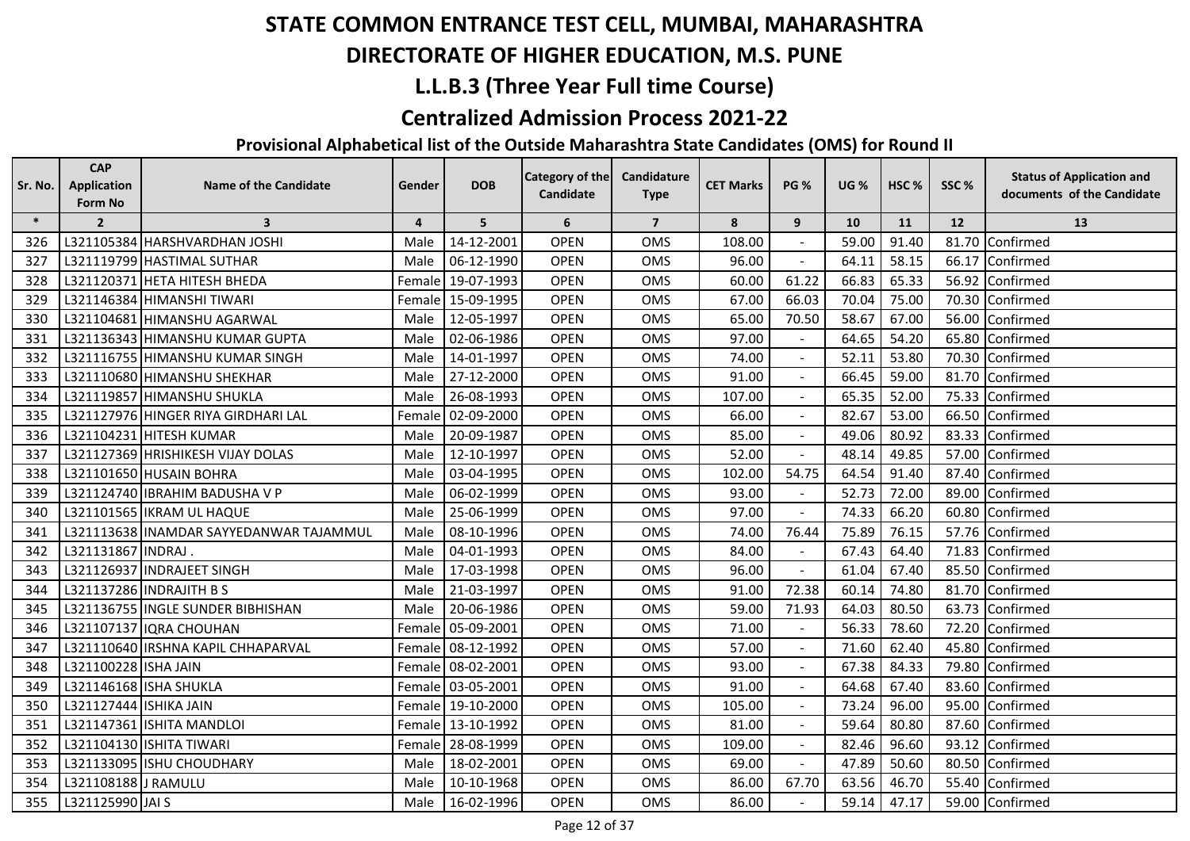# STATE COMMON ENTRANCE TEST CELL, MUMBAI, MAHARASHTRA

# DIRECTORATE OF HIGHER EDUCATION, M.S. PUNE

## L.L.B.3 (Three Year Full time Course)

## Centralized Admission Process 2021-22

### Provisional Alphabetical list of the Outside Maharashtra State Candidates (OMS) for Round II

| Sr. No. | CAP Application Form No | Name of the Candidate | Gender | DOB | Category of the Candidate | Candidature Type | CET Marks | PG % | UG % | HSC % | SSC % | Status of Application and documents of the Candidate |
|---|---|---|---|---|---|---|---|---|---|---|---|---|
| * | 2 | 3 | 4 | 5 | 6 | 7 | 8 | 9 | 10 | 11 | 12 | 13 |
| 326 | L321105384 | HARSHVARDHAN JOSHI | Male | 14-12-2001 | OPEN | OMS | 108.00 | - | 59.00 | 91.40 | 81.70 | Confirmed |
| 327 | L321119799 | HASTIMAL SUTHAR | Male | 06-12-1990 | OPEN | OMS | 96.00 | - | 64.11 | 58.15 | 66.17 | Confirmed |
| 328 | L321120371 | HETA HITESH BHEDA | Female | 19-07-1993 | OPEN | OMS | 60.00 | 61.22 | 66.83 | 65.33 | 56.92 | Confirmed |
| 329 | L321146384 | HIMANSHI TIWARI | Female | 15-09-1995 | OPEN | OMS | 67.00 | 66.03 | 70.04 | 75.00 | 70.30 | Confirmed |
| 330 | L321104681 | HIMANSHU AGARWAL | Male | 12-05-1997 | OPEN | OMS | 65.00 | 70.50 | 58.67 | 67.00 | 56.00 | Confirmed |
| 331 | L321136343 | HIMANSHU KUMAR GUPTA | Male | 02-06-1986 | OPEN | OMS | 97.00 | - | 64.65 | 54.20 | 65.80 | Confirmed |
| 332 | L321116755 | HIMANSHU KUMAR SINGH | Male | 14-01-1997 | OPEN | OMS | 74.00 | - | 52.11 | 53.80 | 70.30 | Confirmed |
| 333 | L321110680 | HIMANSHU SHEKHAR | Male | 27-12-2000 | OPEN | OMS | 91.00 | - | 66.45 | 59.00 | 81.70 | Confirmed |
| 334 | L321119857 | HIMANSHU SHUKLA | Male | 26-08-1993 | OPEN | OMS | 107.00 | - | 65.35 | 52.00 | 75.33 | Confirmed |
| 335 | L321127976 | HINGER RIYA GIRDHARI LAL | Female | 02-09-2000 | OPEN | OMS | 66.00 | - | 82.67 | 53.00 | 66.50 | Confirmed |
| 336 | L321104231 | HITESH KUMAR | Male | 20-09-1987 | OPEN | OMS | 85.00 | - | 49.06 | 80.92 | 83.33 | Confirmed |
| 337 | L321127369 | HRISHIKESH VIJAY DOLAS | Male | 12-10-1997 | OPEN | OMS | 52.00 | - | 48.14 | 49.85 | 57.00 | Confirmed |
| 338 | L321101650 | HUSAIN BOHRA | Male | 03-04-1995 | OPEN | OMS | 102.00 | 54.75 | 64.54 | 91.40 | 87.40 | Confirmed |
| 339 | L321124740 | IBRAHIM BADUSHA V P | Male | 06-02-1999 | OPEN | OMS | 93.00 | - | 52.73 | 72.00 | 89.00 | Confirmed |
| 340 | L321101565 | IKRAM UL HAQUE | Male | 25-06-1999 | OPEN | OMS | 97.00 | - | 74.33 | 66.20 | 60.80 | Confirmed |
| 341 | L321113638 | INAMDAR SAYYEDANWAR TAJAMMUL | Male | 08-10-1996 | OPEN | OMS | 74.00 | 76.44 | 75.89 | 76.15 | 57.76 | Confirmed |
| 342 | L321131867 | INDRAJ . | Male | 04-01-1993 | OPEN | OMS | 84.00 | - | 67.43 | 64.40 | 71.83 | Confirmed |
| 343 | L321126937 | INDRAJEET SINGH | Male | 17-03-1998 | OPEN | OMS | 96.00 | - | 61.04 | 67.40 | 85.50 | Confirmed |
| 344 | L321137286 | INDRAJITH B S | Male | 21-03-1997 | OPEN | OMS | 91.00 | 72.38 | 60.14 | 74.80 | 81.70 | Confirmed |
| 345 | L321136755 | INGLE SUNDER BIBHISHAN | Male | 20-06-1986 | OPEN | OMS | 59.00 | 71.93 | 64.03 | 80.50 | 63.73 | Confirmed |
| 346 | L321107137 | IQRA CHOUHAN | Female | 05-09-2001 | OPEN | OMS | 71.00 | - | 56.33 | 78.60 | 72.20 | Confirmed |
| 347 | L321110640 | IRSHNA KAPIL CHHAPARVAL | Female | 08-12-1992 | OPEN | OMS | 57.00 | - | 71.60 | 62.40 | 45.80 | Confirmed |
| 348 | L321100228 | ISHA JAIN | Female | 08-02-2001 | OPEN | OMS | 93.00 | - | 67.38 | 84.33 | 79.80 | Confirmed |
| 349 | L321146168 | ISHA SHUKLA | Female | 03-05-2001 | OPEN | OMS | 91.00 | - | 64.68 | 67.40 | 83.60 | Confirmed |
| 350 | L321127444 | ISHIKA JAIN | Female | 19-10-2000 | OPEN | OMS | 105.00 | - | 73.24 | 96.00 | 95.00 | Confirmed |
| 351 | L321147361 | ISHITA MANDLOI | Female | 13-10-1992 | OPEN | OMS | 81.00 | - | 59.64 | 80.80 | 87.60 | Confirmed |
| 352 | L321104130 | ISHITA TIWARI | Female | 28-08-1999 | OPEN | OMS | 109.00 | - | 82.46 | 96.60 | 93.12 | Confirmed |
| 353 | L321133095 | ISHU CHOUDHARY | Male | 18-02-2001 | OPEN | OMS | 69.00 | - | 47.89 | 50.60 | 80.50 | Confirmed |
| 354 | L321108188 | J RAMULU | Male | 10-10-1968 | OPEN | OMS | 86.00 | 67.70 | 63.56 | 46.70 | 55.40 | Confirmed |
| 355 | L321125990 | JAI S | Male | 16-02-1996 | OPEN | OMS | 86.00 | - | 59.14 | 47.17 | 59.00 | Confirmed |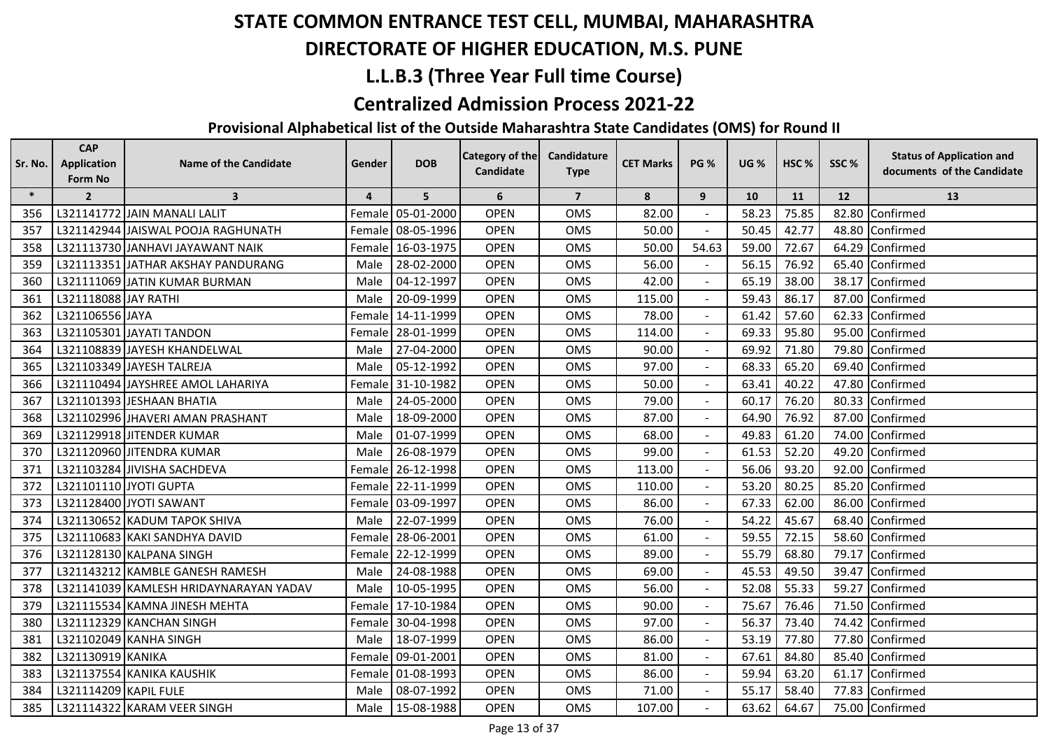# STATE COMMON ENTRANCE TEST CELL, MUMBAI, MAHARASHTRA

# DIRECTORATE OF HIGHER EDUCATION, M.S. PUNE

## L.L.B.3 (Three Year Full time Course)

## Centralized Admission Process 2021-22

### Provisional Alphabetical list of the Outside Maharashtra State Candidates (OMS) for Round II

| Sr. No. | CAP Application Form No | Name of the Candidate | Gender | DOB | Category of the Candidate | Candidature Type | CET Marks | PG % | UG % | HSC % | SSC % | Status of Application and documents of the Candidate |
|---|---|---|---|---|---|---|---|---|---|---|---|---|
| * | 2 | 3 | 4 | 5 | 6 | 7 | 8 | 9 | 10 | 11 | 12 | 13 |
| 356 | L321141772 | JAIN MANALI LALIT | Female | 05-01-2000 | OPEN | OMS | 82.00 | - | 58.23 | 75.85 | 82.80 | Confirmed |
| 357 | L321142944 | JAISWAL POOJA RAGHUNATH | Female | 08-05-1996 | OPEN | OMS | 50.00 | - | 50.45 | 42.77 | 48.80 | Confirmed |
| 358 | L321113730 | JANHAVI JAYAWANT NAIK | Female | 16-03-1975 | OPEN | OMS | 50.00 | 54.63 | 59.00 | 72.67 | 64.29 | Confirmed |
| 359 | L321113351 | JATHAR AKSHAY PANDURANG | Male | 28-02-2000 | OPEN | OMS | 56.00 | - | 56.15 | 76.92 | 65.40 | Confirmed |
| 360 | L321111069 | JATIN KUMAR BURMAN | Male | 04-12-1997 | OPEN | OMS | 42.00 | - | 65.19 | 38.00 | 38.17 | Confirmed |
| 361 | L321118088 | JAY RATHI | Male | 20-09-1999 | OPEN | OMS | 115.00 | - | 59.43 | 86.17 | 87.00 | Confirmed |
| 362 | L321106556 | JAYA | Female | 14-11-1999 | OPEN | OMS | 78.00 | - | 61.42 | 57.60 | 62.33 | Confirmed |
| 363 | L321105301 | JAYATI TANDON | Female | 28-01-1999 | OPEN | OMS | 114.00 | - | 69.33 | 95.80 | 95.00 | Confirmed |
| 364 | L321108839 | JAYESH KHANDELWAL | Male | 27-04-2000 | OPEN | OMS | 90.00 | - | 69.92 | 71.80 | 79.80 | Confirmed |
| 365 | L321103349 | JAYESH TALREJA | Male | 05-12-1992 | OPEN | OMS | 97.00 | - | 68.33 | 65.20 | 69.40 | Confirmed |
| 366 | L321110494 | JAYSHREE AMOL LAHARIYA | Female | 31-10-1982 | OPEN | OMS | 50.00 | - | 63.41 | 40.22 | 47.80 | Confirmed |
| 367 | L321101393 | JESHAAN BHATIA | Male | 24-05-2000 | OPEN | OMS | 79.00 | - | 60.17 | 76.20 | 80.33 | Confirmed |
| 368 | L321102996 | JHAVERI AMAN PRASHANT | Male | 18-09-2000 | OPEN | OMS | 87.00 | - | 64.90 | 76.92 | 87.00 | Confirmed |
| 369 | L321129918 | JITENDER KUMAR | Male | 01-07-1999 | OPEN | OMS | 68.00 | - | 49.83 | 61.20 | 74.00 | Confirmed |
| 370 | L321120960 | JITENDRA KUMAR | Male | 26-08-1979 | OPEN | OMS | 99.00 | - | 61.53 | 52.20 | 49.20 | Confirmed |
| 371 | L321103284 | JIVISHA SACHDEVA | Female | 26-12-1998 | OPEN | OMS | 113.00 | - | 56.06 | 93.20 | 92.00 | Confirmed |
| 372 | L321101110 | JYOTI GUPTA | Female | 22-11-1999 | OPEN | OMS | 110.00 | - | 53.20 | 80.25 | 85.20 | Confirmed |
| 373 | L321128400 | JYOTI SAWANT | Female | 03-09-1997 | OPEN | OMS | 86.00 | - | 67.33 | 62.00 | 86.00 | Confirmed |
| 374 | L321130652 | KADUM TAPOK SHIVA | Male | 22-07-1999 | OPEN | OMS | 76.00 | - | 54.22 | 45.67 | 68.40 | Confirmed |
| 375 | L321110683 | KAKI SANDHYA DAVID | Female | 28-06-2001 | OPEN | OMS | 61.00 | - | 59.55 | 72.15 | 58.60 | Confirmed |
| 376 | L321128130 | KALPANA SINGH | Female | 22-12-1999 | OPEN | OMS | 89.00 | - | 55.79 | 68.80 | 79.17 | Confirmed |
| 377 | L321143212 | KAMBLE GANESH RAMESH | Male | 24-08-1988 | OPEN | OMS | 69.00 | - | 45.53 | 49.50 | 39.47 | Confirmed |
| 378 | L321141039 | KAMLESH HRIDAYNARAYAN YADAV | Male | 10-05-1995 | OPEN | OMS | 56.00 | - | 52.08 | 55.33 | 59.27 | Confirmed |
| 379 | L321115534 | KAMNA JINESH MEHTA | Female | 17-10-1984 | OPEN | OMS | 90.00 | - | 75.67 | 76.46 | 71.50 | Confirmed |
| 380 | L321112329 | KANCHAN SINGH | Female | 30-04-1998 | OPEN | OMS | 97.00 | - | 56.37 | 73.40 | 74.42 | Confirmed |
| 381 | L321102049 | KANHA SINGH | Male | 18-07-1999 | OPEN | OMS | 86.00 | - | 53.19 | 77.80 | 77.80 | Confirmed |
| 382 | L321130919 | KANIKA | Female | 09-01-2001 | OPEN | OMS | 81.00 | - | 67.61 | 84.80 | 85.40 | Confirmed |
| 383 | L321137554 | KANIKA KAUSHIK | Female | 01-08-1993 | OPEN | OMS | 86.00 | - | 59.94 | 63.20 | 61.17 | Confirmed |
| 384 | L321114209 | KAPIL FULE | Male | 08-07-1992 | OPEN | OMS | 71.00 | - | 55.17 | 58.40 | 77.83 | Confirmed |
| 385 | L321114322 | KARAM VEER SINGH | Male | 15-08-1988 | OPEN | OMS | 107.00 | - | 63.62 | 64.67 | 75.00 | Confirmed |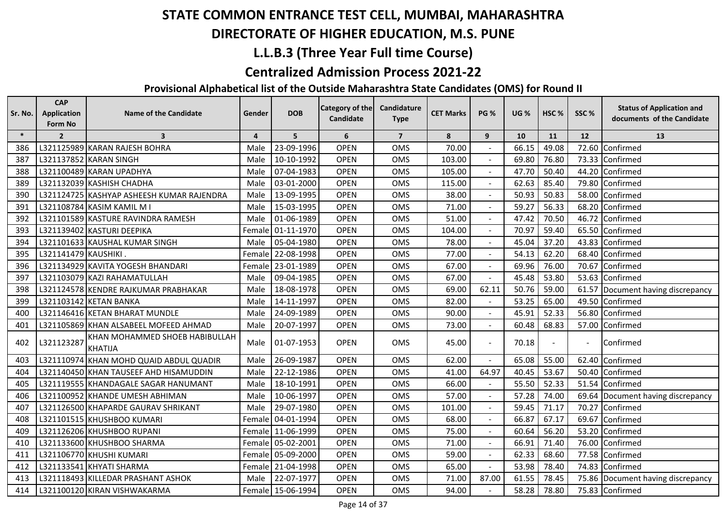# STATE COMMON ENTRANCE TEST CELL, MUMBAI, MAHARASHTRA

## DIRECTORATE OF HIGHER EDUCATION, M.S. PUNE

## L.L.B.3 (Three Year Full time Course)

## Centralized Admission Process 2021-22

### Provisional Alphabetical list of the Outside Maharashtra State Candidates (OMS) for Round II

| Sr. No. | CAP Application Form No | Name of the Candidate | Gender | DOB | Category of the Candidate | Candidature Type | CET Marks | PG % | UG % | HSC % | SSC % | Status of Application and documents of the Candidate |
|---|---|---|---|---|---|---|---|---|---|---|---|---|
| * | 2 | 3 | 4 | 5 | 6 | 7 | 8 | 9 | 10 | 11 | 12 | 13 |
| 386 | L321125989 | KARAN RAJESH BOHRA | Male | 23-09-1996 | OPEN | OMS | 70.00 | - | 66.15 | 49.08 | 72.60 | Confirmed |
| 387 | L321137852 | KARAN SINGH | Male | 10-10-1992 | OPEN | OMS | 103.00 | - | 69.80 | 76.80 | 73.33 | Confirmed |
| 388 | L321100489 | KARAN UPADHYA | Male | 07-04-1983 | OPEN | OMS | 105.00 | - | 47.70 | 50.40 | 44.20 | Confirmed |
| 389 | L321132039 | KASHISH CHADHA | Male | 03-01-2000 | OPEN | OMS | 115.00 | - | 62.63 | 85.40 | 79.80 | Confirmed |
| 390 | L321124725 | KASHYAP ASHEESH KUMAR RAJENDRA | Male | 13-09-1995 | OPEN | OMS | 38.00 | - | 50.93 | 50.83 | 58.00 | Confirmed |
| 391 | L321108784 | KASIM KAMIL M I | Male | 15-03-1995 | OPEN | OMS | 71.00 | - | 59.27 | 56.33 | 68.20 | Confirmed |
| 392 | L321101589 | KASTURE RAVINDRA RAMESH | Male | 01-06-1989 | OPEN | OMS | 51.00 | - | 47.42 | 70.50 | 46.72 | Confirmed |
| 393 | L321139402 | KASTURI DEEPIKA | Female | 01-11-1970 | OPEN | OMS | 104.00 | - | 70.97 | 59.40 | 65.50 | Confirmed |
| 394 | L321101633 | KAUSHAL KUMAR SINGH | Male | 05-04-1980 | OPEN | OMS | 78.00 | - | 45.04 | 37.20 | 43.83 | Confirmed |
| 395 | L321141479 | KAUSHIKI . | Female | 22-08-1998 | OPEN | OMS | 77.00 | - | 54.13 | 62.20 | 68.40 | Confirmed |
| 396 | L321134929 | KAVITA YOGESH BHANDARI | Female | 23-01-1989 | OPEN | OMS | 67.00 | - | 69.96 | 76.00 | 70.67 | Confirmed |
| 397 | L321103079 | KAZI RAHAMATULLAH | Male | 09-04-1985 | OPEN | OMS | 67.00 | - | 45.48 | 53.80 | 53.63 | Confirmed |
| 398 | L321124578 | KENDRE RAJKUMAR PRABHAKAR | Male | 18-08-1978 | OPEN | OMS | 69.00 | 62.11 | 50.76 | 59.00 | 61.57 | Document having discrepancy |
| 399 | L321103142 | KETAN BANKA | Male | 14-11-1997 | OPEN | OMS | 82.00 | - | 53.25 | 65.00 | 49.50 | Confirmed |
| 400 | L321146416 | KETAN BHARAT MUNDLE | Male | 24-09-1989 | OPEN | OMS | 90.00 | - | 45.91 | 52.33 | 56.80 | Confirmed |
| 401 | L321105869 | KHAN ALSABEEL MOFEED AHMAD | Male | 20-07-1997 | OPEN | OMS | 73.00 | - | 60.48 | 68.83 | 57.00 | Confirmed |
| 402 | L321123287 | KHAN MOHAMMED SHOEB HABIBULLAH KHATIJA | Male | 01-07-1953 | OPEN | OMS | 45.00 | - | 70.18 | - | - | Confirmed |
| 403 | L321110974 | KHAN MOHD QUAID ABDUL QUADIR | Male | 26-09-1987 | OPEN | OMS | 62.00 | - | 65.08 | 55.00 | 62.40 | Confirmed |
| 404 | L321140450 | KHAN TAUSEEF AHD HISAMUDDIN | Male | 22-12-1986 | OPEN | OMS | 41.00 | 64.97 | 40.45 | 53.67 | 50.40 | Confirmed |
| 405 | L321119555 | KHANDAGALE SAGAR HANUMANT | Male | 18-10-1991 | OPEN | OMS | 66.00 | - | 55.50 | 52.33 | 51.54 | Confirmed |
| 406 | L321100952 | KHANDE UMESH ABHIMAN | Male | 10-06-1997 | OPEN | OMS | 57.00 | - | 57.28 | 74.00 | 69.64 | Document having discrepancy |
| 407 | L321126500 | KHAPARDE GAURAV SHRIKANT | Male | 29-07-1980 | OPEN | OMS | 101.00 | - | 59.45 | 71.17 | 70.27 | Confirmed |
| 408 | L321101515 | KHUSHBOO KUMARI | Female | 04-01-1994 | OPEN | OMS | 68.00 | - | 66.87 | 67.17 | 69.67 | Confirmed |
| 409 | L321126206 | KHUSHBOO RUPANI | Female | 11-06-1999 | OPEN | OMS | 75.00 | - | 60.64 | 56.20 | 53.20 | Confirmed |
| 410 | L321133600 | KHUSHBOO SHARMA | Female | 05-02-2001 | OPEN | OMS | 71.00 | - | 66.91 | 71.40 | 76.00 | Confirmed |
| 411 | L321106770 | KHUSHI KUMARI | Female | 05-09-2000 | OPEN | OMS | 59.00 | - | 62.33 | 68.60 | 77.58 | Confirmed |
| 412 | L321133541 | KHYATI SHARMA | Female | 21-04-1998 | OPEN | OMS | 65.00 | - | 53.98 | 78.40 | 74.83 | Confirmed |
| 413 | L321118493 | KILLEDAR PRASHANT ASHOK | Male | 22-07-1977 | OPEN | OMS | 71.00 | 87.00 | 61.55 | 78.45 | 75.86 | Document having discrepancy |
| 414 | L321100120 | KIRAN VISHWAKARMA | Female | 15-06-1994 | OPEN | OMS | 94.00 | - | 58.28 | 78.80 | 75.83 | Confirmed |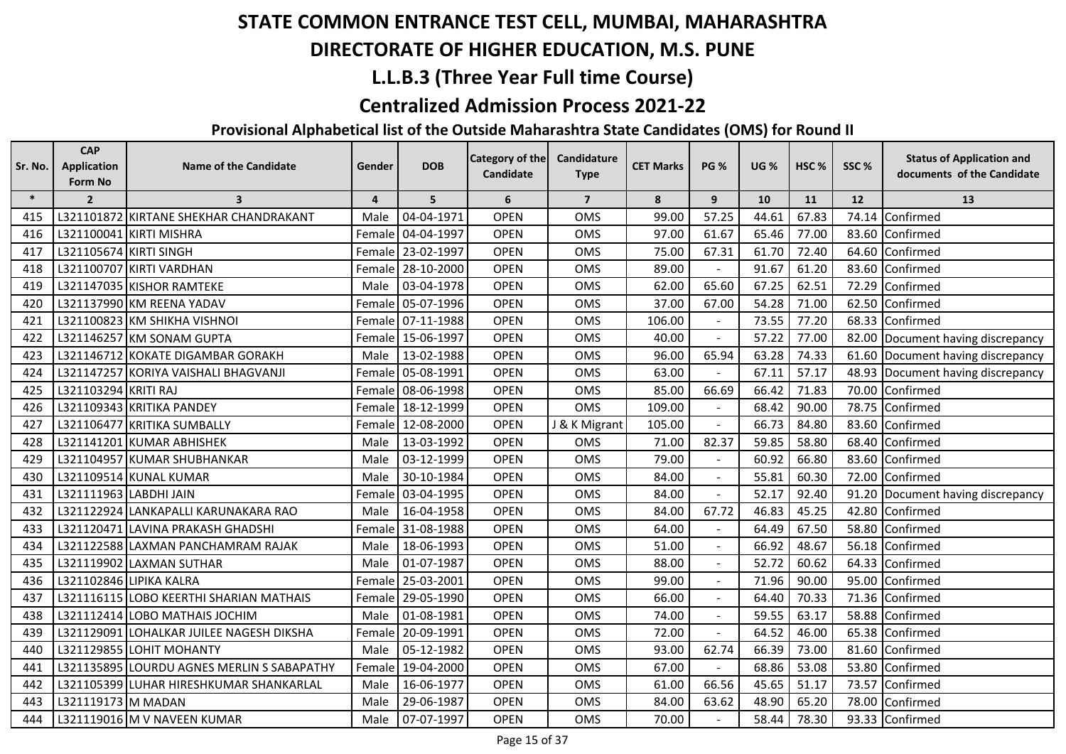# STATE COMMON ENTRANCE TEST CELL, MUMBAI, MAHARASHTRA

## DIRECTORATE OF HIGHER EDUCATION, M.S. PUNE

## L.L.B.3 (Three Year Full time Course)

## Centralized Admission Process 2021-22

### Provisional Alphabetical list of the Outside Maharashtra State Candidates (OMS) for Round II

| Sr. No. | CAP Application Form No | Name of the Candidate | Gender | DOB | Category of the Candidate | Candidature Type | CET Marks | PG % | UG % | HSC % | SSC % | Status of Application and documents of the Candidate |
|---|---|---|---|---|---|---|---|---|---|---|---|---|
| * | 2 | 3 | 4 | 5 | 6 | 7 | 8 | 9 | 10 | 11 | 12 | 13 |
| 415 | L321101872 | KIRTANE SHEKHAR CHANDRAKANT | Male | 04-04-1971 | OPEN | OMS | 99.00 | 57.25 | 44.61 | 67.83 | 74.14 | Confirmed |
| 416 | L321100041 | KIRTI MISHRA | Female | 04-04-1997 | OPEN | OMS | 97.00 | 61.67 | 65.46 | 77.00 | 83.60 | Confirmed |
| 417 | L321105674 | KIRTI SINGH | Female | 23-02-1997 | OPEN | OMS | 75.00 | 67.31 | 61.70 | 72.40 | 64.60 | Confirmed |
| 418 | L321100707 | KIRTI VARDHAN | Female | 28-10-2000 | OPEN | OMS | 89.00 | - | 91.67 | 61.20 | 83.60 | Confirmed |
| 419 | L321147035 | KISHOR RAMTEKE | Male | 03-04-1978 | OPEN | OMS | 62.00 | 65.60 | 67.25 | 62.51 | 72.29 | Confirmed |
| 420 | L321137990 | KM REENA YADAV | Female | 05-07-1996 | OPEN | OMS | 37.00 | 67.00 | 54.28 | 71.00 | 62.50 | Confirmed |
| 421 | L321100823 | KM SHIKHA VISHNOI | Female | 07-11-1988 | OPEN | OMS | 106.00 | - | 73.55 | 77.20 | 68.33 | Confirmed |
| 422 | L321146257 | KM SONAM GUPTA | Female | 15-06-1997 | OPEN | OMS | 40.00 | - | 57.22 | 77.00 | 82.00 | Document having discrepancy |
| 423 | L321146712 | KOKATE DIGAMBAR GORAKH | Male | 13-02-1988 | OPEN | OMS | 96.00 | 65.94 | 63.28 | 74.33 | 61.60 | Document having discrepancy |
| 424 | L321147257 | KORIYA VAISHALI BHAGVANJI | Female | 05-08-1991 | OPEN | OMS | 63.00 | - | 67.11 | 57.17 | 48.93 | Document having discrepancy |
| 425 | L321103294 | KRITI RAJ | Female | 08-06-1998 | OPEN | OMS | 85.00 | 66.69 | 66.42 | 71.83 | 70.00 | Confirmed |
| 426 | L321109343 | KRITIKA PANDEY | Female | 18-12-1999 | OPEN | OMS | 109.00 | - | 68.42 | 90.00 | 78.75 | Confirmed |
| 427 | L321106477 | KRITIKA SUMBALLY | Female | 12-08-2000 | OPEN | J & K Migrant | 105.00 | - | 66.73 | 84.80 | 83.60 | Confirmed |
| 428 | L321141201 | KUMAR ABHISHEK | Male | 13-03-1992 | OPEN | OMS | 71.00 | 82.37 | 59.85 | 58.80 | 68.40 | Confirmed |
| 429 | L321104957 | KUMAR SHUBHANKAR | Male | 03-12-1999 | OPEN | OMS | 79.00 | - | 60.92 | 66.80 | 83.60 | Confirmed |
| 430 | L321109514 | KUNAL KUMAR | Male | 30-10-1984 | OPEN | OMS | 84.00 | - | 55.81 | 60.30 | 72.00 | Confirmed |
| 431 | L321111963 | LABDHI JAIN | Female | 03-04-1995 | OPEN | OMS | 84.00 | - | 52.17 | 92.40 | 91.20 | Document having discrepancy |
| 432 | L321122924 | LANKAPALLI KARUNAKARA RAO | Male | 16-04-1958 | OPEN | OMS | 84.00 | 67.72 | 46.83 | 45.25 | 42.80 | Confirmed |
| 433 | L321120471 | LAVINA PRAKASH GHADSHI | Female | 31-08-1988 | OPEN | OMS | 64.00 | - | 64.49 | 67.50 | 58.80 | Confirmed |
| 434 | L321122588 | LAXMAN PANCHAMRAM RAJAK | Male | 18-06-1993 | OPEN | OMS | 51.00 | - | 66.92 | 48.67 | 56.18 | Confirmed |
| 435 | L321119902 | LAXMAN SUTHAR | Male | 01-07-1987 | OPEN | OMS | 88.00 | - | 52.72 | 60.62 | 64.33 | Confirmed |
| 436 | L321102846 | LIPIKA KALRA | Female | 25-03-2001 | OPEN | OMS | 99.00 | - | 71.96 | 90.00 | 95.00 | Confirmed |
| 437 | L321116115 | LOBO KEERTHI SHARIAN MATHAIS | Female | 29-05-1990 | OPEN | OMS | 66.00 | - | 64.40 | 70.33 | 71.36 | Confirmed |
| 438 | L321112414 | LOBO MATHAIS JOCHIM | Male | 01-08-1981 | OPEN | OMS | 74.00 | - | 59.55 | 63.17 | 58.88 | Confirmed |
| 439 | L321129091 | LOHALKAR JUILEE NAGESH DIKSHA | Female | 20-09-1991 | OPEN | OMS | 72.00 | - | 64.52 | 46.00 | 65.38 | Confirmed |
| 440 | L321129855 | LOHIT MOHANTY | Male | 05-12-1982 | OPEN | OMS | 93.00 | 62.74 | 66.39 | 73.00 | 81.60 | Confirmed |
| 441 | L321135895 | LOURDU AGNES MERLIN S SABAPATHY | Female | 19-04-2000 | OPEN | OMS | 67.00 | - | 68.86 | 53.08 | 53.80 | Confirmed |
| 442 | L321105399 | LUHAR HIRESHKUMAR SHANKARLAL | Male | 16-06-1977 | OPEN | OMS | 61.00 | 66.56 | 45.65 | 51.17 | 73.57 | Confirmed |
| 443 | L321119173 | M MADAN | Male | 29-06-1987 | OPEN | OMS | 84.00 | 63.62 | 48.90 | 65.20 | 78.00 | Confirmed |
| 444 | L321119016 | M V NAVEEN KUMAR | Male | 07-07-1997 | OPEN | OMS | 70.00 | - | 58.44 | 78.30 | 93.33 | Confirmed |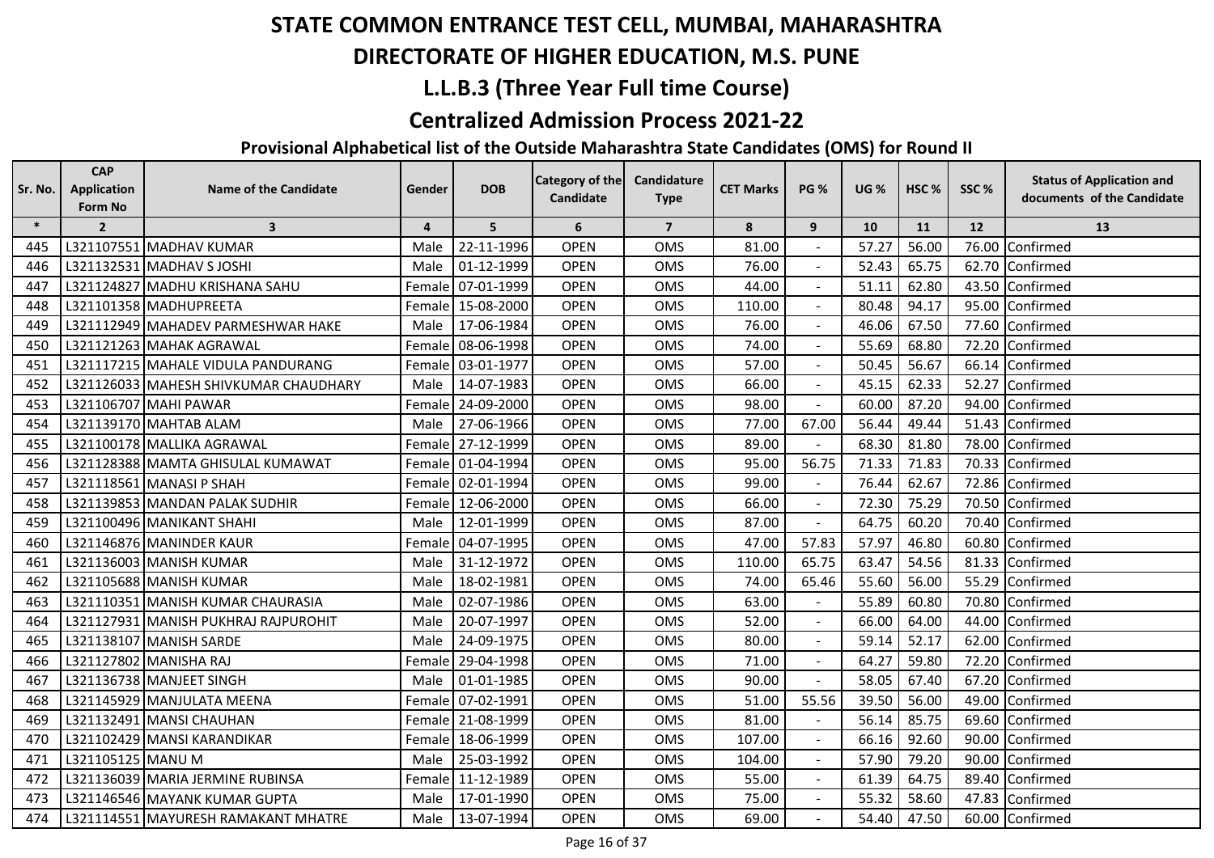# STATE COMMON ENTRANCE TEST CELL, MUMBAI, MAHARASHTRA

## DIRECTORATE OF HIGHER EDUCATION, M.S. PUNE

## L.L.B.3 (Three Year Full time Course)

## Centralized Admission Process 2021-22

### Provisional Alphabetical list of the Outside Maharashtra State Candidates (OMS) for Round II

| Sr. No. | CAP Application Form No | Name of the Candidate | Gender | DOB | Category of the Candidate | Candidature Type | CET Marks | PG % | UG % | HSC % | SSC % | Status of Application and documents of the Candidate |
|---|---|---|---|---|---|---|---|---|---|---|---|---|
| * | 2 | 3 | 4 | 5 | 6 | 7 | 8 | 9 | 10 | 11 | 12 | 13 |
| 445 | L321107551 | MADHAV KUMAR | Male | 22-11-1996 | OPEN | OMS | 81.00 | - | 57.27 | 56.00 | 76.00 | Confirmed |
| 446 | L321132531 | MADHAV S JOSHI | Male | 01-12-1999 | OPEN | OMS | 76.00 | - | 52.43 | 65.75 | 62.70 | Confirmed |
| 447 | L321124827 | MADHU KRISHANA SAHU | Female | 07-01-1999 | OPEN | OMS | 44.00 | - | 51.11 | 62.80 | 43.50 | Confirmed |
| 448 | L321101358 | MADHUPREETA | Female | 15-08-2000 | OPEN | OMS | 110.00 | - | 80.48 | 94.17 | 95.00 | Confirmed |
| 449 | L321112949 | MAHADEV PARMESHWAR HAKE | Male | 17-06-1984 | OPEN | OMS | 76.00 | - | 46.06 | 67.50 | 77.60 | Confirmed |
| 450 | L321121263 | MAHAK AGRAWAL | Female | 08-06-1998 | OPEN | OMS | 74.00 | - | 55.69 | 68.80 | 72.20 | Confirmed |
| 451 | L321117215 | MAHALE VIDULA PANDURANG | Female | 03-01-1977 | OPEN | OMS | 57.00 | - | 50.45 | 56.67 | 66.14 | Confirmed |
| 452 | L321126033 | MAHESH SHIVKUMAR CHAUDHARY | Male | 14-07-1983 | OPEN | OMS | 66.00 | - | 45.15 | 62.33 | 52.27 | Confirmed |
| 453 | L321106707 | MAHI PAWAR | Female | 24-09-2000 | OPEN | OMS | 98.00 | - | 60.00 | 87.20 | 94.00 | Confirmed |
| 454 | L321139170 | MAHTAB ALAM | Male | 27-06-1966 | OPEN | OMS | 77.00 | 67.00 | 56.44 | 49.44 | 51.43 | Confirmed |
| 455 | L321100178 | MALLIKA AGRAWAL | Female | 27-12-1999 | OPEN | OMS | 89.00 | - | 68.30 | 81.80 | 78.00 | Confirmed |
| 456 | L321128388 | MAMTA GHISULAL KUMAWAT | Female | 01-04-1994 | OPEN | OMS | 95.00 | 56.75 | 71.33 | 71.83 | 70.33 | Confirmed |
| 457 | L321118561 | MANASI P SHAH | Female | 02-01-1994 | OPEN | OMS | 99.00 | - | 76.44 | 62.67 | 72.86 | Confirmed |
| 458 | L321139853 | MANDAN PALAK SUDHIR | Female | 12-06-2000 | OPEN | OMS | 66.00 | - | 72.30 | 75.29 | 70.50 | Confirmed |
| 459 | L321100496 | MANIKANT SHAHI | Male | 12-01-1999 | OPEN | OMS | 87.00 | - | 64.75 | 60.20 | 70.40 | Confirmed |
| 460 | L321146876 | MANINDER KAUR | Female | 04-07-1995 | OPEN | OMS | 47.00 | 57.83 | 57.97 | 46.80 | 60.80 | Confirmed |
| 461 | L321136003 | MANISH KUMAR | Male | 31-12-1972 | OPEN | OMS | 110.00 | 65.75 | 63.47 | 54.56 | 81.33 | Confirmed |
| 462 | L321105688 | MANISH KUMAR | Male | 18-02-1981 | OPEN | OMS | 74.00 | 65.46 | 55.60 | 56.00 | 55.29 | Confirmed |
| 463 | L321110351 | MANISH KUMAR CHAURASIA | Male | 02-07-1986 | OPEN | OMS | 63.00 | - | 55.89 | 60.80 | 70.80 | Confirmed |
| 464 | L321127931 | MANISH PUKHRAJ RAJPUROHIT | Male | 20-07-1997 | OPEN | OMS | 52.00 | - | 66.00 | 64.00 | 44.00 | Confirmed |
| 465 | L321138107 | MANISH SARDE | Male | 24-09-1975 | OPEN | OMS | 80.00 | - | 59.14 | 52.17 | 62.00 | Confirmed |
| 466 | L321127802 | MANISHA RAJ | Female | 29-04-1998 | OPEN | OMS | 71.00 | - | 64.27 | 59.80 | 72.20 | Confirmed |
| 467 | L321136738 | MANJEET SINGH | Male | 01-01-1985 | OPEN | OMS | 90.00 | - | 58.05 | 67.40 | 67.20 | Confirmed |
| 468 | L321145929 | MANJULATA MEENA | Female | 07-02-1991 | OPEN | OMS | 51.00 | 55.56 | 39.50 | 56.00 | 49.00 | Confirmed |
| 469 | L321132491 | MANSI CHAUHAN | Female | 21-08-1999 | OPEN | OMS | 81.00 | - | 56.14 | 85.75 | 69.60 | Confirmed |
| 470 | L321102429 | MANSI KARANDIKAR | Female | 18-06-1999 | OPEN | OMS | 107.00 | - | 66.16 | 92.60 | 90.00 | Confirmed |
| 471 | L321105125 | MANU M | Male | 25-03-1992 | OPEN | OMS | 104.00 | - | 57.90 | 79.20 | 90.00 | Confirmed |
| 472 | L321136039 | MARIA JERMINE RUBINSA | Female | 11-12-1989 | OPEN | OMS | 55.00 | - | 61.39 | 64.75 | 89.40 | Confirmed |
| 473 | L321146546 | MAYANK KUMAR GUPTA | Male | 17-01-1990 | OPEN | OMS | 75.00 | - | 55.32 | 58.60 | 47.83 | Confirmed |
| 474 | L321114551 | MAYURESH RAMAKANT MHATRE | Male | 13-07-1994 | OPEN | OMS | 69.00 | - | 54.40 | 47.50 | 60.00 | Confirmed |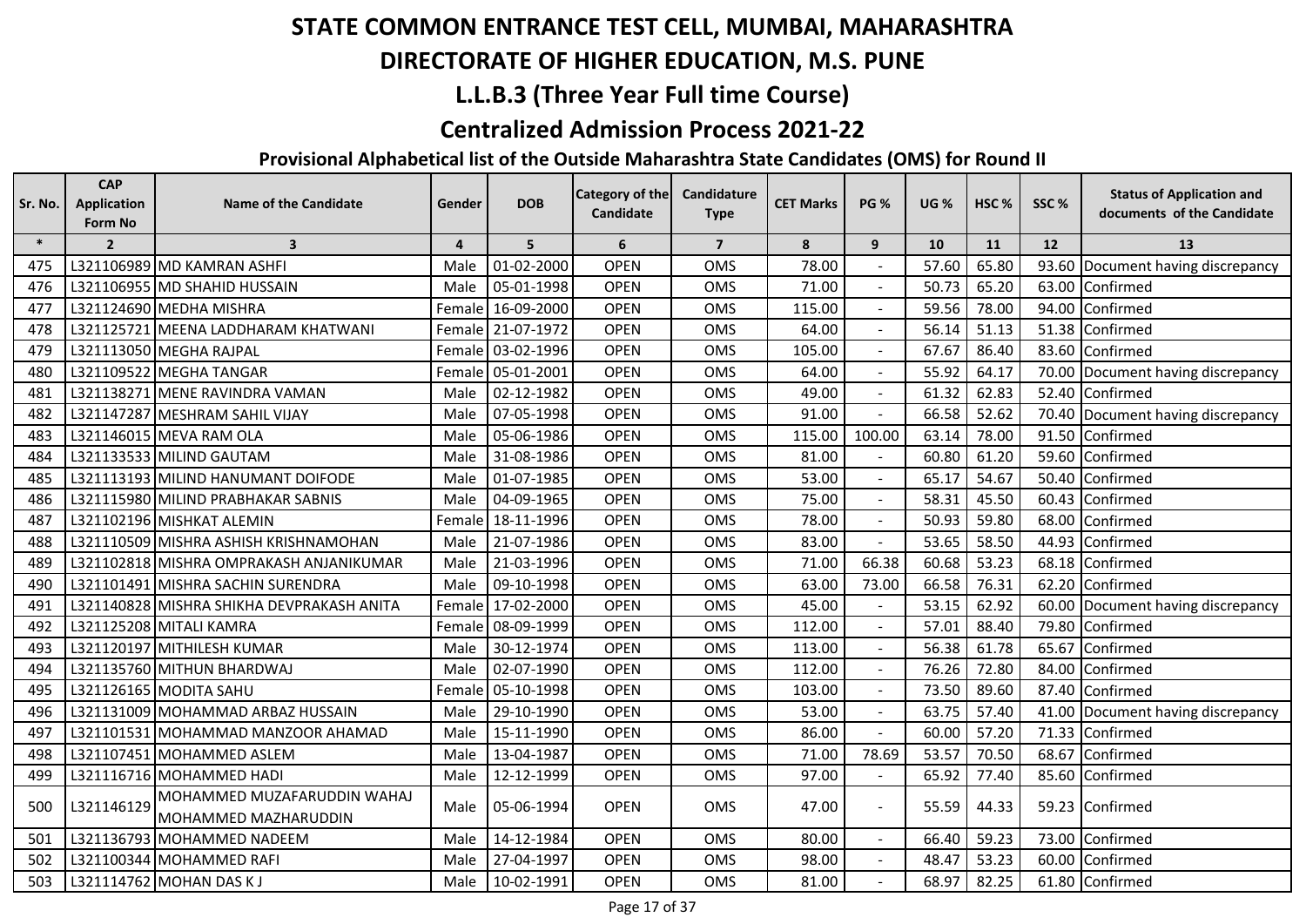# STATE COMMON ENTRANCE TEST CELL, MUMBAI, MAHARASHTRA

## DIRECTORATE OF HIGHER EDUCATION, M.S. PUNE

## L.L.B.3 (Three Year Full time Course)

## Centralized Admission Process 2021-22

### Provisional Alphabetical list of the Outside Maharashtra State Candidates (OMS) for Round II

| Sr. No. | CAP Application Form No | Name of the Candidate | Gender | DOB | Category of the Candidate | Candidature Type | CET Marks | PG % | UG % | HSC % | SSC % | Status of Application and documents of the Candidate |
|---|---|---|---|---|---|---|---|---|---|---|---|---|
| * | 2 | 3 | 4 | 5 | 6 | 7 | 8 | 9 | 10 | 11 | 12 | 13 |
| 475 | L321106989 | MD KAMRAN ASHFI | Male | 01-02-2000 | OPEN | OMS | 78.00 | - | 57.60 | 65.80 | 93.60 | Document having discrepancy |
| 476 | L321106955 | MD SHAHID HUSSAIN | Male | 05-01-1998 | OPEN | OMS | 71.00 | - | 50.73 | 65.20 | 63.00 | Confirmed |
| 477 | L321124690 | MEDHA MISHRA | Female | 16-09-2000 | OPEN | OMS | 115.00 | - | 59.56 | 78.00 | 94.00 | Confirmed |
| 478 | L321125721 | MEENA LADDHARAM KHATWANI | Female | 21-07-1972 | OPEN | OMS | 64.00 | - | 56.14 | 51.13 | 51.38 | Confirmed |
| 479 | L321113050 | MEGHA RAJPAL | Female | 03-02-1996 | OPEN | OMS | 105.00 | - | 67.67 | 86.40 | 83.60 | Confirmed |
| 480 | L321109522 | MEGHA TANGAR | Female | 05-01-2001 | OPEN | OMS | 64.00 | - | 55.92 | 64.17 | 70.00 | Document having discrepancy |
| 481 | L321138271 | MENE RAVINDRA VAMAN | Male | 02-12-1982 | OPEN | OMS | 49.00 | - | 61.32 | 62.83 | 52.40 | Confirmed |
| 482 | L321147287 | MESHRAM SAHIL VIJAY | Male | 07-05-1998 | OPEN | OMS | 91.00 | - | 66.58 | 52.62 | 70.40 | Document having discrepancy |
| 483 | L321146015 | MEVA RAM OLA | Male | 05-06-1986 | OPEN | OMS | 115.00 | 100.00 | 63.14 | 78.00 | 91.50 | Confirmed |
| 484 | L321133533 | MILIND GAUTAM | Male | 31-08-1986 | OPEN | OMS | 81.00 | - | 60.80 | 61.20 | 59.60 | Confirmed |
| 485 | L321113193 | MILIND HANUMANT DOIFODE | Male | 01-07-1985 | OPEN | OMS | 53.00 | - | 65.17 | 54.67 | 50.40 | Confirmed |
| 486 | L321115980 | MILIND PRABHAKAR SABNIS | Male | 04-09-1965 | OPEN | OMS | 75.00 | - | 58.31 | 45.50 | 60.43 | Confirmed |
| 487 | L321102196 | MISHKAT ALEMIN | Female | 18-11-1996 | OPEN | OMS | 78.00 | - | 50.93 | 59.80 | 68.00 | Confirmed |
| 488 | L321110509 | MISHRA ASHISH KRISHNAMOHAN | Male | 21-07-1986 | OPEN | OMS | 83.00 | - | 53.65 | 58.50 | 44.93 | Confirmed |
| 489 | L321102818 | MISHRA OMPRAKASH ANJANIKUMAR | Male | 21-03-1996 | OPEN | OMS | 71.00 | 66.38 | 60.68 | 53.23 | 68.18 | Confirmed |
| 490 | L321101491 | MISHRA SACHIN SURENDRA | Male | 09-10-1998 | OPEN | OMS | 63.00 | 73.00 | 66.58 | 76.31 | 62.20 | Confirmed |
| 491 | L321140828 | MISHRA SHIKHA DEVPRAKASH ANITA | Female | 17-02-2000 | OPEN | OMS | 45.00 | - | 53.15 | 62.92 | 60.00 | Document having discrepancy |
| 492 | L321125208 | MITALI KAMRA | Female | 08-09-1999 | OPEN | OMS | 112.00 | - | 57.01 | 88.40 | 79.80 | Confirmed |
| 493 | L321120197 | MITHILESH KUMAR | Male | 30-12-1974 | OPEN | OMS | 113.00 | - | 56.38 | 61.78 | 65.67 | Confirmed |
| 494 | L321135760 | MITHUN BHARDWAJ | Male | 02-07-1990 | OPEN | OMS | 112.00 | - | 76.26 | 72.80 | 84.00 | Confirmed |
| 495 | L321126165 | MODITA SAHU | Female | 05-10-1998 | OPEN | OMS | 103.00 | - | 73.50 | 89.60 | 87.40 | Confirmed |
| 496 | L321131009 | MOHAMMAD ARBAZ HUSSAIN | Male | 29-10-1990 | OPEN | OMS | 53.00 | - | 63.75 | 57.40 | 41.00 | Document having discrepancy |
| 497 | L321101531 | MOHAMMAD MANZOOR AHAMAD | Male | 15-11-1990 | OPEN | OMS | 86.00 | - | 60.00 | 57.20 | 71.33 | Confirmed |
| 498 | L321107451 | MOHAMMED ASLEM | Male | 13-04-1987 | OPEN | OMS | 71.00 | 78.69 | 53.57 | 70.50 | 68.67 | Confirmed |
| 499 | L321116716 | MOHAMMED HADI | Male | 12-12-1999 | OPEN | OMS | 97.00 | - | 65.92 | 77.40 | 85.60 | Confirmed |
| 500 | L321146129 | MOHAMMED MUZAFARUDDIN WAHAJ MOHAMMED MAZHARUDDIN | Male | 05-06-1994 | OPEN | OMS | 47.00 | - | 55.59 | 44.33 | 59.23 | Confirmed |
| 501 | L321136793 | MOHAMMED NADEEM | Male | 14-12-1984 | OPEN | OMS | 80.00 | - | 66.40 | 59.23 | 73.00 | Confirmed |
| 502 | L321100344 | MOHAMMED RAFI | Male | 27-04-1997 | OPEN | OMS | 98.00 | - | 48.47 | 53.23 | 60.00 | Confirmed |
| 503 | L321114762 | MOHAN DAS K J | Male | 10-02-1991 | OPEN | OMS | 81.00 | - | 68.97 | 82.25 | 61.80 | Confirmed |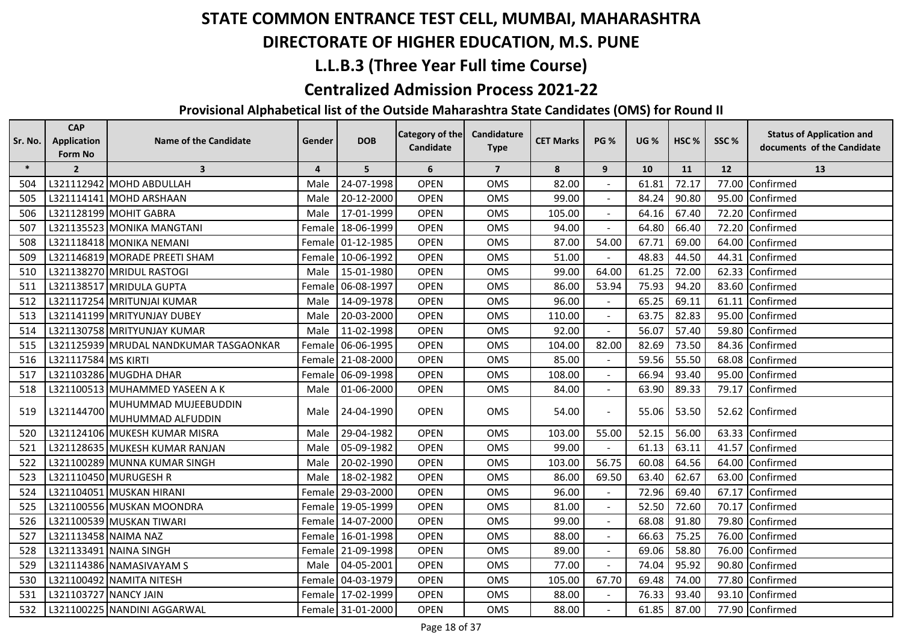# STATE COMMON ENTRANCE TEST CELL, MUMBAI, MAHARASHTRA

## DIRECTORATE OF HIGHER EDUCATION, M.S. PUNE

## L.L.B.3 (Three Year Full time Course)

## Centralized Admission Process 2021-22

### Provisional Alphabetical list of the Outside Maharashtra State Candidates (OMS) for Round II

| Sr. No. | CAP Application Form No | Name of the Candidate | Gender | DOB | Category of the Candidate | Candidature Type | CET Marks | PG % | UG % | HSC % | SSC % | Status of Application and documents of the Candidate |
|---|---|---|---|---|---|---|---|---|---|---|---|---|
| * | 2 | 3 | 4 | 5 | 6 | 7 | 8 | 9 | 10 | 11 | 12 | 13 |
| 504 | L321112942 | MOHD ABDULLAH | Male | 24-07-1998 | OPEN | OMS | 82.00 | - | 61.81 | 72.17 | 77.00 | Confirmed |
| 505 | L321114141 | MOHD ARSHAAN | Male | 20-12-2000 | OPEN | OMS | 99.00 | - | 84.24 | 90.80 | 95.00 | Confirmed |
| 506 | L321128199 | MOHIT GABRA | Male | 17-01-1999 | OPEN | OMS | 105.00 | - | 64.16 | 67.40 | 72.20 | Confirmed |
| 507 | L321135523 | MONIKA MANGTANI | Female | 18-06-1999 | OPEN | OMS | 94.00 | - | 64.80 | 66.40 | 72.20 | Confirmed |
| 508 | L321118418 | MONIKA NEMANI | Female | 01-12-1985 | OPEN | OMS | 87.00 | 54.00 | 67.71 | 69.00 | 64.00 | Confirmed |
| 509 | L321146819 | MORADE PREETI SHAM | Female | 10-06-1992 | OPEN | OMS | 51.00 | - | 48.83 | 44.50 | 44.31 | Confirmed |
| 510 | L321138270 | MRIDUL RASTOGI | Male | 15-01-1980 | OPEN | OMS | 99.00 | 64.00 | 61.25 | 72.00 | 62.33 | Confirmed |
| 511 | L321138517 | MRIDULA GUPTA | Female | 06-08-1997 | OPEN | OMS | 86.00 | 53.94 | 75.93 | 94.20 | 83.60 | Confirmed |
| 512 | L321117254 | MRITUNJAI KUMAR | Male | 14-09-1978 | OPEN | OMS | 96.00 | - | 65.25 | 69.11 | 61.11 | Confirmed |
| 513 | L321141199 | MRITYUNJAY DUBEY | Male | 20-03-2000 | OPEN | OMS | 110.00 | - | 63.75 | 82.83 | 95.00 | Confirmed |
| 514 | L321130758 | MRITYUNJAY KUMAR | Male | 11-02-1998 | OPEN | OMS | 92.00 | - | 56.07 | 57.40 | 59.80 | Confirmed |
| 515 | L321125939 | MRUDAL NANDKUMAR TASGAONKAR | Female | 06-06-1995 | OPEN | OMS | 104.00 | 82.00 | 82.69 | 73.50 | 84.36 | Confirmed |
| 516 | L321117584 | MS KIRTI | Female | 21-08-2000 | OPEN | OMS | 85.00 | - | 59.56 | 55.50 | 68.08 | Confirmed |
| 517 | L321103286 | MUGDHA DHAR | Female | 06-09-1998 | OPEN | OMS | 108.00 | - | 66.94 | 93.40 | 95.00 | Confirmed |
| 518 | L321100513 | MUHAMMED YASEEN A K | Male | 01-06-2000 | OPEN | OMS | 84.00 | - | 63.90 | 89.33 | 79.17 | Confirmed |
| 519 | L321144700 | MUHUMMAD MUJEEBUDDIN MUHUMMAD ALFUDDIN | Male | 24-04-1990 | OPEN | OMS | 54.00 | - | 55.06 | 53.50 | 52.62 | Confirmed |
| 520 | L321124106 | MUKESH KUMAR MISRA | Male | 29-04-1982 | OPEN | OMS | 103.00 | 55.00 | 52.15 | 56.00 | 63.33 | Confirmed |
| 521 | L321128635 | MUKESH KUMAR RANJAN | Male | 05-09-1982 | OPEN | OMS | 99.00 | - | 61.13 | 63.11 | 41.57 | Confirmed |
| 522 | L321100289 | MUNNA KUMAR SINGH | Male | 20-02-1990 | OPEN | OMS | 103.00 | 56.75 | 60.08 | 64.56 | 64.00 | Confirmed |
| 523 | L321110450 | MURUGESH R | Male | 18-02-1982 | OPEN | OMS | 86.00 | 69.50 | 63.40 | 62.67 | 63.00 | Confirmed |
| 524 | L321104051 | MUSKAN HIRANI | Female | 29-03-2000 | OPEN | OMS | 96.00 | - | 72.96 | 69.40 | 67.17 | Confirmed |
| 525 | L321100556 | MUSKAN MOONDRA | Female | 19-05-1999 | OPEN | OMS | 81.00 | - | 52.50 | 72.60 | 70.17 | Confirmed |
| 526 | L321100539 | MUSKAN TIWARI | Female | 14-07-2000 | OPEN | OMS | 99.00 | - | 68.08 | 91.80 | 79.80 | Confirmed |
| 527 | L321113458 | NAIMA NAZ | Female | 16-01-1998 | OPEN | OMS | 88.00 | - | 66.63 | 75.25 | 76.00 | Confirmed |
| 528 | L321133491 | NAINA SINGH | Female | 21-09-1998 | OPEN | OMS | 89.00 | - | 69.06 | 58.80 | 76.00 | Confirmed |
| 529 | L321114386 | NAMASIVAYAM S | Male | 04-05-2001 | OPEN | OMS | 77.00 | - | 74.04 | 95.92 | 90.80 | Confirmed |
| 530 | L321100492 | NAMITA NITESH | Female | 04-03-1979 | OPEN | OMS | 105.00 | 67.70 | 69.48 | 74.00 | 77.80 | Confirmed |
| 531 | L321103727 | NANCY JAIN | Female | 17-02-1999 | OPEN | OMS | 88.00 | - | 76.33 | 93.40 | 93.10 | Confirmed |
| 532 | L321100225 | NANDINI AGGARWAL | Female | 31-01-2000 | OPEN | OMS | 88.00 | - | 61.85 | 87.00 | 77.90 | Confirmed |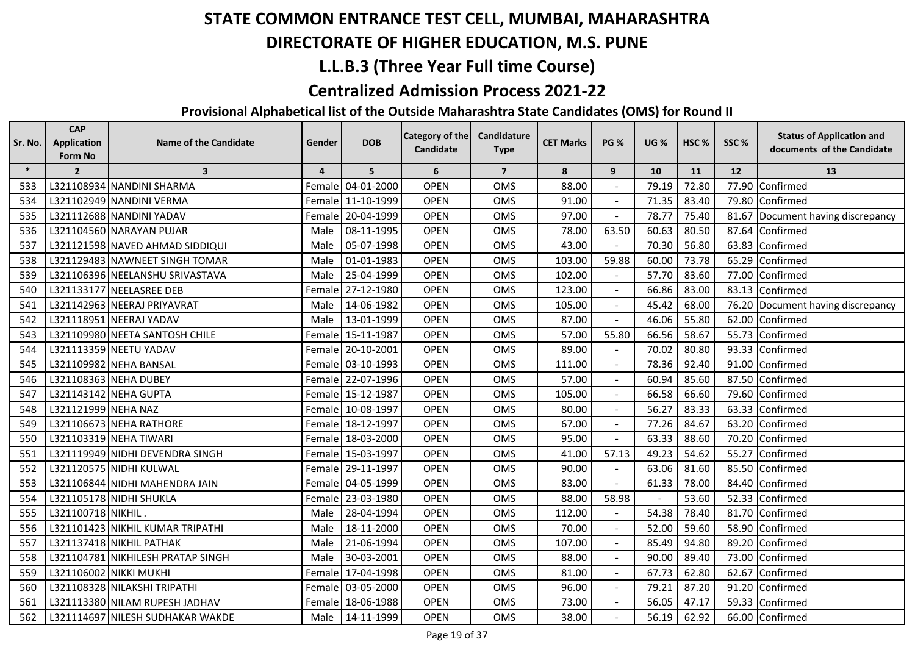# STATE COMMON ENTRANCE TEST CELL, MUMBAI, MAHARASHTRA

# DIRECTORATE OF HIGHER EDUCATION, M.S. PUNE

## L.L.B.3 (Three Year Full time Course)

## Centralized Admission Process 2021-22

### Provisional Alphabetical list of the Outside Maharashtra State Candidates (OMS) for Round II

| Sr. No. | CAP Application Form No | Name of the Candidate | Gender | DOB | Category of the Candidate | Candidature Type | CET Marks | PG % | UG % | HSC % | SSC % | Status of Application and documents of the Candidate |
|---|---|---|---|---|---|---|---|---|---|---|---|---|
| * | 2 | 3 | 4 | 5 | 6 | 7 | 8 | 9 | 10 | 11 | 12 | 13 |
| 533 | L321108934 | NANDINI SHARMA | Female | 04-01-2000 | OPEN | OMS | 88.00 | - | 79.19 | 72.80 | 77.90 | Confirmed |
| 534 | L321102949 | NANDINI VERMA | Female | 11-10-1999 | OPEN | OMS | 91.00 | - | 71.35 | 83.40 | 79.80 | Confirmed |
| 535 | L321112688 | NANDINI YADAV | Female | 20-04-1999 | OPEN | OMS | 97.00 | - | 78.77 | 75.40 | 81.67 | Document having discrepancy |
| 536 | L321104560 | NARAYAN PUJAR | Male | 08-11-1995 | OPEN | OMS | 78.00 | 63.50 | 60.63 | 80.50 | 87.64 | Confirmed |
| 537 | L321121598 | NAVED AHMAD SIDDIQUI | Male | 05-07-1998 | OPEN | OMS | 43.00 | - | 70.30 | 56.80 | 63.83 | Confirmed |
| 538 | L321129483 | NAWNEET SINGH TOMAR | Male | 01-01-1983 | OPEN | OMS | 103.00 | 59.88 | 60.00 | 73.78 | 65.29 | Confirmed |
| 539 | L321106396 | NEELANSHU SRIVASTAVA | Male | 25-04-1999 | OPEN | OMS | 102.00 | - | 57.70 | 83.60 | 77.00 | Confirmed |
| 540 | L321133177 | NEELASREE DEB | Female | 27-12-1980 | OPEN | OMS | 123.00 | - | 66.86 | 83.00 | 83.13 | Confirmed |
| 541 | L321142963 | NEERAJ PRIYAVRAT | Male | 14-06-1982 | OPEN | OMS | 105.00 | - | 45.42 | 68.00 | 76.20 | Document having discrepancy |
| 542 | L321118951 | NEERAJ YADAV | Male | 13-01-1999 | OPEN | OMS | 87.00 | - | 46.06 | 55.80 | 62.00 | Confirmed |
| 543 | L321109980 | NEETA SANTOSH CHILE | Female | 15-11-1987 | OPEN | OMS | 57.00 | 55.80 | 66.56 | 58.67 | 55.73 | Confirmed |
| 544 | L321113359 | NEETU YADAV | Female | 20-10-2001 | OPEN | OMS | 89.00 | - | 70.02 | 80.80 | 93.33 | Confirmed |
| 545 | L321109982 | NEHA BANSAL | Female | 03-10-1993 | OPEN | OMS | 111.00 | - | 78.36 | 92.40 | 91.00 | Confirmed |
| 546 | L321108363 | NEHA DUBEY | Female | 22-07-1996 | OPEN | OMS | 57.00 | - | 60.94 | 85.60 | 87.50 | Confirmed |
| 547 | L321143142 | NEHA GUPTA | Female | 15-12-1987 | OPEN | OMS | 105.00 | - | 66.58 | 66.60 | 79.60 | Confirmed |
| 548 | L321121999 | NEHA NAZ | Female | 10-08-1997 | OPEN | OMS | 80.00 | - | 56.27 | 83.33 | 63.33 | Confirmed |
| 549 | L321106673 | NEHA RATHORE | Female | 18-12-1997 | OPEN | OMS | 67.00 | - | 77.26 | 84.67 | 63.20 | Confirmed |
| 550 | L321103319 | NEHA TIWARI | Female | 18-03-2000 | OPEN | OMS | 95.00 | - | 63.33 | 88.60 | 70.20 | Confirmed |
| 551 | L321119949 | NIDHI DEVENDRA SINGH | Female | 15-03-1997 | OPEN | OMS | 41.00 | 57.13 | 49.23 | 54.62 | 55.27 | Confirmed |
| 552 | L321120575 | NIDHI KULWAL | Female | 29-11-1997 | OPEN | OMS | 90.00 | - | 63.06 | 81.60 | 85.50 | Confirmed |
| 553 | L321106844 | NIDHI MAHENDRA JAIN | Female | 04-05-1999 | OPEN | OMS | 83.00 | - | 61.33 | 78.00 | 84.40 | Confirmed |
| 554 | L321105178 | NIDHI SHUKLA | Female | 23-03-1980 | OPEN | OMS | 88.00 | 58.98 | - | 53.60 | 52.33 | Confirmed |
| 555 | L321100718 | NIKHIL . | Male | 28-04-1994 | OPEN | OMS | 112.00 | - | 54.38 | 78.40 | 81.70 | Confirmed |
| 556 | L321101423 | NIKHIL KUMAR TRIPATHI | Male | 18-11-2000 | OPEN | OMS | 70.00 | - | 52.00 | 59.60 | 58.90 | Confirmed |
| 557 | L321137418 | NIKHIL PATHAK | Male | 21-06-1994 | OPEN | OMS | 107.00 | - | 85.49 | 94.80 | 89.20 | Confirmed |
| 558 | L321104781 | NIKHILESH PRATAP SINGH | Male | 30-03-2001 | OPEN | OMS | 88.00 | - | 90.00 | 89.40 | 73.00 | Confirmed |
| 559 | L321106002 | NIKKI MUKHI | Female | 17-04-1998 | OPEN | OMS | 81.00 | - | 67.73 | 62.80 | 62.67 | Confirmed |
| 560 | L321108328 | NILAKSHI TRIPATHI | Female | 03-05-2000 | OPEN | OMS | 96.00 | - | 79.21 | 87.20 | 91.20 | Confirmed |
| 561 | L321113380 | NILAM RUPESH JADHAV | Female | 18-06-1988 | OPEN | OMS | 73.00 | - | 56.05 | 47.17 | 59.33 | Confirmed |
| 562 | L321114697 | NILESH SUDHAKAR WAKDE | Male | 14-11-1999 | OPEN | OMS | 38.00 | - | 56.19 | 62.92 | 66.00 | Confirmed |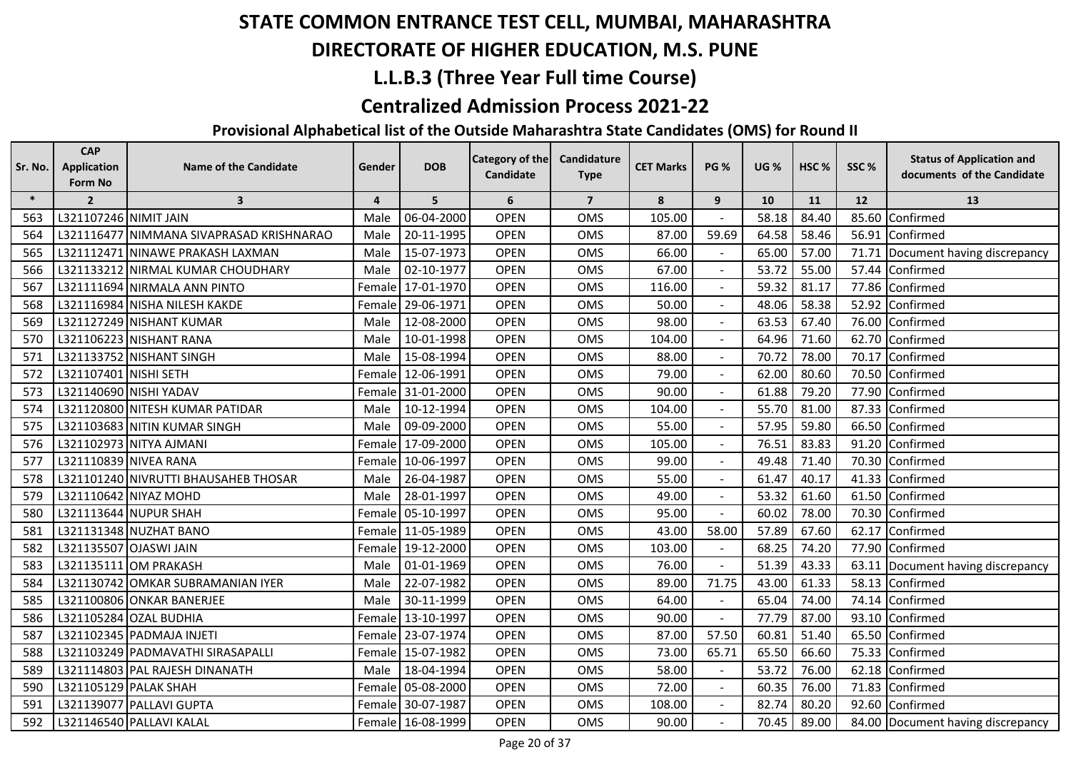# STATE COMMON ENTRANCE TEST CELL, MUMBAI, MAHARASHTRA

## DIRECTORATE OF HIGHER EDUCATION, M.S. PUNE

## L.L.B.3 (Three Year Full time Course)

## Centralized Admission Process 2021-22

### Provisional Alphabetical list of the Outside Maharashtra State Candidates (OMS) for Round II

| Sr. No. | CAP Application Form No | Name of the Candidate | Gender | DOB | Category of the Candidate | Candidature Type | CET Marks | PG % | UG % | HSC % | SSC % | Status of Application and documents of the Candidate |
|---|---|---|---|---|---|---|---|---|---|---|---|---|
| * | 2 | 3 | 4 | 5 | 6 | 7 | 8 | 9 | 10 | 11 | 12 | 13 |
| 563 | L321107246 | NIMIT JAIN | Male | 06-04-2000 | OPEN | OMS | 105.00 | - | 58.18 | 84.40 | 85.60 | Confirmed |
| 564 | L321116477 | NIMMANA SIVAPRASAD KRISHNARAO | Male | 20-11-1995 | OPEN | OMS | 87.00 | 59.69 | 64.58 | 58.46 | 56.91 | Confirmed |
| 565 | L321112471 | NINAWE PRAKASH LAXMAN | Male | 15-07-1973 | OPEN | OMS | 66.00 | - | 65.00 | 57.00 | 71.71 | Document having discrepancy |
| 566 | L321133212 | NIRMAL KUMAR CHOUDHARY | Male | 02-10-1977 | OPEN | OMS | 67.00 | - | 53.72 | 55.00 | 57.44 | Confirmed |
| 567 | L321111694 | NIRMALA ANN PINTO | Female | 17-01-1970 | OPEN | OMS | 116.00 | - | 59.32 | 81.17 | 77.86 | Confirmed |
| 568 | L321116984 | NISHA NILESH KAKDE | Female | 29-06-1971 | OPEN | OMS | 50.00 | - | 48.06 | 58.38 | 52.92 | Confirmed |
| 569 | L321127249 | NISHANT KUMAR | Male | 12-08-2000 | OPEN | OMS | 98.00 | - | 63.53 | 67.40 | 76.00 | Confirmed |
| 570 | L321106223 | NISHANT RANA | Male | 10-01-1998 | OPEN | OMS | 104.00 | - | 64.96 | 71.60 | 62.70 | Confirmed |
| 571 | L321133752 | NISHANT SINGH | Male | 15-08-1994 | OPEN | OMS | 88.00 | - | 70.72 | 78.00 | 70.17 | Confirmed |
| 572 | L321107401 | NISHI SETH | Female | 12-06-1991 | OPEN | OMS | 79.00 | - | 62.00 | 80.60 | 70.50 | Confirmed |
| 573 | L321140690 | NISHI YADAV | Female | 31-01-2000 | OPEN | OMS | 90.00 | - | 61.88 | 79.20 | 77.90 | Confirmed |
| 574 | L321120800 | NITESH KUMAR PATIDAR | Male | 10-12-1994 | OPEN | OMS | 104.00 | - | 55.70 | 81.00 | 87.33 | Confirmed |
| 575 | L321103683 | NITIN KUMAR SINGH | Male | 09-09-2000 | OPEN | OMS | 55.00 | - | 57.95 | 59.80 | 66.50 | Confirmed |
| 576 | L321102973 | NITYA AJMANI | Female | 17-09-2000 | OPEN | OMS | 105.00 | - | 76.51 | 83.83 | 91.20 | Confirmed |
| 577 | L321110839 | NIVEA RANA | Female | 10-06-1997 | OPEN | OMS | 99.00 | - | 49.48 | 71.40 | 70.30 | Confirmed |
| 578 | L321101240 | NIVRUTTI BHAUSAHEB THOSAR | Male | 26-04-1987 | OPEN | OMS | 55.00 | - | 61.47 | 40.17 | 41.33 | Confirmed |
| 579 | L321110642 | NIYAZ MOHD | Male | 28-01-1997 | OPEN | OMS | 49.00 | - | 53.32 | 61.60 | 61.50 | Confirmed |
| 580 | L321113644 | NUPUR SHAH | Female | 05-10-1997 | OPEN | OMS | 95.00 | - | 60.02 | 78.00 | 70.30 | Confirmed |
| 581 | L321131348 | NUZHAT BANO | Female | 11-05-1989 | OPEN | OMS | 43.00 | 58.00 | 57.89 | 67.60 | 62.17 | Confirmed |
| 582 | L321135507 | OJASWI JAIN | Female | 19-12-2000 | OPEN | OMS | 103.00 | - | 68.25 | 74.20 | 77.90 | Confirmed |
| 583 | L321135111 | OM PRAKASH | Male | 01-01-1969 | OPEN | OMS | 76.00 | - | 51.39 | 43.33 | 63.11 | Document having discrepancy |
| 584 | L321130742 | OMKAR SUBRAMANIAN IYER | Male | 22-07-1982 | OPEN | OMS | 89.00 | 71.75 | 43.00 | 61.33 | 58.13 | Confirmed |
| 585 | L321100806 | ONKAR BANERJEE | Male | 30-11-1999 | OPEN | OMS | 64.00 | - | 65.04 | 74.00 | 74.14 | Confirmed |
| 586 | L321105284 | OZAL BUDHIA | Female | 13-10-1997 | OPEN | OMS | 90.00 | - | 77.79 | 87.00 | 93.10 | Confirmed |
| 587 | L321102345 | PADMAJA INJETI | Female | 23-07-1974 | OPEN | OMS | 87.00 | 57.50 | 60.81 | 51.40 | 65.50 | Confirmed |
| 588 | L321103249 | PADMAVATHI SIRASAPALLI | Female | 15-07-1982 | OPEN | OMS | 73.00 | 65.71 | 65.50 | 66.60 | 75.33 | Confirmed |
| 589 | L321114803 | PAL RAJESH DINANATH | Male | 18-04-1994 | OPEN | OMS | 58.00 | - | 53.72 | 76.00 | 62.18 | Confirmed |
| 590 | L321105129 | PALAK SHAH | Female | 05-08-2000 | OPEN | OMS | 72.00 | - | 60.35 | 76.00 | 71.83 | Confirmed |
| 591 | L321139077 | PALLAVI GUPTA | Female | 30-07-1987 | OPEN | OMS | 108.00 | - | 82.74 | 80.20 | 92.60 | Confirmed |
| 592 | L321146540 | PALLAVI KALAL | Female | 16-08-1999 | OPEN | OMS | 90.00 | - | 70.45 | 89.00 | 84.00 | Document having discrepancy |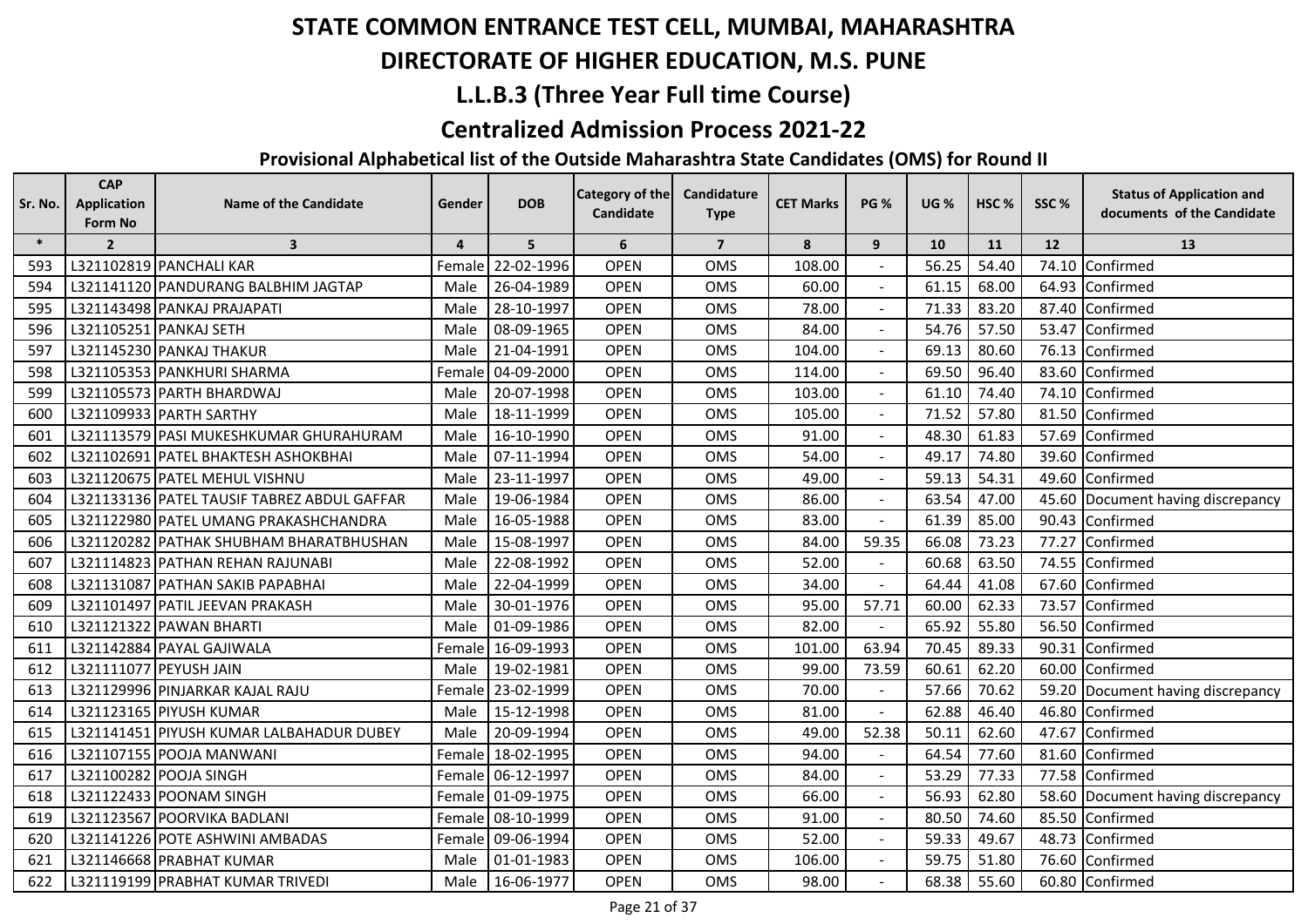# STATE COMMON ENTRANCE TEST CELL, MUMBAI, MAHARASHTRA

## DIRECTORATE OF HIGHER EDUCATION, M.S. PUNE

## L.L.B.3 (Three Year Full time Course)

## Centralized Admission Process 2021-22

### Provisional Alphabetical list of the Outside Maharashtra State Candidates (OMS) for Round II

| Sr. No. | CAP Application Form No | Name of the Candidate | Gender | DOB | Category of the Candidate | Candidature Type | CET Marks | PG % | UG % | HSC % | SSC % | Status of Application and documents of the Candidate |
|---|---|---|---|---|---|---|---|---|---|---|---|---|
| * | 2 | 3 | 4 | 5 | 6 | 7 | 8 | 9 | 10 | 11 | 12 | 13 |
| 593 | L321102819 | PANCHALI KAR | Female | 22-02-1996 | OPEN | OMS | 108.00 | - | 56.25 | 54.40 | 74.10 | Confirmed |
| 594 | L321141120 | PANDURANG BALBHIM JAGTAP | Male | 26-04-1989 | OPEN | OMS | 60.00 | - | 61.15 | 68.00 | 64.93 | Confirmed |
| 595 | L321143498 | PANKAJ PRAJAPATI | Male | 28-10-1997 | OPEN | OMS | 78.00 | - | 71.33 | 83.20 | 87.40 | Confirmed |
| 596 | L321105251 | PANKAJ SETH | Male | 08-09-1965 | OPEN | OMS | 84.00 | - | 54.76 | 57.50 | 53.47 | Confirmed |
| 597 | L321145230 | PANKAJ THAKUR | Male | 21-04-1991 | OPEN | OMS | 104.00 | - | 69.13 | 80.60 | 76.13 | Confirmed |
| 598 | L321105353 | PANKHURI SHARMA | Female | 04-09-2000 | OPEN | OMS | 114.00 | - | 69.50 | 96.40 | 83.60 | Confirmed |
| 599 | L321105573 | PARTH BHARDWAJ | Male | 20-07-1998 | OPEN | OMS | 103.00 | - | 61.10 | 74.40 | 74.10 | Confirmed |
| 600 | L321109933 | PARTH SARTHY | Male | 18-11-1999 | OPEN | OMS | 105.00 | - | 71.52 | 57.80 | 81.50 | Confirmed |
| 601 | L321113579 | PASI MUKESHKUMAR GHURAHURAM | Male | 16-10-1990 | OPEN | OMS | 91.00 | - | 48.30 | 61.83 | 57.69 | Confirmed |
| 602 | L321102691 | PATEL BHAKTESH ASHOKBHAI | Male | 07-11-1994 | OPEN | OMS | 54.00 | - | 49.17 | 74.80 | 39.60 | Confirmed |
| 603 | L321120675 | PATEL MEHUL VISHNU | Male | 23-11-1997 | OPEN | OMS | 49.00 | - | 59.13 | 54.31 | 49.60 | Confirmed |
| 604 | L321133136 | PATEL TAUSIF TABREZ ABDUL GAFFAR | Male | 19-06-1984 | OPEN | OMS | 86.00 | - | 63.54 | 47.00 | 45.60 | Document having discrepancy |
| 605 | L321122980 | PATEL UMANG PRAKASHCHANDRA | Male | 16-05-1988 | OPEN | OMS | 83.00 | - | 61.39 | 85.00 | 90.43 | Confirmed |
| 606 | L321120282 | PATHAK SHUBHAM BHARATBHUSHAN | Male | 15-08-1997 | OPEN | OMS | 84.00 | 59.35 | 66.08 | 73.23 | 77.27 | Confirmed |
| 607 | L321114823 | PATHAN REHAN RAJUNABI | Male | 22-08-1992 | OPEN | OMS | 52.00 | - | 60.68 | 63.50 | 74.55 | Confirmed |
| 608 | L321131087 | PATHAN SAKIB PAPABHAI | Male | 22-04-1999 | OPEN | OMS | 34.00 | - | 64.44 | 41.08 | 67.60 | Confirmed |
| 609 | L321101497 | PATIL JEEVAN PRAKASH | Male | 30-01-1976 | OPEN | OMS | 95.00 | 57.71 | 60.00 | 62.33 | 73.57 | Confirmed |
| 610 | L321121322 | PAWAN BHARTI | Male | 01-09-1986 | OPEN | OMS | 82.00 | - | 65.92 | 55.80 | 56.50 | Confirmed |
| 611 | L321142884 | PAYAL GAJIWALA | Female | 16-09-1993 | OPEN | OMS | 101.00 | 63.94 | 70.45 | 89.33 | 90.31 | Confirmed |
| 612 | L321111077 | PEYUSH JAIN | Male | 19-02-1981 | OPEN | OMS | 99.00 | 73.59 | 60.61 | 62.20 | 60.00 | Confirmed |
| 613 | L321129996 | PINJARKAR KAJAL RAJU | Female | 23-02-1999 | OPEN | OMS | 70.00 | - | 57.66 | 70.62 | 59.20 | Document having discrepancy |
| 614 | L321123165 | PIYUSH KUMAR | Male | 15-12-1998 | OPEN | OMS | 81.00 | - | 62.88 | 46.40 | 46.80 | Confirmed |
| 615 | L321141451 | PIYUSH KUMAR LALBAHADUR DUBEY | Male | 20-09-1994 | OPEN | OMS | 49.00 | 52.38 | 50.11 | 62.60 | 47.67 | Confirmed |
| 616 | L321107155 | POOJA MANWANI | Female | 18-02-1995 | OPEN | OMS | 94.00 | - | 64.54 | 77.60 | 81.60 | Confirmed |
| 617 | L321100282 | POOJA SINGH | Female | 06-12-1997 | OPEN | OMS | 84.00 | - | 53.29 | 77.33 | 77.58 | Confirmed |
| 618 | L321122433 | POONAM SINGH | Female | 01-09-1975 | OPEN | OMS | 66.00 | - | 56.93 | 62.80 | 58.60 | Document having discrepancy |
| 619 | L321123567 | POORVIKA BADLANI | Female | 08-10-1999 | OPEN | OMS | 91.00 | - | 80.50 | 74.60 | 85.50 | Confirmed |
| 620 | L321141226 | POTE ASHWINI AMBADAS | Female | 09-06-1994 | OPEN | OMS | 52.00 | - | 59.33 | 49.67 | 48.73 | Confirmed |
| 621 | L321146668 | PRABHAT KUMAR | Male | 01-01-1983 | OPEN | OMS | 106.00 | - | 59.75 | 51.80 | 76.60 | Confirmed |
| 622 | L321119199 | PRABHAT KUMAR TRIVEDI | Male | 16-06-1977 | OPEN | OMS | 98.00 | - | 68.38 | 55.60 | 60.80 | Confirmed |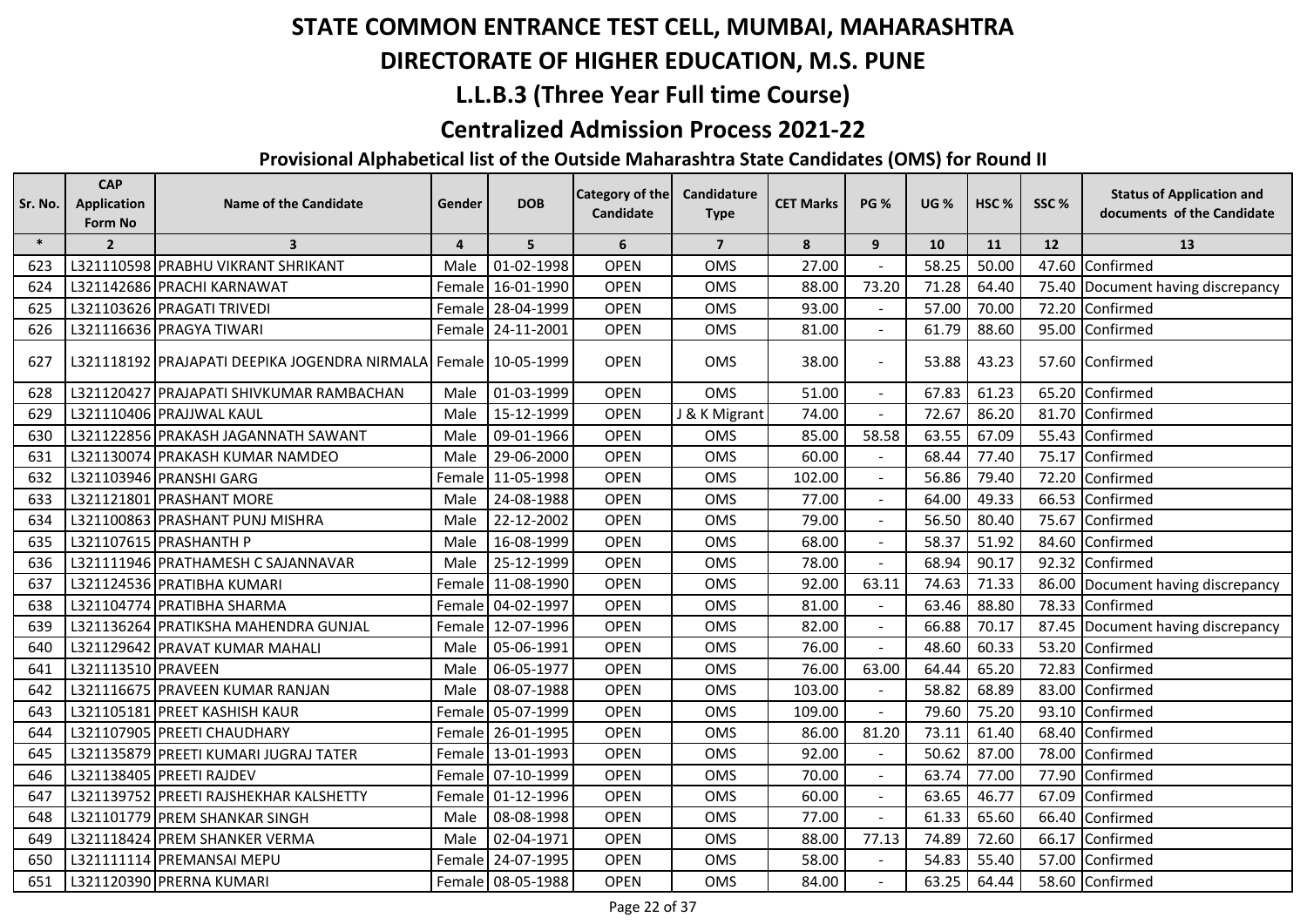# STATE COMMON ENTRANCE TEST CELL, MUMBAI, MAHARASHTRA

## DIRECTORATE OF HIGHER EDUCATION, M.S. PUNE

## L.L.B.3 (Three Year Full time Course)

## Centralized Admission Process 2021-22

### Provisional Alphabetical list of the Outside Maharashtra State Candidates (OMS) for Round II

| Sr. No. | CAP Application Form No | Name of the Candidate | Gender | DOB | Category of the Candidate | Candidature Type | CET Marks | PG % | UG % | HSC % | SSC % | Status of Application and documents of the Candidate |
|---|---|---|---|---|---|---|---|---|---|---|---|---|
| * | 2 | 3 | 4 | 5 | 6 | 7 | 8 | 9 | 10 | 11 | 12 | 13 |
| 623 | L321110598 | PRABHU VIKRANT SHRIKANT | Male | 01-02-1998 | OPEN | OMS | 27.00 | - | 58.25 | 50.00 | 47.60 | Confirmed |
| 624 | L321142686 | PRACHI KARNAWAT | Female | 16-01-1990 | OPEN | OMS | 88.00 | 73.20 | 71.28 | 64.40 | 75.40 | Document having discrepancy |
| 625 | L321103626 | PRAGATI TRIVEDI | Female | 28-04-1999 | OPEN | OMS | 93.00 | - | 57.00 | 70.00 | 72.20 | Confirmed |
| 626 | L321116636 | PRAGYA TIWARI | Female | 24-11-2001 | OPEN | OMS | 81.00 | - | 61.79 | 88.60 | 95.00 | Confirmed |
| 627 | L321118192 | PRAJAPATI DEEPIKA JOGENDRA NIRMALA | Female | 10-05-1999 | OPEN | OMS | 38.00 | - | 53.88 | 43.23 | 57.60 | Confirmed |
| 628 | L321120427 | PRAJAPATI SHIVKUMAR RAMBACHAN | Male | 01-03-1999 | OPEN | OMS | 51.00 | - | 67.83 | 61.23 | 65.20 | Confirmed |
| 629 | L321110406 | PRAJJWAL KAUL | Male | 15-12-1999 | OPEN | J & K Migrant | 74.00 | - | 72.67 | 86.20 | 81.70 | Confirmed |
| 630 | L321122856 | PRAKASH JAGANNATH SAWANT | Male | 09-01-1966 | OPEN | OMS | 85.00 | 58.58 | 63.55 | 67.09 | 55.43 | Confirmed |
| 631 | L321130074 | PRAKASH KUMAR NAMDEO | Male | 29-06-2000 | OPEN | OMS | 60.00 | - | 68.44 | 77.40 | 75.17 | Confirmed |
| 632 | L321103946 | PRANSHI GARG | Female | 11-05-1998 | OPEN | OMS | 102.00 | - | 56.86 | 79.40 | 72.20 | Confirmed |
| 633 | L321121801 | PRASHANT MORE | Male | 24-08-1988 | OPEN | OMS | 77.00 | - | 64.00 | 49.33 | 66.53 | Confirmed |
| 634 | L321100863 | PRASHANT PUNJ MISHRA | Male | 22-12-2002 | OPEN | OMS | 79.00 | - | 56.50 | 80.40 | 75.67 | Confirmed |
| 635 | L321107615 | PRASHANTH P | Male | 16-08-1999 | OPEN | OMS | 68.00 | - | 58.37 | 51.92 | 84.60 | Confirmed |
| 636 | L321111946 | PRATHAMESH C SAJANNAVAR | Male | 25-12-1999 | OPEN | OMS | 78.00 | - | 68.94 | 90.17 | 92.32 | Confirmed |
| 637 | L321124536 | PRATIBHA KUMARI | Female | 11-08-1990 | OPEN | OMS | 92.00 | 63.11 | 74.63 | 71.33 | 86.00 | Document having discrepancy |
| 638 | L321104774 | PRATIBHA SHARMA | Female | 04-02-1997 | OPEN | OMS | 81.00 | - | 63.46 | 88.80 | 78.33 | Confirmed |
| 639 | L321136264 | PRATIKSHA MAHENDRA GUNJAL | Female | 12-07-1996 | OPEN | OMS | 82.00 | - | 66.88 | 70.17 | 87.45 | Document having discrepancy |
| 640 | L321129642 | PRAVAT KUMAR MAHALI | Male | 05-06-1991 | OPEN | OMS | 76.00 | - | 48.60 | 60.33 | 53.20 | Confirmed |
| 641 | L321113510 | PRAVEEN | Male | 06-05-1977 | OPEN | OMS | 76.00 | 63.00 | 64.44 | 65.20 | 72.83 | Confirmed |
| 642 | L321116675 | PRAVEEN KUMAR RANJAN | Male | 08-07-1988 | OPEN | OMS | 103.00 | - | 58.82 | 68.89 | 83.00 | Confirmed |
| 643 | L321105181 | PREET KASHISH KAUR | Female | 05-07-1999 | OPEN | OMS | 109.00 | - | 79.60 | 75.20 | 93.10 | Confirmed |
| 644 | L321107905 | PREETI CHAUDHARY | Female | 26-01-1995 | OPEN | OMS | 86.00 | 81.20 | 73.11 | 61.40 | 68.40 | Confirmed |
| 645 | L321135879 | PREETI KUMARI JUGRAJ TATER | Female | 13-01-1993 | OPEN | OMS | 92.00 | - | 50.62 | 87.00 | 78.00 | Confirmed |
| 646 | L321138405 | PREETI RAJDEV | Female | 07-10-1999 | OPEN | OMS | 70.00 | - | 63.74 | 77.00 | 77.90 | Confirmed |
| 647 | L321139752 | PREETI RAJSHEKHAR KALSHETTY | Female | 01-12-1996 | OPEN | OMS | 60.00 | - | 63.65 | 46.77 | 67.09 | Confirmed |
| 648 | L321101779 | PREM SHANKAR SINGH | Male | 08-08-1998 | OPEN | OMS | 77.00 | - | 61.33 | 65.60 | 66.40 | Confirmed |
| 649 | L321118424 | PREM SHANKER VERMA | Male | 02-04-1971 | OPEN | OMS | 88.00 | 77.13 | 74.89 | 72.60 | 66.17 | Confirmed |
| 650 | L321111114 | PREMANSAI MEPU | Female | 24-07-1995 | OPEN | OMS | 58.00 | - | 54.83 | 55.40 | 57.00 | Confirmed |
| 651 | L321120390 | PRERNA KUMARI | Female | 08-05-1988 | OPEN | OMS | 84.00 | - | 63.25 | 64.44 | 58.60 | Confirmed |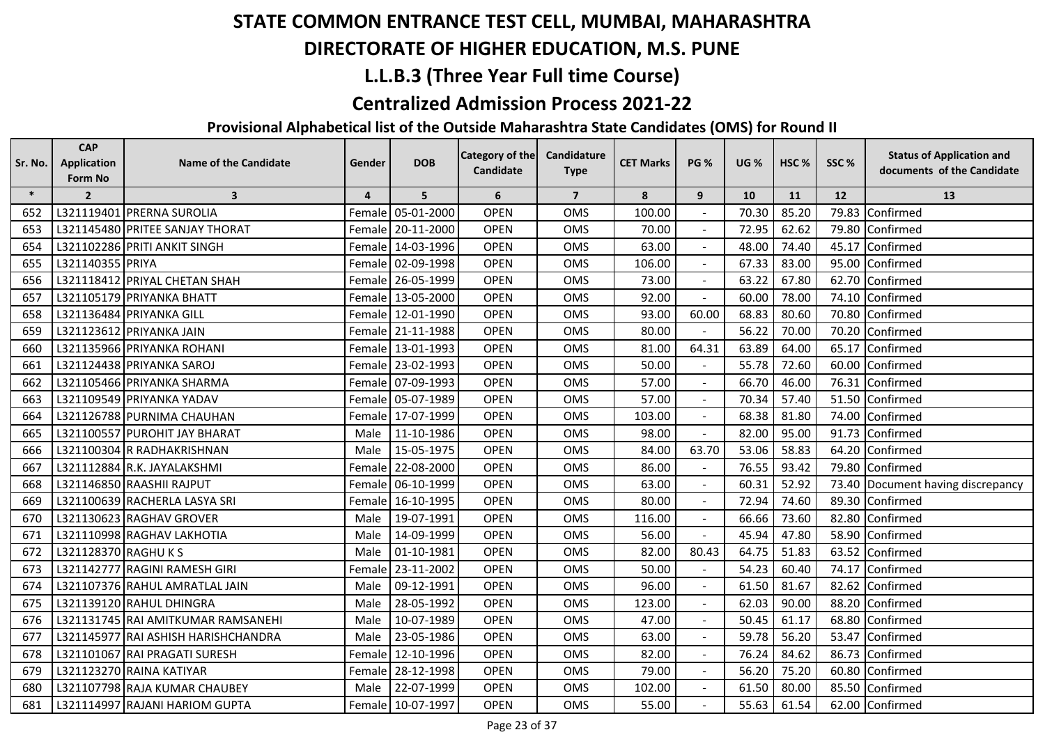# STATE COMMON ENTRANCE TEST CELL, MUMBAI, MAHARASHTRA

# DIRECTORATE OF HIGHER EDUCATION, M.S. PUNE

## L.L.B.3 (Three Year Full time Course)

## Centralized Admission Process 2021-22

### Provisional Alphabetical list of the Outside Maharashtra State Candidates (OMS) for Round II

| Sr. No. | CAP Application Form No | Name of the Candidate | Gender | DOB | Category of the Candidate | Candidature Type | CET Marks | PG % | UG % | HSC % | SSC % | Status of Application and documents of the Candidate |
|---|---|---|---|---|---|---|---|---|---|---|---|---|
| * | 2 | 3 | 4 | 5 | 6 | 7 | 8 | 9 | 10 | 11 | 12 | 13 |
| 652 | L321119401 | PRERNA SUROLIA | Female | 05-01-2000 | OPEN | OMS | 100.00 | - | 70.30 | 85.20 | 79.83 | Confirmed |
| 653 | L321145480 | PRITEE SANJAY THORAT | Female | 20-11-2000 | OPEN | OMS | 70.00 | - | 72.95 | 62.62 | 79.80 | Confirmed |
| 654 | L321102286 | PRITI ANKIT SINGH | Female | 14-03-1996 | OPEN | OMS | 63.00 | - | 48.00 | 74.40 | 45.17 | Confirmed |
| 655 | L321140355 | PRIYA | Female | 02-09-1998 | OPEN | OMS | 106.00 | - | 67.33 | 83.00 | 95.00 | Confirmed |
| 656 | L321118412 | PRIYAL CHETAN SHAH | Female | 26-05-1999 | OPEN | OMS | 73.00 | - | 63.22 | 67.80 | 62.70 | Confirmed |
| 657 | L321105179 | PRIYANKA BHATT | Female | 13-05-2000 | OPEN | OMS | 92.00 | - | 60.00 | 78.00 | 74.10 | Confirmed |
| 658 | L321136484 | PRIYANKA GILL | Female | 12-01-1990 | OPEN | OMS | 93.00 | 60.00 | 68.83 | 80.60 | 70.80 | Confirmed |
| 659 | L321123612 | PRIYANKA JAIN | Female | 21-11-1988 | OPEN | OMS | 80.00 | - | 56.22 | 70.00 | 70.20 | Confirmed |
| 660 | L321135966 | PRIYANKA ROHANI | Female | 13-01-1993 | OPEN | OMS | 81.00 | 64.31 | 63.89 | 64.00 | 65.17 | Confirmed |
| 661 | L321124438 | PRIYANKA SAROJ | Female | 23-02-1993 | OPEN | OMS | 50.00 | - | 55.78 | 72.60 | 60.00 | Confirmed |
| 662 | L321105466 | PRIYANKA SHARMA | Female | 07-09-1993 | OPEN | OMS | 57.00 | - | 66.70 | 46.00 | 76.31 | Confirmed |
| 663 | L321109549 | PRIYANKA YADAV | Female | 05-07-1989 | OPEN | OMS | 57.00 | - | 70.34 | 57.40 | 51.50 | Confirmed |
| 664 | L321126788 | PURNIMA CHAUHAN | Female | 17-07-1999 | OPEN | OMS | 103.00 | - | 68.38 | 81.80 | 74.00 | Confirmed |
| 665 | L321100557 | PUROHIT JAY BHARAT | Male | 11-10-1986 | OPEN | OMS | 98.00 | - | 82.00 | 95.00 | 91.73 | Confirmed |
| 666 | L321100304 | R RADHAKRISHNAN | Male | 15-05-1975 | OPEN | OMS | 84.00 | 63.70 | 53.06 | 58.83 | 64.20 | Confirmed |
| 667 | L321112884 | R.K. JAYALAKSHMI | Female | 22-08-2000 | OPEN | OMS | 86.00 | - | 76.55 | 93.42 | 79.80 | Confirmed |
| 668 | L321146850 | RAASHII RAJPUT | Female | 06-10-1999 | OPEN | OMS | 63.00 | - | 60.31 | 52.92 | 73.40 | Document having discrepancy |
| 669 | L321100639 | RACHERLA LASYA SRI | Female | 16-10-1995 | OPEN | OMS | 80.00 | - | 72.94 | 74.60 | 89.30 | Confirmed |
| 670 | L321130623 | RAGHAV GROVER | Male | 19-07-1991 | OPEN | OMS | 116.00 | - | 66.66 | 73.60 | 82.80 | Confirmed |
| 671 | L321110998 | RAGHAV LAKHOTIA | Male | 14-09-1999 | OPEN | OMS | 56.00 | - | 45.94 | 47.80 | 58.90 | Confirmed |
| 672 | L321128370 | RAGHU K S | Male | 01-10-1981 | OPEN | OMS | 82.00 | 80.43 | 64.75 | 51.83 | 63.52 | Confirmed |
| 673 | L321142777 | RAGINI RAMESH GIRI | Female | 23-11-2002 | OPEN | OMS | 50.00 | - | 54.23 | 60.40 | 74.17 | Confirmed |
| 674 | L321107376 | RAHUL AMRATLAL JAIN | Male | 09-12-1991 | OPEN | OMS | 96.00 | - | 61.50 | 81.67 | 82.62 | Confirmed |
| 675 | L321139120 | RAHUL DHINGRA | Male | 28-05-1992 | OPEN | OMS | 123.00 | - | 62.03 | 90.00 | 88.20 | Confirmed |
| 676 | L321131745 | RAI AMITKUMAR RAMSANEHI | Male | 10-07-1989 | OPEN | OMS | 47.00 | - | 50.45 | 61.17 | 68.80 | Confirmed |
| 677 | L321145977 | RAI ASHISH HARISHCHANDRA | Male | 23-05-1986 | OPEN | OMS | 63.00 | - | 59.78 | 56.20 | 53.47 | Confirmed |
| 678 | L321101067 | RAI PRAGATI SURESH | Female | 12-10-1996 | OPEN | OMS | 82.00 | - | 76.24 | 84.62 | 86.73 | Confirmed |
| 679 | L321123270 | RAINA KATIYAR | Female | 28-12-1998 | OPEN | OMS | 79.00 | - | 56.20 | 75.20 | 60.80 | Confirmed |
| 680 | L321107798 | RAJA KUMAR CHAUBEY | Male | 22-07-1999 | OPEN | OMS | 102.00 | - | 61.50 | 80.00 | 85.50 | Confirmed |
| 681 | L321114997 | RAJANI HARIOM GUPTA | Female | 10-07-1997 | OPEN | OMS | 55.00 | - | 55.63 | 61.54 | 62.00 | Confirmed |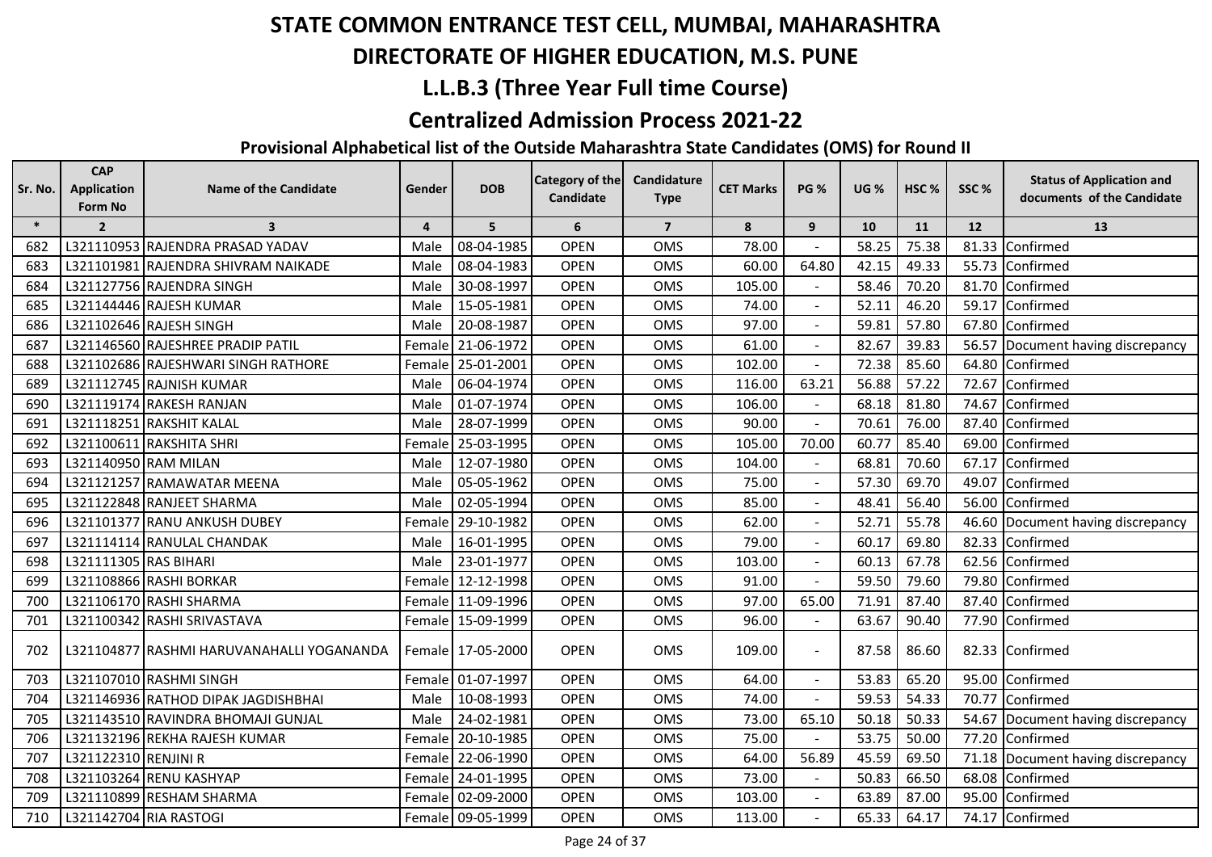# STATE COMMON ENTRANCE TEST CELL, MUMBAI, MAHARASHTRA

## DIRECTORATE OF HIGHER EDUCATION, M.S. PUNE

## L.L.B.3 (Three Year Full time Course)

## Centralized Admission Process 2021-22

### Provisional Alphabetical list of the Outside Maharashtra State Candidates (OMS) for Round II

| Sr. No. | CAP Application Form No | Name of the Candidate | Gender | DOB | Category of the Candidate | Candidature Type | CET Marks | PG % | UG % | HSC % | SSC % | Status of Application and documents of the Candidate |
|---|---|---|---|---|---|---|---|---|---|---|---|---|
| * | 2 | 3 | 4 | 5 | 6 | 7 | 8 | 9 | 10 | 11 | 12 | 13 |
| 682 | L321110953 | RAJENDRA PRASAD YADAV | Male | 08-04-1985 | OPEN | OMS | 78.00 | - | 58.25 | 75.38 | 81.33 | Confirmed |
| 683 | L321101981 | RAJENDRA SHIVRAM NAIKADE | Male | 08-04-1983 | OPEN | OMS | 60.00 | 64.80 | 42.15 | 49.33 | 55.73 | Confirmed |
| 684 | L321127756 | RAJENDRA SINGH | Male | 30-08-1997 | OPEN | OMS | 105.00 | - | 58.46 | 70.20 | 81.70 | Confirmed |
| 685 | L321144446 | RAJESH KUMAR | Male | 15-05-1981 | OPEN | OMS | 74.00 | - | 52.11 | 46.20 | 59.17 | Confirmed |
| 686 | L321102646 | RAJESH SINGH | Male | 20-08-1987 | OPEN | OMS | 97.00 | - | 59.81 | 57.80 | 67.80 | Confirmed |
| 687 | L321146560 | RAJESHREE PRADIP PATIL | Female | 21-06-1972 | OPEN | OMS | 61.00 | - | 82.67 | 39.83 | 56.57 | Document having discrepancy |
| 688 | L321102686 | RAJESHWARI SINGH RATHORE | Female | 25-01-2001 | OPEN | OMS | 102.00 | - | 72.38 | 85.60 | 64.80 | Confirmed |
| 689 | L321112745 | RAJNISH KUMAR | Male | 06-04-1974 | OPEN | OMS | 116.00 | 63.21 | 56.88 | 57.22 | 72.67 | Confirmed |
| 690 | L321119174 | RAKESH RANJAN | Male | 01-07-1974 | OPEN | OMS | 106.00 | - | 68.18 | 81.80 | 74.67 | Confirmed |
| 691 | L321118251 | RAKSHIT KALAL | Male | 28-07-1999 | OPEN | OMS | 90.00 | - | 70.61 | 76.00 | 87.40 | Confirmed |
| 692 | L321100611 | RAKSHITA SHRI | Female | 25-03-1995 | OPEN | OMS | 105.00 | 70.00 | 60.77 | 85.40 | 69.00 | Confirmed |
| 693 | L321140950 | RAM MILAN | Male | 12-07-1980 | OPEN | OMS | 104.00 | - | 68.81 | 70.60 | 67.17 | Confirmed |
| 694 | L321121257 | RAMAWATAR MEENA | Male | 05-05-1962 | OPEN | OMS | 75.00 | - | 57.30 | 69.70 | 49.07 | Confirmed |
| 695 | L321122848 | RANJEET SHARMA | Male | 02-05-1994 | OPEN | OMS | 85.00 | - | 48.41 | 56.40 | 56.00 | Confirmed |
| 696 | L321101377 | RANU ANKUSH DUBEY | Female | 29-10-1982 | OPEN | OMS | 62.00 | - | 52.71 | 55.78 | 46.60 | Document having discrepancy |
| 697 | L321114114 | RANULAL CHANDAK | Male | 16-01-1995 | OPEN | OMS | 79.00 | - | 60.17 | 69.80 | 82.33 | Confirmed |
| 698 | L321111305 | RAS BIHARI | Male | 23-01-1977 | OPEN | OMS | 103.00 | - | 60.13 | 67.78 | 62.56 | Confirmed |
| 699 | L321108866 | RASHI BORKAR | Female | 12-12-1998 | OPEN | OMS | 91.00 | - | 59.50 | 79.60 | 79.80 | Confirmed |
| 700 | L321106170 | RASHI SHARMA | Female | 11-09-1996 | OPEN | OMS | 97.00 | 65.00 | 71.91 | 87.40 | 87.40 | Confirmed |
| 701 | L321100342 | RASHI SRIVASTAVA | Female | 15-09-1999 | OPEN | OMS | 96.00 | - | 63.67 | 90.40 | 77.90 | Confirmed |
| 702 | L321104877 | RASHMI HARUVANAHALLI YOGANANDA | Female | 17-05-2000 | OPEN | OMS | 109.00 | - | 87.58 | 86.60 | 82.33 | Confirmed |
| 703 | L321107010 | RASHMI SINGH | Female | 01-07-1997 | OPEN | OMS | 64.00 | - | 53.83 | 65.20 | 95.00 | Confirmed |
| 704 | L321146936 | RATHOD DIPAK JAGDISHBHAI | Male | 10-08-1993 | OPEN | OMS | 74.00 | - | 59.53 | 54.33 | 70.77 | Confirmed |
| 705 | L321143510 | RAVINDRA BHOMAJI GUNJAL | Male | 24-02-1981 | OPEN | OMS | 73.00 | 65.10 | 50.18 | 50.33 | 54.67 | Document having discrepancy |
| 706 | L321132196 | REKHA RAJESH KUMAR | Female | 20-10-1985 | OPEN | OMS | 75.00 | - | 53.75 | 50.00 | 77.20 | Confirmed |
| 707 | L321122310 | RENJINI R | Female | 22-06-1990 | OPEN | OMS | 64.00 | 56.89 | 45.59 | 69.50 | 71.18 | Document having discrepancy |
| 708 | L321103264 | RENU KASHYAP | Female | 24-01-1995 | OPEN | OMS | 73.00 | - | 50.83 | 66.50 | 68.08 | Confirmed |
| 709 | L321110899 | RESHAM SHARMA | Female | 02-09-2000 | OPEN | OMS | 103.00 | - | 63.89 | 87.00 | 95.00 | Confirmed |
| 710 | L321142704 | RIA RASTOGI | Female | 09-05-1999 | OPEN | OMS | 113.00 | - | 65.33 | 64.17 | 74.17 | Confirmed |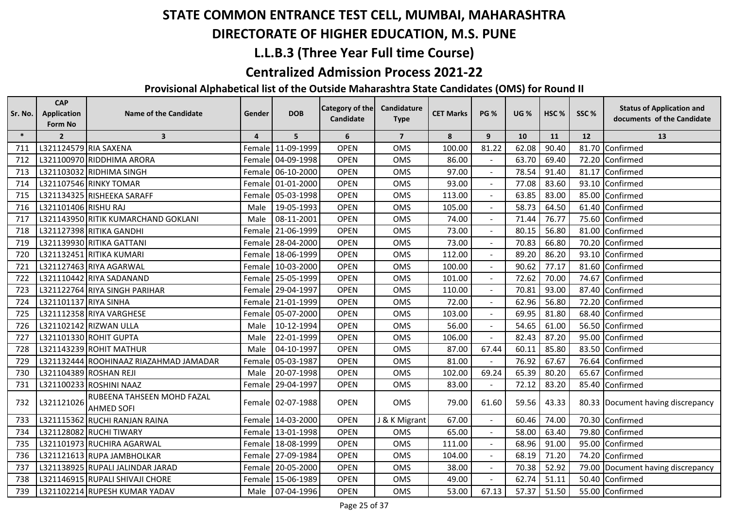# STATE COMMON ENTRANCE TEST CELL, MUMBAI, MAHARASHTRA

## DIRECTORATE OF HIGHER EDUCATION, M.S. PUNE

## L.L.B.3 (Three Year Full time Course)

## Centralized Admission Process 2021-22

### Provisional Alphabetical list of the Outside Maharashtra State Candidates (OMS) for Round II

| Sr. No. | CAP Application Form No | Name of the Candidate | Gender | DOB | Category of the Candidate | Candidature Type | CET Marks | PG % | UG % | HSC % | SSC % | Status of Application and documents of the Candidate |
|---|---|---|---|---|---|---|---|---|---|---|---|---|
| * | 2 | 3 | 4 | 5 | 6 | 7 | 8 | 9 | 10 | 11 | 12 | 13 |
| 711 | L321124579 | RIA SAXENA | Female | 11-09-1999 | OPEN | OMS | 100.00 | 81.22 | 62.08 | 90.40 | 81.70 | Confirmed |
| 712 | L321100970 | RIDDHIMA ARORA | Female | 04-09-1998 | OPEN | OMS | 86.00 | - | 63.70 | 69.40 | 72.20 | Confirmed |
| 713 | L321103032 | RIDHIMA SINGH | Female | 06-10-2000 | OPEN | OMS | 97.00 | - | 78.54 | 91.40 | 81.17 | Confirmed |
| 714 | L321107546 | RINKY TOMAR | Female | 01-01-2000 | OPEN | OMS | 93.00 | - | 77.08 | 83.60 | 93.10 | Confirmed |
| 715 | L321134325 | RISHEEKA SARAFF | Female | 05-03-1998 | OPEN | OMS | 113.00 | - | 63.85 | 83.00 | 85.00 | Confirmed |
| 716 | L321101406 | RISHU RAJ | Male | 19-05-1993 | OPEN | OMS | 105.00 | - | 58.73 | 64.50 | 61.40 | Confirmed |
| 717 | L321143950 | RITIK KUMARCHAND GOKLANI | Male | 08-11-2001 | OPEN | OMS | 74.00 | - | 71.44 | 76.77 | 75.60 | Confirmed |
| 718 | L321127398 | RITIKA GANDHI | Female | 21-06-1999 | OPEN | OMS | 73.00 | - | 80.15 | 56.80 | 81.00 | Confirmed |
| 719 | L321139930 | RITIKA GATTANI | Female | 28-04-2000 | OPEN | OMS | 73.00 | - | 70.83 | 66.80 | 70.20 | Confirmed |
| 720 | L321132451 | RITIKA KUMARI | Female | 18-06-1999 | OPEN | OMS | 112.00 | - | 89.20 | 86.20 | 93.10 | Confirmed |
| 721 | L321127463 | RIYA AGARWAL | Female | 10-03-2000 | OPEN | OMS | 100.00 | - | 90.62 | 77.17 | 81.60 | Confirmed |
| 722 | L321110442 | RIYA SADANAND | Female | 25-05-1999 | OPEN | OMS | 101.00 | - | 72.62 | 70.00 | 74.67 | Confirmed |
| 723 | L321122764 | RIYA SINGH PARIHAR | Female | 29-04-1997 | OPEN | OMS | 110.00 | - | 70.81 | 93.00 | 87.40 | Confirmed |
| 724 | L321101137 | RIYA SINHA | Female | 21-01-1999 | OPEN | OMS | 72.00 | - | 62.96 | 56.80 | 72.20 | Confirmed |
| 725 | L321112358 | RIYA VARGHESE | Female | 05-07-2000 | OPEN | OMS | 103.00 | - | 69.95 | 81.80 | 68.40 | Confirmed |
| 726 | L321102142 | RIZWAN ULLA | Male | 10-12-1994 | OPEN | OMS | 56.00 | - | 54.65 | 61.00 | 56.50 | Confirmed |
| 727 | L321101330 | ROHIT GUPTA | Male | 22-01-1999 | OPEN | OMS | 106.00 | - | 82.43 | 87.20 | 95.00 | Confirmed |
| 728 | L321143239 | ROHIT MATHUR | Male | 04-10-1997 | OPEN | OMS | 87.00 | 67.44 | 60.11 | 85.80 | 83.50 | Confirmed |
| 729 | L321132444 | ROOHINAAZ RIAZAHMAD JAMADAR | Female | 05-03-1987 | OPEN | OMS | 81.00 | - | 76.92 | 67.67 | 76.64 | Confirmed |
| 730 | L321104389 | ROSHAN REJI | Male | 20-07-1998 | OPEN | OMS | 102.00 | 69.24 | 65.39 | 80.20 | 65.67 | Confirmed |
| 731 | L321100233 | ROSHINI NAAZ | Female | 29-04-1997 | OPEN | OMS | 83.00 | - | 72.12 | 83.20 | 85.40 | Confirmed |
| 732 | L321121026 | RUBEENA TAHSEEN MOHD FAZAL AHMED SOFI | Female | 02-07-1988 | OPEN | OMS | 79.00 | 61.60 | 59.56 | 43.33 | 80.33 | Document having discrepancy |
| 733 | L321115362 | RUCHI RANJAN RAINA | Female | 14-03-2000 | OPEN | J & K Migrant | 67.00 | - | 60.46 | 74.00 | 70.30 | Confirmed |
| 734 | L321128082 | RUCHI TIWARY | Female | 13-01-1998 | OPEN | OMS | 65.00 | - | 58.00 | 63.40 | 79.80 | Confirmed |
| 735 | L321101973 | RUCHIRA AGARWAL | Female | 18-08-1999 | OPEN | OMS | 111.00 | - | 68.96 | 91.00 | 95.00 | Confirmed |
| 736 | L321121613 | RUPA JAMBHOLKAR | Female | 27-09-1984 | OPEN | OMS | 104.00 | - | 68.19 | 71.20 | 74.20 | Confirmed |
| 737 | L321138925 | RUPALI JALINDAR JARAD | Female | 20-05-2000 | OPEN | OMS | 38.00 | - | 70.38 | 52.92 | 79.00 | Document having discrepancy |
| 738 | L321146915 | RUPALI SHIVAJI CHORE | Female | 15-06-1989 | OPEN | OMS | 49.00 | - | 62.74 | 51.11 | 50.40 | Confirmed |
| 739 | L321102214 | RUPESH KUMAR YADAV | Male | 07-04-1996 | OPEN | OMS | 53.00 | 67.13 | 57.37 | 51.50 | 55.00 | Confirmed |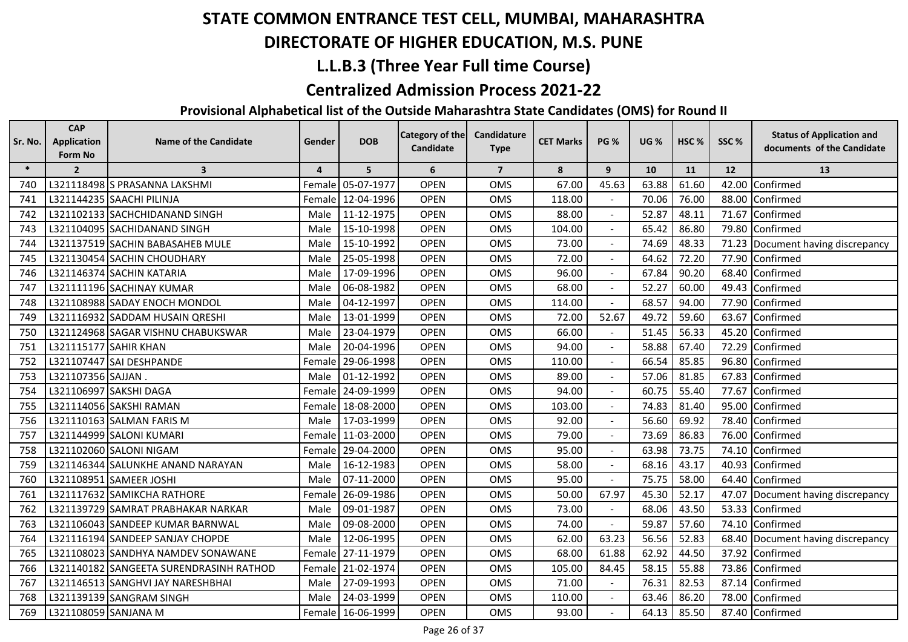# STATE COMMON ENTRANCE TEST CELL, MUMBAI, MAHARASHTRA

# DIRECTORATE OF HIGHER EDUCATION, M.S. PUNE

## L.L.B.3 (Three Year Full time Course)

## Centralized Admission Process 2021-22

### Provisional Alphabetical list of the Outside Maharashtra State Candidates (OMS) for Round II

| Sr. No. | CAP Application Form No | Name of the Candidate | Gender | DOB | Category of the Candidate | Candidature Type | CET Marks | PG % | UG % | HSC % | SSC % | Status of Application and documents of the Candidate |
|---|---|---|---|---|---|---|---|---|---|---|---|---|
| * | 2 | 3 | 4 | 5 | 6 | 7 | 8 | 9 | 10 | 11 | 12 | 13 |
| 740 | L321118498 | S PRASANNA LAKSHMI | Female | 05-07-1977 | OPEN | OMS | 67.00 | 45.63 | 63.88 | 61.60 | 42.00 | Confirmed |
| 741 | L321144235 | SAACHI PILINJA | Female | 12-04-1996 | OPEN | OMS | 118.00 | - | 70.06 | 76.00 | 88.00 | Confirmed |
| 742 | L321102133 | SACHCHIDANAND SINGH | Male | 11-12-1975 | OPEN | OMS | 88.00 | - | 52.87 | 48.11 | 71.67 | Confirmed |
| 743 | L321104095 | SACHIDANAND SINGH | Male | 15-10-1998 | OPEN | OMS | 104.00 | - | 65.42 | 86.80 | 79.80 | Confirmed |
| 744 | L321137519 | SACHIN BABASAHEB MULE | Male | 15-10-1992 | OPEN | OMS | 73.00 | - | 74.69 | 48.33 | 71.23 | Document having discrepancy |
| 745 | L321130454 | SACHIN CHOUDHARY | Male | 25-05-1998 | OPEN | OMS | 72.00 | - | 64.62 | 72.20 | 77.90 | Confirmed |
| 746 | L321146374 | SACHIN KATARIA | Male | 17-09-1996 | OPEN | OMS | 96.00 | - | 67.84 | 90.20 | 68.40 | Confirmed |
| 747 | L321111196 | SACHINAY KUMAR | Male | 06-08-1982 | OPEN | OMS | 68.00 | - | 52.27 | 60.00 | 49.43 | Confirmed |
| 748 | L321108988 | SADAY ENOCH MONDOL | Male | 04-12-1997 | OPEN | OMS | 114.00 | - | 68.57 | 94.00 | 77.90 | Confirmed |
| 749 | L321116932 | SADDAM HUSAIN QRESHI | Male | 13-01-1999 | OPEN | OMS | 72.00 | 52.67 | 49.72 | 59.60 | 63.67 | Confirmed |
| 750 | L321124968 | SAGAR VISHNU CHABUKSWAR | Male | 23-04-1979 | OPEN | OMS | 66.00 | - | 51.45 | 56.33 | 45.20 | Confirmed |
| 751 | L321115177 | SAHIR KHAN | Male | 20-04-1996 | OPEN | OMS | 94.00 | - | 58.88 | 67.40 | 72.29 | Confirmed |
| 752 | L321107447 | SAI DESHPANDE | Female | 29-06-1998 | OPEN | OMS | 110.00 | - | 66.54 | 85.85 | 96.80 | Confirmed |
| 753 | L321107356 | SAJJAN . | Male | 01-12-1992 | OPEN | OMS | 89.00 | - | 57.06 | 81.85 | 67.83 | Confirmed |
| 754 | L321106997 | SAKSHI DAGA | Female | 24-09-1999 | OPEN | OMS | 94.00 | - | 60.75 | 55.40 | 77.67 | Confirmed |
| 755 | L321114056 | SAKSHI RAMAN | Female | 18-08-2000 | OPEN | OMS | 103.00 | - | 74.83 | 81.40 | 95.00 | Confirmed |
| 756 | L321110163 | SALMAN FARIS M | Male | 17-03-1999 | OPEN | OMS | 92.00 | - | 56.60 | 69.92 | 78.40 | Confirmed |
| 757 | L321144999 | SALONI KUMARI | Female | 11-03-2000 | OPEN | OMS | 79.00 | - | 73.69 | 86.83 | 76.00 | Confirmed |
| 758 | L321102060 | SALONI NIGAM | Female | 29-04-2000 | OPEN | OMS | 95.00 | - | 63.98 | 73.75 | 74.10 | Confirmed |
| 759 | L321146344 | SALUNKHE ANAND NARAYAN | Male | 16-12-1983 | OPEN | OMS | 58.00 | - | 68.16 | 43.17 | 40.93 | Confirmed |
| 760 | L321108951 | SAMEER JOSHI | Male | 07-11-2000 | OPEN | OMS | 95.00 | - | 75.75 | 58.00 | 64.40 | Confirmed |
| 761 | L321117632 | SAMIKCHA RATHORE | Female | 26-09-1986 | OPEN | OMS | 50.00 | 67.97 | 45.30 | 52.17 | 47.07 | Document having discrepancy |
| 762 | L321139729 | SAMRAT PRABHAKAR NARKAR | Male | 09-01-1987 | OPEN | OMS | 73.00 | - | 68.06 | 43.50 | 53.33 | Confirmed |
| 763 | L321106043 | SANDEEP KUMAR BARNWAL | Male | 09-08-2000 | OPEN | OMS | 74.00 | - | 59.87 | 57.60 | 74.10 | Confirmed |
| 764 | L321116194 | SANDEEP SANJAY CHOPDE | Male | 12-06-1995 | OPEN | OMS | 62.00 | 63.23 | 56.56 | 52.83 | 68.40 | Document having discrepancy |
| 765 | L321108023 | SANDHYA NAMDEV SONAWANE | Female | 27-11-1979 | OPEN | OMS | 68.00 | 61.88 | 62.92 | 44.50 | 37.92 | Confirmed |
| 766 | L321140182 | SANGEETA SURENDRASINH RATHOD | Female | 21-02-1974 | OPEN | OMS | 105.00 | 84.45 | 58.15 | 55.88 | 73.86 | Confirmed |
| 767 | L321146513 | SANGHVI JAY NARESHBHAI | Male | 27-09-1993 | OPEN | OMS | 71.00 | - | 76.31 | 82.53 | 87.14 | Confirmed |
| 768 | L321139139 | SANGRAM SINGH | Male | 24-03-1999 | OPEN | OMS | 110.00 | - | 63.46 | 86.20 | 78.00 | Confirmed |
| 769 | L321108059 | SANJANA M | Female | 16-06-1999 | OPEN | OMS | 93.00 | - | 64.13 | 85.50 | 87.40 | Confirmed |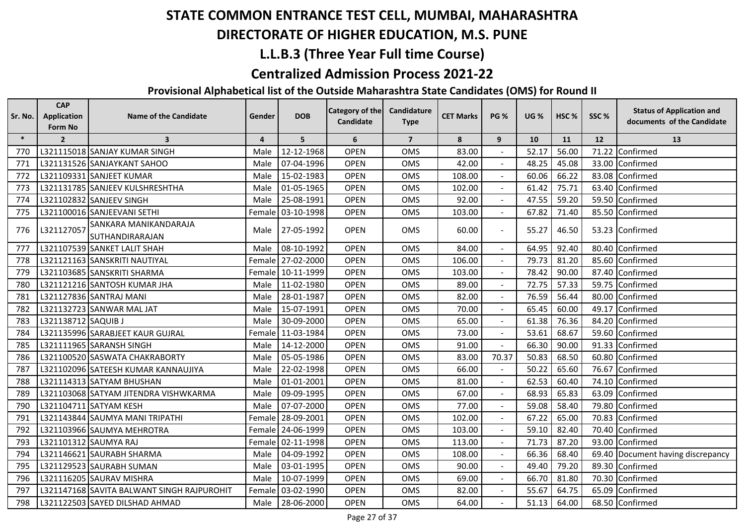# STATE COMMON ENTRANCE TEST CELL, MUMBAI, MAHARASHTRA

## DIRECTORATE OF HIGHER EDUCATION, M.S. PUNE

## L.L.B.3 (Three Year Full time Course)

## Centralized Admission Process 2021-22

### Provisional Alphabetical list of the Outside Maharashtra State Candidates (OMS) for Round II

| Sr. No. | CAP Application Form No | Name of the Candidate | Gender | DOB | Category of the Candidate | Candidature Type | CET Marks | PG % | UG % | HSC % | SSC % | Status of Application and documents of the Candidate |
|---|---|---|---|---|---|---|---|---|---|---|---|---|
| * | 2 | 3 | 4 | 5 | 6 | 7 | 8 | 9 | 10 | 11 | 12 | 13 |
| 770 | L321115018 | SANJAY KUMAR SINGH | Male | 12-12-1968 | OPEN | OMS | 83.00 | - | 52.17 | 56.00 | 71.22 | Confirmed |
| 771 | L321131526 | SANJAYKANT SAHOO | Male | 07-04-1996 | OPEN | OMS | 42.00 | - | 48.25 | 45.08 | 33.00 | Confirmed |
| 772 | L321109331 | SANJEET KUMAR | Male | 15-02-1983 | OPEN | OMS | 108.00 | - | 60.06 | 66.22 | 83.08 | Confirmed |
| 773 | L321131785 | SANJEEV KULSHRESHTHA | Male | 01-05-1965 | OPEN | OMS | 102.00 | - | 61.42 | 75.71 | 63.40 | Confirmed |
| 774 | L321102832 | SANJEEV SINGH | Male | 25-08-1991 | OPEN | OMS | 92.00 | - | 47.55 | 59.20 | 59.50 | Confirmed |
| 775 | L321100016 | SANJEEVANI SETHI | Female | 03-10-1998 | OPEN | OMS | 103.00 | - | 67.82 | 71.40 | 85.50 | Confirmed |
| 776 | L321127057 | SANKARA MANIKANDARAJA SUTHANDIRARAJAN | Male | 27-05-1992 | OPEN | OMS | 60.00 | - | 55.27 | 46.50 | 53.23 | Confirmed |
| 777 | L321107539 | SANKET LALIT SHAH | Male | 08-10-1992 | OPEN | OMS | 84.00 | - | 64.95 | 92.40 | 80.40 | Confirmed |
| 778 | L321121163 | SANSKRITI NAUTIYAL | Female | 27-02-2000 | OPEN | OMS | 106.00 | - | 79.73 | 81.20 | 85.60 | Confirmed |
| 779 | L321103685 | SANSKRITI SHARMA | Female | 10-11-1999 | OPEN | OMS | 103.00 | - | 78.42 | 90.00 | 87.40 | Confirmed |
| 780 | L321121216 | SANTOSH KUMAR JHA | Male | 11-02-1980 | OPEN | OMS | 89.00 | - | 72.75 | 57.33 | 59.75 | Confirmed |
| 781 | L321127836 | SANTRAJ MANI | Male | 28-01-1987 | OPEN | OMS | 82.00 | - | 76.59 | 56.44 | 80.00 | Confirmed |
| 782 | L321132723 | SANWAR MAL JAT | Male | 15-07-1991 | OPEN | OMS | 70.00 | - | 65.45 | 60.00 | 49.17 | Confirmed |
| 783 | L321138712 | SAQUIB J | Male | 30-09-2000 | OPEN | OMS | 65.00 | - | 61.38 | 76.36 | 84.20 | Confirmed |
| 784 | L321135996 | SARABJEET KAUR GUJRAL | Female | 11-03-1984 | OPEN | OMS | 73.00 | - | 53.61 | 68.67 | 59.60 | Confirmed |
| 785 | L321111965 | SARANSH SINGH | Male | 14-12-2000 | OPEN | OMS | 91.00 | - | 66.30 | 90.00 | 91.33 | Confirmed |
| 786 | L321100520 | SASWATA CHAKRABORTY | Male | 05-05-1986 | OPEN | OMS | 83.00 | 70.37 | 50.83 | 68.50 | 60.80 | Confirmed |
| 787 | L321102096 | SATEESH KUMAR KANNAUJIYA | Male | 22-02-1998 | OPEN | OMS | 66.00 | - | 50.22 | 65.60 | 76.67 | Confirmed |
| 788 | L321114313 | SATYAM BHUSHAN | Male | 01-01-2001 | OPEN | OMS | 81.00 | - | 62.53 | 60.40 | 74.10 | Confirmed |
| 789 | L321103068 | SATYAM JITENDRA VISHWKARMA | Male | 09-09-1995 | OPEN | OMS | 67.00 | - | 68.93 | 65.83 | 63.09 | Confirmed |
| 790 | L321104711 | SATYAM KESH | Male | 07-07-2000 | OPEN | OMS | 77.00 | - | 59.08 | 58.40 | 79.80 | Confirmed |
| 791 | L321143844 | SAUMYA MANI TRIPATHI | Female | 28-09-2001 | OPEN | OMS | 102.00 | - | 67.22 | 65.00 | 70.83 | Confirmed |
| 792 | L321103966 | SAUMYA MEHROTRA | Female | 24-06-1999 | OPEN | OMS | 103.00 | - | 59.10 | 82.40 | 70.40 | Confirmed |
| 793 | L321101312 | SAUMYA RAJ | Female | 02-11-1998 | OPEN | OMS | 113.00 | - | 71.73 | 87.20 | 93.00 | Confirmed |
| 794 | L321146621 | SAURABH SHARMA | Male | 04-09-1992 | OPEN | OMS | 108.00 | - | 66.36 | 68.40 | 69.40 | Document having discrepancy |
| 795 | L321129523 | SAURABH SUMAN | Male | 03-01-1995 | OPEN | OMS | 90.00 | - | 49.40 | 79.20 | 89.30 | Confirmed |
| 796 | L321116205 | SAURAV MISHRA | Male | 10-07-1999 | OPEN | OMS | 69.00 | - | 66.70 | 81.80 | 70.30 | Confirmed |
| 797 | L321147168 | SAVITA BALWANT SINGH RAJPUROHIT | Female | 03-02-1990 | OPEN | OMS | 82.00 | - | 55.67 | 64.75 | 65.09 | Confirmed |
| 798 | L321122503 | SAYED DILSHAD AHMAD | Male | 28-06-2000 | OPEN | OMS | 64.00 | - | 51.13 | 64.00 | 68.50 | Confirmed |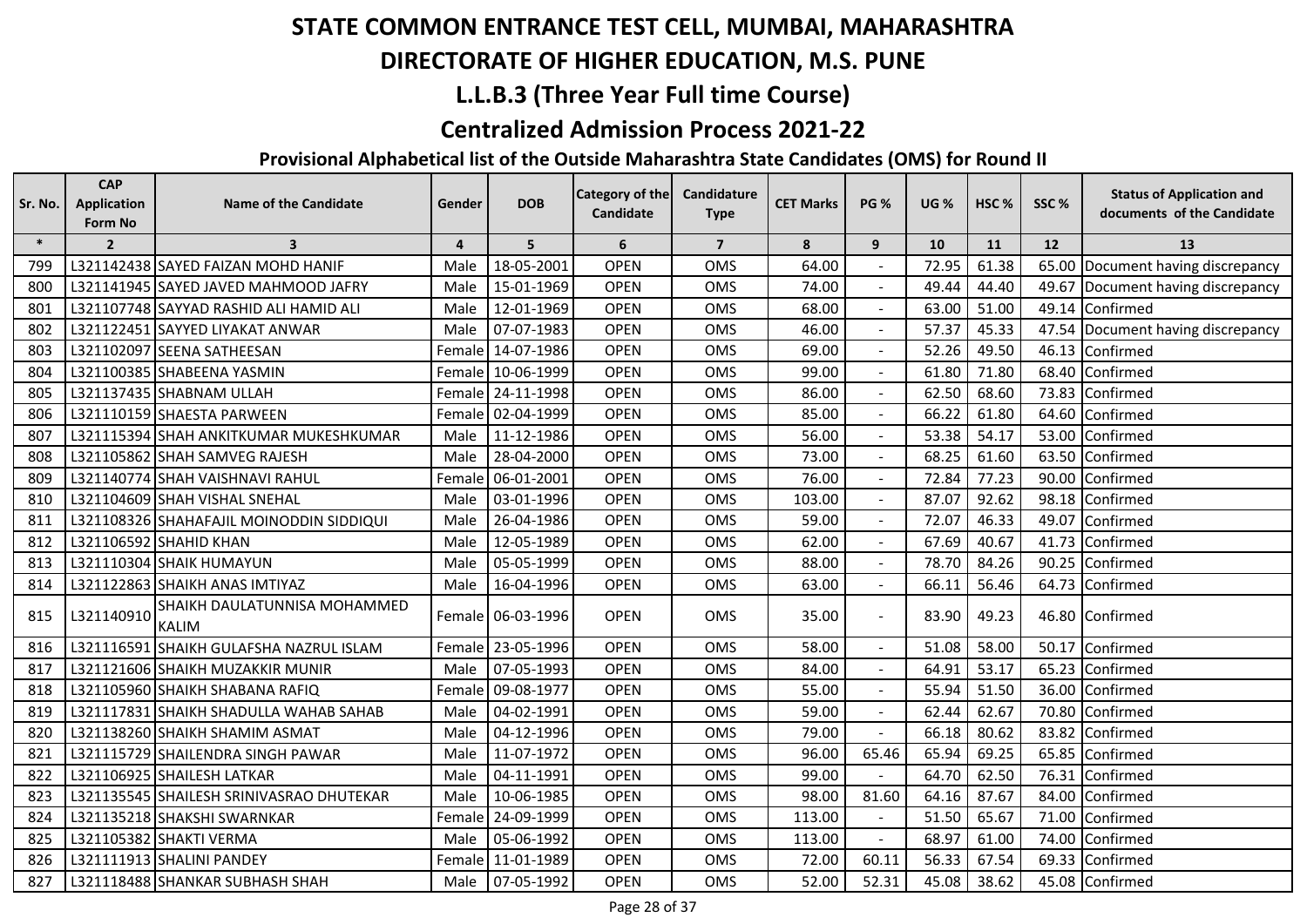# STATE COMMON ENTRANCE TEST CELL, MUMBAI, MAHARASHTRA

# DIRECTORATE OF HIGHER EDUCATION, M.S. PUNE

## L.L.B.3 (Three Year Full time Course)

## Centralized Admission Process 2021-22

### Provisional Alphabetical list of the Outside Maharashtra State Candidates (OMS) for Round II

| Sr. No. | CAP Application Form No | Name of the Candidate | Gender | DOB | Category of the Candidate | Candidature Type | CET Marks | PG % | UG % | HSC % | SSC % | Status of Application and documents of the Candidate |
|---|---|---|---|---|---|---|---|---|---|---|---|---|
| * | 2 | 3 | 4 | 5 | 6 | 7 | 8 | 9 | 10 | 11 | 12 | 13 |
| 799 | L321142438 | SAYED FAIZAN MOHD HANIF | Male | 18-05-2001 | OPEN | OMS | 64.00 | - | 72.95 | 61.38 | 65.00 | Document having discrepancy |
| 800 | L321141945 | SAYED JAVED MAHMOOD JAFRY | Male | 15-01-1969 | OPEN | OMS | 74.00 | - | 49.44 | 44.40 | 49.67 | Document having discrepancy |
| 801 | L321107748 | SAYYAD RASHID ALI HAMID ALI | Male | 12-01-1969 | OPEN | OMS | 68.00 | - | 63.00 | 51.00 | 49.14 | Confirmed |
| 802 | L321122451 | SAYYED LIYAKAT ANWAR | Male | 07-07-1983 | OPEN | OMS | 46.00 | - | 57.37 | 45.33 | 47.54 | Document having discrepancy |
| 803 | L321102097 | SEENA SATHEESAN | Female | 14-07-1986 | OPEN | OMS | 69.00 | - | 52.26 | 49.50 | 46.13 | Confirmed |
| 804 | L321100385 | SHABEENA YASMIN | Female | 10-06-1999 | OPEN | OMS | 99.00 | - | 61.80 | 71.80 | 68.40 | Confirmed |
| 805 | L321137435 | SHABNAM ULLAH | Female | 24-11-1998 | OPEN | OMS | 86.00 | - | 62.50 | 68.60 | 73.83 | Confirmed |
| 806 | L321110159 | SHAESTA PARWEEN | Female | 02-04-1999 | OPEN | OMS | 85.00 | - | 66.22 | 61.80 | 64.60 | Confirmed |
| 807 | L321115394 | SHAH ANKITKUMAR MUKESHKUMAR | Male | 11-12-1986 | OPEN | OMS | 56.00 | - | 53.38 | 54.17 | 53.00 | Confirmed |
| 808 | L321105862 | SHAH SAMVEG RAJESH | Male | 28-04-2000 | OPEN | OMS | 73.00 | - | 68.25 | 61.60 | 63.50 | Confirmed |
| 809 | L321140774 | SHAH VAISHNAVI RAHUL | Female | 06-01-2001 | OPEN | OMS | 76.00 | - | 72.84 | 77.23 | 90.00 | Confirmed |
| 810 | L321104609 | SHAH VISHAL SNEHAL | Male | 03-01-1996 | OPEN | OMS | 103.00 | - | 87.07 | 92.62 | 98.18 | Confirmed |
| 811 | L321108326 | SHAHAFAJIL MOINODDIN SIDDIQUI | Male | 26-04-1986 | OPEN | OMS | 59.00 | - | 72.07 | 46.33 | 49.07 | Confirmed |
| 812 | L321106592 | SHAHID KHAN | Male | 12-05-1989 | OPEN | OMS | 62.00 | - | 67.69 | 40.67 | 41.73 | Confirmed |
| 813 | L321110304 | SHAIK HUMAYUN | Male | 05-05-1999 | OPEN | OMS | 88.00 | - | 78.70 | 84.26 | 90.25 | Confirmed |
| 814 | L321122863 | SHAIKH ANAS IMTIYAZ | Male | 16-04-1996 | OPEN | OMS | 63.00 | - | 66.11 | 56.46 | 64.73 | Confirmed |
| 815 | L321140910 | SHAIKH DAULATUNNISA MOHAMMED KALIM | Female | 06-03-1996 | OPEN | OMS | 35.00 | - | 83.90 | 49.23 | 46.80 | Confirmed |
| 816 | L321116591 | SHAIKH GULAFSHA NAZRUL ISLAM | Female | 23-05-1996 | OPEN | OMS | 58.00 | - | 51.08 | 58.00 | 50.17 | Confirmed |
| 817 | L321121606 | SHAIKH MUZAKKIR MUNIR | Male | 07-05-1993 | OPEN | OMS | 84.00 | - | 64.91 | 53.17 | 65.23 | Confirmed |
| 818 | L321105960 | SHAIKH SHABANA RAFIQ | Female | 09-08-1977 | OPEN | OMS | 55.00 | - | 55.94 | 51.50 | 36.00 | Confirmed |
| 819 | L321117831 | SHAIKH SHADULLA WAHAB SAHAB | Male | 04-02-1991 | OPEN | OMS | 59.00 | - | 62.44 | 62.67 | 70.80 | Confirmed |
| 820 | L321138260 | SHAIKH SHAMIM ASMAT | Male | 04-12-1996 | OPEN | OMS | 79.00 | - | 66.18 | 80.62 | 83.82 | Confirmed |
| 821 | L321115729 | SHAILENDRA SINGH PAWAR | Male | 11-07-1972 | OPEN | OMS | 96.00 | 65.46 | 65.94 | 69.25 | 65.85 | Confirmed |
| 822 | L321106925 | SHAILESH LATKAR | Male | 04-11-1991 | OPEN | OMS | 99.00 | - | 64.70 | 62.50 | 76.31 | Confirmed |
| 823 | L321135545 | SHAILESH SRINIVASRAO DHUTEKAR | Male | 10-06-1985 | OPEN | OMS | 98.00 | 81.60 | 64.16 | 87.67 | 84.00 | Confirmed |
| 824 | L321135218 | SHAKSHI SWARNKAR | Female | 24-09-1999 | OPEN | OMS | 113.00 | - | 51.50 | 65.67 | 71.00 | Confirmed |
| 825 | L321105382 | SHAKTI VERMA | Male | 05-06-1992 | OPEN | OMS | 113.00 | - | 68.97 | 61.00 | 74.00 | Confirmed |
| 826 | L321111913 | SHALINI PANDEY | Female | 11-01-1989 | OPEN | OMS | 72.00 | 60.11 | 56.33 | 67.54 | 69.33 | Confirmed |
| 827 | L321118488 | SHANKAR SUBHASH SHAH | Male | 07-05-1992 | OPEN | OMS | 52.00 | 52.31 | 45.08 | 38.62 | 45.08 | Confirmed |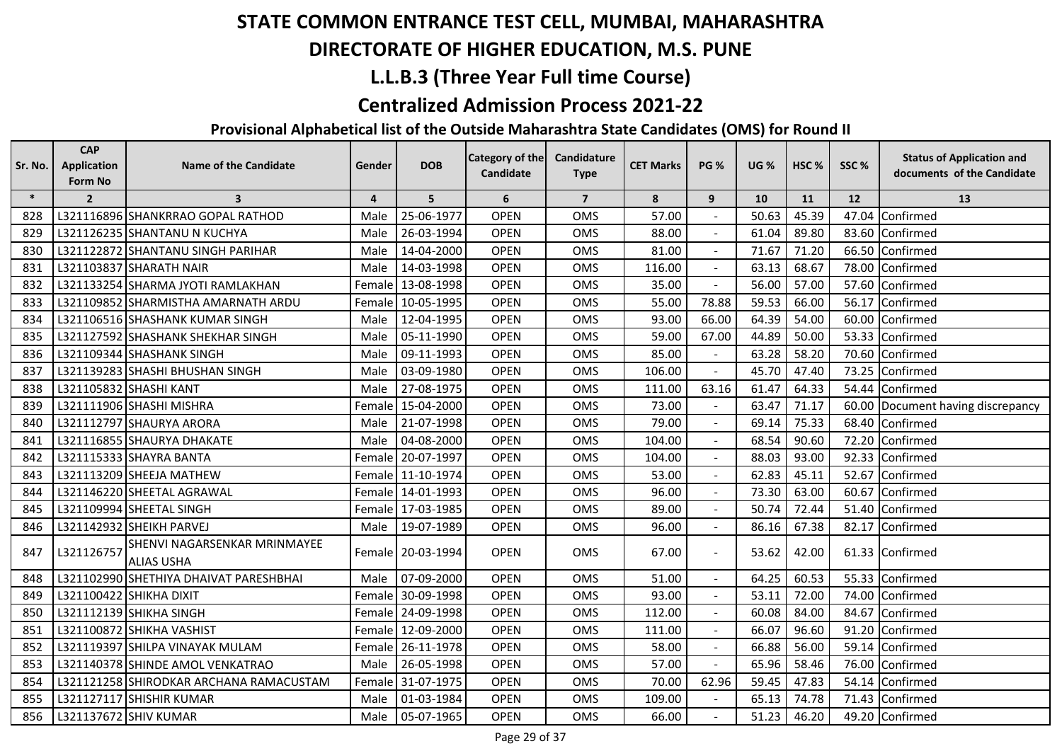# STATE COMMON ENTRANCE TEST CELL, MUMBAI, MAHARASHTRA

# DIRECTORATE OF HIGHER EDUCATION, M.S. PUNE

## L.L.B.3 (Three Year Full time Course)

## Centralized Admission Process 2021-22

### Provisional Alphabetical list of the Outside Maharashtra State Candidates (OMS) for Round II

| Sr. No. | CAP Application Form No | Name of the Candidate | Gender | DOB | Category of the Candidate | Candidature Type | CET Marks | PG % | UG % | HSC % | SSC % | Status of Application and documents of the Candidate |
|---|---|---|---|---|---|---|---|---|---|---|---|---|
| * | 2 | 3 | 4 | 5 | 6 | 7 | 8 | 9 | 10 | 11 | 12 | 13 |
| 828 | L321116896 | SHANKRRAO GOPAL RATHOD | Male | 25-06-1977 | OPEN | OMS | 57.00 | - | 50.63 | 45.39 | 47.04 | Confirmed |
| 829 | L321126235 | SHANTANU N KUCHYA | Male | 26-03-1994 | OPEN | OMS | 88.00 | - | 61.04 | 89.80 | 83.60 | Confirmed |
| 830 | L321122872 | SHANTANU SINGH PARIHAR | Male | 14-04-2000 | OPEN | OMS | 81.00 | - | 71.67 | 71.20 | 66.50 | Confirmed |
| 831 | L321103837 | SHARATH NAIR | Male | 14-03-1998 | OPEN | OMS | 116.00 | - | 63.13 | 68.67 | 78.00 | Confirmed |
| 832 | L321133254 | SHARMA JYOTI RAMLAKHAN | Female | 13-08-1998 | OPEN | OMS | 35.00 | - | 56.00 | 57.00 | 57.60 | Confirmed |
| 833 | L321109852 | SHARMISTHA AMARNATH ARDU | Female | 10-05-1995 | OPEN | OMS | 55.00 | 78.88 | 59.53 | 66.00 | 56.17 | Confirmed |
| 834 | L321106516 | SHASHANK KUMAR SINGH | Male | 12-04-1995 | OPEN | OMS | 93.00 | 66.00 | 64.39 | 54.00 | 60.00 | Confirmed |
| 835 | L321127592 | SHASHANK SHEKHAR SINGH | Male | 05-11-1990 | OPEN | OMS | 59.00 | 67.00 | 44.89 | 50.00 | 53.33 | Confirmed |
| 836 | L321109344 | SHASHANK SINGH | Male | 09-11-1993 | OPEN | OMS | 85.00 | - | 63.28 | 58.20 | 70.60 | Confirmed |
| 837 | L321139283 | SHASHI BHUSHAN SINGH | Male | 03-09-1980 | OPEN | OMS | 106.00 | - | 45.70 | 47.40 | 73.25 | Confirmed |
| 838 | L321105832 | SHASHI KANT | Male | 27-08-1975 | OPEN | OMS | 111.00 | 63.16 | 61.47 | 64.33 | 54.44 | Confirmed |
| 839 | L321111906 | SHASHI MISHRA | Female | 15-04-2000 | OPEN | OMS | 73.00 | - | 63.47 | 71.17 | 60.00 | Document having discrepancy |
| 840 | L321112797 | SHAURYA ARORA | Male | 21-07-1998 | OPEN | OMS | 79.00 | - | 69.14 | 75.33 | 68.40 | Confirmed |
| 841 | L321116855 | SHAURYA DHAKATE | Male | 04-08-2000 | OPEN | OMS | 104.00 | - | 68.54 | 90.60 | 72.20 | Confirmed |
| 842 | L321115333 | SHAYRA BANTA | Female | 20-07-1997 | OPEN | OMS | 104.00 | - | 88.03 | 93.00 | 92.33 | Confirmed |
| 843 | L321113209 | SHEEJA MATHEW | Female | 11-10-1974 | OPEN | OMS | 53.00 | - | 62.83 | 45.11 | 52.67 | Confirmed |
| 844 | L321146220 | SHEETAL AGRAWAL | Female | 14-01-1993 | OPEN | OMS | 96.00 | - | 73.30 | 63.00 | 60.67 | Confirmed |
| 845 | L321109994 | SHEETAL SINGH | Female | 17-03-1985 | OPEN | OMS | 89.00 | - | 50.74 | 72.44 | 51.40 | Confirmed |
| 846 | L321142932 | SHEIKH PARVEJ | Male | 19-07-1989 | OPEN | OMS | 96.00 | - | 86.16 | 67.38 | 82.17 | Confirmed |
| 847 | L321126757 | SHENVI NAGARSENKAR MRINMAYEE ALIAS USHA | Female | 20-03-1994 | OPEN | OMS | 67.00 | - | 53.62 | 42.00 | 61.33 | Confirmed |
| 848 | L321102990 | SHETHIYA DHAIVAT PARESHBHAI | Male | 07-09-2000 | OPEN | OMS | 51.00 | - | 64.25 | 60.53 | 55.33 | Confirmed |
| 849 | L321100422 | SHIKHA DIXIT | Female | 30-09-1998 | OPEN | OMS | 93.00 | - | 53.11 | 72.00 | 74.00 | Confirmed |
| 850 | L321112139 | SHIKHA SINGH | Female | 24-09-1998 | OPEN | OMS | 112.00 | - | 60.08 | 84.00 | 84.67 | Confirmed |
| 851 | L321100872 | SHIKHA VASHIST | Female | 12-09-2000 | OPEN | OMS | 111.00 | - | 66.07 | 96.60 | 91.20 | Confirmed |
| 852 | L321119397 | SHILPA VINAYAK MULAM | Female | 26-11-1978 | OPEN | OMS | 58.00 | - | 66.88 | 56.00 | 59.14 | Confirmed |
| 853 | L321140378 | SHINDE AMOL VENKATRAO | Male | 26-05-1998 | OPEN | OMS | 57.00 | - | 65.96 | 58.46 | 76.00 | Confirmed |
| 854 | L321121258 | SHIRODKAR ARCHANA RAMACUSTAM | Female | 31-07-1975 | OPEN | OMS | 70.00 | 62.96 | 59.45 | 47.83 | 54.14 | Confirmed |
| 855 | L321127117 | SHISHIR KUMAR | Male | 01-03-1984 | OPEN | OMS | 109.00 | - | 65.13 | 74.78 | 71.43 | Confirmed |
| 856 | L321137672 | SHIV KUMAR | Male | 05-07-1965 | OPEN | OMS | 66.00 | - | 51.23 | 46.20 | 49.20 | Confirmed |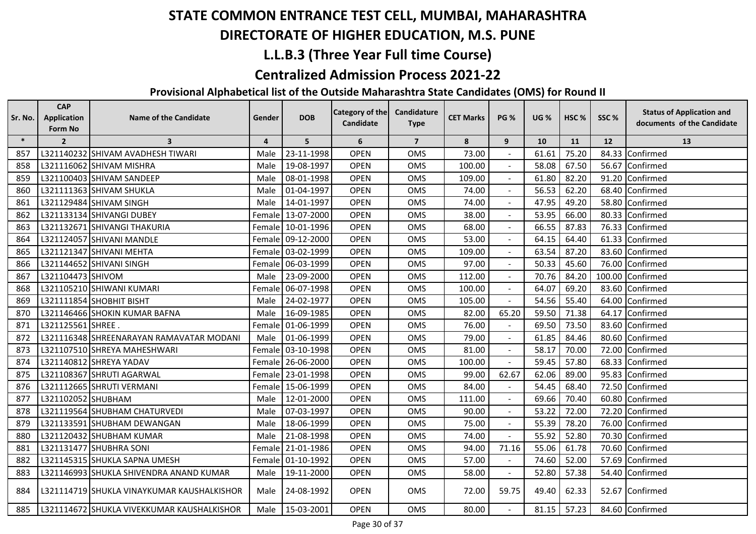# STATE COMMON ENTRANCE TEST CELL, MUMBAI, MAHARASHTRA

## DIRECTORATE OF HIGHER EDUCATION, M.S. PUNE

## L.L.B.3 (Three Year Full time Course)

## Centralized Admission Process 2021-22

### Provisional Alphabetical list of the Outside Maharashtra State Candidates (OMS) for Round II

| Sr. No. | CAP Application Form No | Name of the Candidate | Gender | DOB | Category of the Candidate | Candidature Type | CET Marks | PG % | UG % | HSC % | SSC % | Status of Application and documents of the Candidate |
|---|---|---|---|---|---|---|---|---|---|---|---|---|
| * | 2 | 3 | 4 | 5 | 6 | 7 | 8 | 9 | 10 | 11 | 12 | 13 |
| 857 | L321140232 | SHIVAM AVADHESH TIWARI | Male | 23-11-1998 | OPEN | OMS | 73.00 | - | 61.61 | 75.20 | 84.33 | Confirmed |
| 858 | L321116062 | SHIVAM MISHRA | Male | 19-08-1997 | OPEN | OMS | 100.00 | - | 58.08 | 67.50 | 56.67 | Confirmed |
| 859 | L321100403 | SHIVAM SANDEEP | Male | 08-01-1998 | OPEN | OMS | 109.00 | - | 61.80 | 82.20 | 91.20 | Confirmed |
| 860 | L321111363 | SHIVAM SHUKLA | Male | 01-04-1997 | OPEN | OMS | 74.00 | - | 56.53 | 62.20 | 68.40 | Confirmed |
| 861 | L321129484 | SHIVAM SINGH | Male | 14-01-1997 | OPEN | OMS | 74.00 | - | 47.95 | 49.20 | 58.80 | Confirmed |
| 862 | L321133134 | SHIVANGI DUBEY | Female | 13-07-2000 | OPEN | OMS | 38.00 | - | 53.95 | 66.00 | 80.33 | Confirmed |
| 863 | L321132671 | SHIVANGI THAKURIA | Female | 10-01-1996 | OPEN | OMS | 68.00 | - | 66.55 | 87.83 | 76.33 | Confirmed |
| 864 | L321124057 | SHIVANI MANDLE | Female | 09-12-2000 | OPEN | OMS | 53.00 | - | 64.15 | 64.40 | 61.33 | Confirmed |
| 865 | L321121347 | SHIVANI MEHTA | Female | 03-02-1999 | OPEN | OMS | 109.00 | - | 63.54 | 87.20 | 83.60 | Confirmed |
| 866 | L321144652 | SHIVANI SINGH | Female | 06-03-1999 | OPEN | OMS | 97.00 | - | 50.33 | 45.60 | 76.00 | Confirmed |
| 867 | L321104473 | SHIVOM | Male | 23-09-2000 | OPEN | OMS | 112.00 | - | 70.76 | 84.20 | 100.00 | Confirmed |
| 868 | L321105210 | SHIWANI KUMARI | Female | 06-07-1998 | OPEN | OMS | 100.00 | - | 64.07 | 69.20 | 83.60 | Confirmed |
| 869 | L321111854 | SHOBHIT BISHT | Male | 24-02-1977 | OPEN | OMS | 105.00 | - | 54.56 | 55.40 | 64.00 | Confirmed |
| 870 | L321146466 | SHOKIN KUMAR BAFNA | Male | 16-09-1985 | OPEN | OMS | 82.00 | 65.20 | 59.50 | 71.38 | 64.17 | Confirmed |
| 871 | L321125561 | SHREE . | Female | 01-06-1999 | OPEN | OMS | 76.00 | - | 69.50 | 73.50 | 83.60 | Confirmed |
| 872 | L321116348 | SHREENARAYAN RAMAVATAR MODANI | Male | 01-06-1999 | OPEN | OMS | 79.00 | - | 61.85 | 84.46 | 80.60 | Confirmed |
| 873 | L321107510 | SHREYA MAHESHWARI | Female | 03-10-1998 | OPEN | OMS | 81.00 | - | 58.17 | 70.00 | 72.00 | Confirmed |
| 874 | L321140812 | SHREYA YADAV | Female | 26-06-2000 | OPEN | OMS | 100.00 | - | 59.45 | 57.80 | 68.33 | Confirmed |
| 875 | L321108367 | SHRUTI AGARWAL | Female | 23-01-1998 | OPEN | OMS | 99.00 | 62.67 | 62.06 | 89.00 | 95.83 | Confirmed |
| 876 | L321112665 | SHRUTI VERMANI | Female | 15-06-1999 | OPEN | OMS | 84.00 | - | 54.45 | 68.40 | 72.50 | Confirmed |
| 877 | L321102052 | SHUBHAM | Male | 12-01-2000 | OPEN | OMS | 111.00 | - | 69.66 | 70.40 | 60.80 | Confirmed |
| 878 | L321119564 | SHUBHAM CHATURVEDI | Male | 07-03-1997 | OPEN | OMS | 90.00 | - | 53.22 | 72.00 | 72.20 | Confirmed |
| 879 | L321133591 | SHUBHAM DEWANGAN | Male | 18-06-1999 | OPEN | OMS | 75.00 | - | 55.39 | 78.20 | 76.00 | Confirmed |
| 880 | L321120432 | SHUBHAM KUMAR | Male | 21-08-1998 | OPEN | OMS | 74.00 | - | 55.92 | 52.80 | 70.30 | Confirmed |
| 881 | L321131477 | SHUBHRA SONI | Female | 21-01-1986 | OPEN | OMS | 94.00 | 71.16 | 55.06 | 61.78 | 70.60 | Confirmed |
| 882 | L321145315 | SHUKLA SAPNA UMESH | Female | 01-10-1992 | OPEN | OMS | 57.00 | - | 74.60 | 52.00 | 57.69 | Confirmed |
| 883 | L321146993 | SHUKLA SHIVENDRA ANAND KUMAR | Male | 19-11-2000 | OPEN | OMS | 58.00 | - | 52.80 | 57.38 | 54.40 | Confirmed |
| 884 | L321114719 | SHUKLA VINAYKUMAR KAUSHALKISHOR | Male | 24-08-1992 | OPEN | OMS | 72.00 | 59.75 | 49.40 | 62.33 | 52.67 | Confirmed |
| 885 | L321114672 | SHUKLA VIVEKKUMAR KAUSHALKISHOR | Male | 15-03-2001 | OPEN | OMS | 80.00 | - | 81.15 | 57.23 | 84.60 | Confirmed |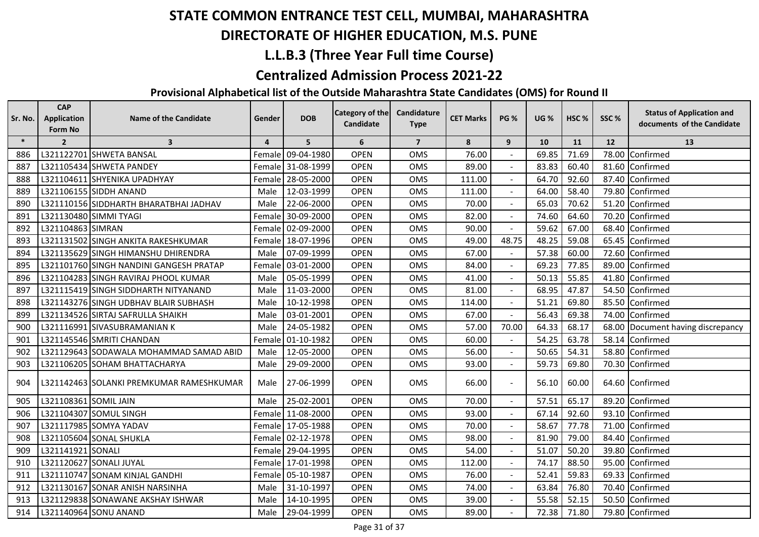# STATE COMMON ENTRANCE TEST CELL, MUMBAI, MAHARASHTRA

## DIRECTORATE OF HIGHER EDUCATION, M.S. PUNE

## L.L.B.3 (Three Year Full time Course)

## Centralized Admission Process 2021-22

### Provisional Alphabetical list of the Outside Maharashtra State Candidates (OMS) for Round II

| Sr. No. | CAP Application Form No | Name of the Candidate | Gender | DOB | Category of the Candidate | Candidature Type | CET Marks | PG % | UG % | HSC % | SSC % | Status of Application and documents of the Candidate |
|---|---|---|---|---|---|---|---|---|---|---|---|---|
| * | 2 | 3 | 4 | 5 | 6 | 7 | 8 | 9 | 10 | 11 | 12 | 13 |
| 886 | L321122701 | SHWETA BANSAL | Female | 09-04-1980 | OPEN | OMS | 76.00 | - | 69.85 | 71.69 | 78.00 | Confirmed |
| 887 | L321105434 | SHWETA PANDEY | Female | 31-08-1999 | OPEN | OMS | 89.00 | - | 83.83 | 60.40 | 81.60 | Confirmed |
| 888 | L321104611 | SHYENIKA UPADHYAY | Female | 28-05-2000 | OPEN | OMS | 111.00 | - | 64.70 | 92.60 | 87.40 | Confirmed |
| 889 | L321106155 | SIDDH ANAND | Male | 12-03-1999 | OPEN | OMS | 111.00 | - | 64.00 | 58.40 | 79.80 | Confirmed |
| 890 | L321110156 | SIDDHARTH BHARATBHAI JADHAV | Male | 22-06-2000 | OPEN | OMS | 70.00 | - | 65.03 | 70.62 | 51.20 | Confirmed |
| 891 | L321130480 | SIMMI TYAGI | Female | 30-09-2000 | OPEN | OMS | 82.00 | - | 74.60 | 64.60 | 70.20 | Confirmed |
| 892 | L321104863 | SIMRAN | Female | 02-09-2000 | OPEN | OMS | 90.00 | - | 59.62 | 67.00 | 68.40 | Confirmed |
| 893 | L321131502 | SINGH ANKITA RAKESHKUMAR | Female | 18-07-1996 | OPEN | OMS | 49.00 | 48.75 | 48.25 | 59.08 | 65.45 | Confirmed |
| 894 | L321135629 | SINGH HIMANSHU DHIRENDRA | Male | 07-09-1999 | OPEN | OMS | 67.00 | - | 57.38 | 60.00 | 72.60 | Confirmed |
| 895 | L321101760 | SINGH NANDINI GANGESH PRATAP | Female | 03-01-2000 | OPEN | OMS | 84.00 | - | 69.23 | 77.85 | 89.00 | Confirmed |
| 896 | L321104283 | SINGH RAVIRAJ PHOOL KUMAR | Male | 05-05-1999 | OPEN | OMS | 41.00 | - | 50.13 | 55.85 | 41.80 | Confirmed |
| 897 | L321115419 | SINGH SIDDHARTH NITYANAND | Male | 11-03-2000 | OPEN | OMS | 81.00 | - | 68.95 | 47.87 | 54.50 | Confirmed |
| 898 | L321143276 | SINGH UDBHAV BLAIR SUBHASH | Male | 10-12-1998 | OPEN | OMS | 114.00 | - | 51.21 | 69.80 | 85.50 | Confirmed |
| 899 | L321134526 | SIRTAJ SAFRULLA SHAIKH | Male | 03-01-2001 | OPEN | OMS | 67.00 | - | 56.43 | 69.38 | 74.00 | Confirmed |
| 900 | L321116991 | SIVASUBRAMANIAN K | Male | 24-05-1982 | OPEN | OMS | 57.00 | 70.00 | 64.33 | 68.17 | 68.00 | Document having discrepancy |
| 901 | L321145546 | SMRITI CHANDAN | Female | 01-10-1982 | OPEN | OMS | 60.00 | - | 54.25 | 63.78 | 58.14 | Confirmed |
| 902 | L321129643 | SODAWALA MOHAMMAD SAMAD ABID | Male | 12-05-2000 | OPEN | OMS | 56.00 | - | 50.65 | 54.31 | 58.80 | Confirmed |
| 903 | L321106205 | SOHAM BHATTACHARYA | Male | 29-09-2000 | OPEN | OMS | 93.00 | - | 59.73 | 69.80 | 70.30 | Confirmed |
| 904 | L321142463 | SOLANKI PREMKUMAR RAMESHKUMAR | Male | 27-06-1999 | OPEN | OMS | 66.00 | - | 56.10 | 60.00 | 64.60 | Confirmed |
| 905 | L321108361 | SOMIL JAIN | Male | 25-02-2001 | OPEN | OMS | 70.00 | - | 57.51 | 65.17 | 89.20 | Confirmed |
| 906 | L321104307 | SOMUL SINGH | Female | 11-08-2000 | OPEN | OMS | 93.00 | - | 67.14 | 92.60 | 93.10 | Confirmed |
| 907 | L321117985 | SOMYA YADAV | Female | 17-05-1988 | OPEN | OMS | 70.00 | - | 58.67 | 77.78 | 71.00 | Confirmed |
| 908 | L321105604 | SONAL SHUKLA | Female | 02-12-1978 | OPEN | OMS | 98.00 | - | 81.90 | 79.00 | 84.40 | Confirmed |
| 909 | L321141921 | SONALI | Female | 29-04-1995 | OPEN | OMS | 54.00 | - | 51.07 | 50.20 | 39.80 | Confirmed |
| 910 | L321120627 | SONALI JUYAL | Female | 17-01-1998 | OPEN | OMS | 112.00 | - | 74.17 | 88.50 | 95.00 | Confirmed |
| 911 | L321110747 | SONAM KINJAL GANDHI | Female | 05-10-1987 | OPEN | OMS | 76.00 | - | 52.41 | 59.83 | 69.33 | Confirmed |
| 912 | L321130167 | SONAR ANISH NARSINHA | Male | 31-10-1997 | OPEN | OMS | 74.00 | - | 63.84 | 76.80 | 70.40 | Confirmed |
| 913 | L321129838 | SONAWANE AKSHAY ISHWAR | Male | 14-10-1995 | OPEN | OMS | 39.00 | - | 55.58 | 52.15 | 50.50 | Confirmed |
| 914 | L321140964 | SONU ANAND | Male | 29-04-1999 | OPEN | OMS | 89.00 | - | 72.38 | 71.80 | 79.80 | Confirmed |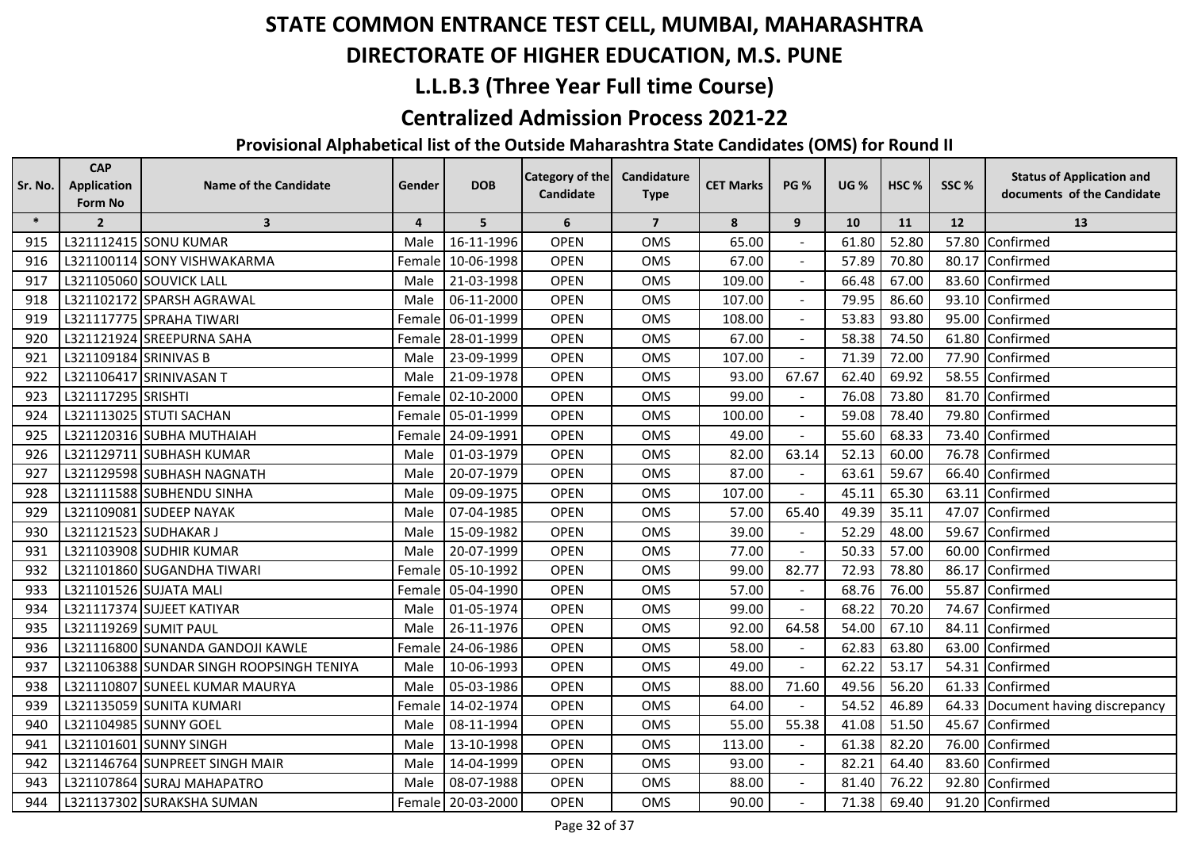# STATE COMMON ENTRANCE TEST CELL, MUMBAI, MAHARASHTRA

# DIRECTORATE OF HIGHER EDUCATION, M.S. PUNE

## L.L.B.3 (Three Year Full time Course)

## Centralized Admission Process 2021-22

### Provisional Alphabetical list of the Outside Maharashtra State Candidates (OMS) for Round II

| Sr. No. | CAP Application Form No | Name of the Candidate | Gender | DOB | Category of the Candidate | Candidature Type | CET Marks | PG % | UG % | HSC % | SSC % | Status of Application and documents of the Candidate |
|---|---|---|---|---|---|---|---|---|---|---|---|---|
| * | 2 | 3 | 4 | 5 | 6 | 7 | 8 | 9 | 10 | 11 | 12 | 13 |
| 915 | L321112415 | SONU KUMAR | Male | 16-11-1996 | OPEN | OMS | 65.00 | - | 61.80 | 52.80 | 57.80 | Confirmed |
| 916 | L321100114 | SONY VISHWAKARMA | Female | 10-06-1998 | OPEN | OMS | 67.00 | - | 57.89 | 70.80 | 80.17 | Confirmed |
| 917 | L321105060 | SOUVICK LALL | Male | 21-03-1998 | OPEN | OMS | 109.00 | - | 66.48 | 67.00 | 83.60 | Confirmed |
| 918 | L321102172 | SPARSH AGRAWAL | Male | 06-11-2000 | OPEN | OMS | 107.00 | - | 79.95 | 86.60 | 93.10 | Confirmed |
| 919 | L321117775 | SPRAHA TIWARI | Female | 06-01-1999 | OPEN | OMS | 108.00 | - | 53.83 | 93.80 | 95.00 | Confirmed |
| 920 | L321121924 | SREEPURNA SAHA | Female | 28-01-1999 | OPEN | OMS | 67.00 | - | 58.38 | 74.50 | 61.80 | Confirmed |
| 921 | L321109184 | SRINIVAS B | Male | 23-09-1999 | OPEN | OMS | 107.00 | - | 71.39 | 72.00 | 77.90 | Confirmed |
| 922 | L321106417 | SRINIVASAN T | Male | 21-09-1978 | OPEN | OMS | 93.00 | 67.67 | 62.40 | 69.92 | 58.55 | Confirmed |
| 923 | L321117295 | SRISHTI | Female | 02-10-2000 | OPEN | OMS | 99.00 | - | 76.08 | 73.80 | 81.70 | Confirmed |
| 924 | L321113025 | STUTI SACHAN | Female | 05-01-1999 | OPEN | OMS | 100.00 | - | 59.08 | 78.40 | 79.80 | Confirmed |
| 925 | L321120316 | SUBHA MUTHAIAH | Female | 24-09-1991 | OPEN | OMS | 49.00 | - | 55.60 | 68.33 | 73.40 | Confirmed |
| 926 | L321129711 | SUBHASH KUMAR | Male | 01-03-1979 | OPEN | OMS | 82.00 | 63.14 | 52.13 | 60.00 | 76.78 | Confirmed |
| 927 | L321129598 | SUBHASH NAGNATH | Male | 20-07-1979 | OPEN | OMS | 87.00 | - | 63.61 | 59.67 | 66.40 | Confirmed |
| 928 | L321111588 | SUBHENDU SINHA | Male | 09-09-1975 | OPEN | OMS | 107.00 | - | 45.11 | 65.30 | 63.11 | Confirmed |
| 929 | L321109081 | SUDEEP NAYAK | Male | 07-04-1985 | OPEN | OMS | 57.00 | 65.40 | 49.39 | 35.11 | 47.07 | Confirmed |
| 930 | L321121523 | SUDHAKAR J | Male | 15-09-1982 | OPEN | OMS | 39.00 | - | 52.29 | 48.00 | 59.67 | Confirmed |
| 931 | L321103908 | SUDHIR KUMAR | Male | 20-07-1999 | OPEN | OMS | 77.00 | - | 50.33 | 57.00 | 60.00 | Confirmed |
| 932 | L321101860 | SUGANDHA TIWARI | Female | 05-10-1992 | OPEN | OMS | 99.00 | 82.77 | 72.93 | 78.80 | 86.17 | Confirmed |
| 933 | L321101526 | SUJATA MALI | Female | 05-04-1990 | OPEN | OMS | 57.00 | - | 68.76 | 76.00 | 55.87 | Confirmed |
| 934 | L321117374 | SUJEET KATIYAR | Male | 01-05-1974 | OPEN | OMS | 99.00 | - | 68.22 | 70.20 | 74.67 | Confirmed |
| 935 | L321119269 | SUMIT PAUL | Male | 26-11-1976 | OPEN | OMS | 92.00 | 64.58 | 54.00 | 67.10 | 84.11 | Confirmed |
| 936 | L321116800 | SUNANDA GANDOJI KAWLE | Female | 24-06-1986 | OPEN | OMS | 58.00 | - | 62.83 | 63.80 | 63.00 | Confirmed |
| 937 | L321106388 | SUNDAR SINGH ROOPSINGH TENIYA | Male | 10-06-1993 | OPEN | OMS | 49.00 | - | 62.22 | 53.17 | 54.31 | Confirmed |
| 938 | L321110807 | SUNEEL KUMAR MAURYA | Male | 05-03-1986 | OPEN | OMS | 88.00 | 71.60 | 49.56 | 56.20 | 61.33 | Confirmed |
| 939 | L321135059 | SUNITA KUMARI | Female | 14-02-1974 | OPEN | OMS | 64.00 | - | 54.52 | 46.89 | 64.33 | Document having discrepancy |
| 940 | L321104985 | SUNNY GOEL | Male | 08-11-1994 | OPEN | OMS | 55.00 | 55.38 | 41.08 | 51.50 | 45.67 | Confirmed |
| 941 | L321101601 | SUNNY SINGH | Male | 13-10-1998 | OPEN | OMS | 113.00 | - | 61.38 | 82.20 | 76.00 | Confirmed |
| 942 | L321146764 | SUNPREET SINGH MAIR | Male | 14-04-1999 | OPEN | OMS | 93.00 | - | 82.21 | 64.40 | 83.60 | Confirmed |
| 943 | L321107864 | SURAJ MAHAPATRO | Male | 08-07-1988 | OPEN | OMS | 88.00 | - | 81.40 | 76.22 | 92.80 | Confirmed |
| 944 | L321137302 | SURAKSHA SUMAN | Female | 20-03-2000 | OPEN | OMS | 90.00 | - | 71.38 | 69.40 | 91.20 | Confirmed |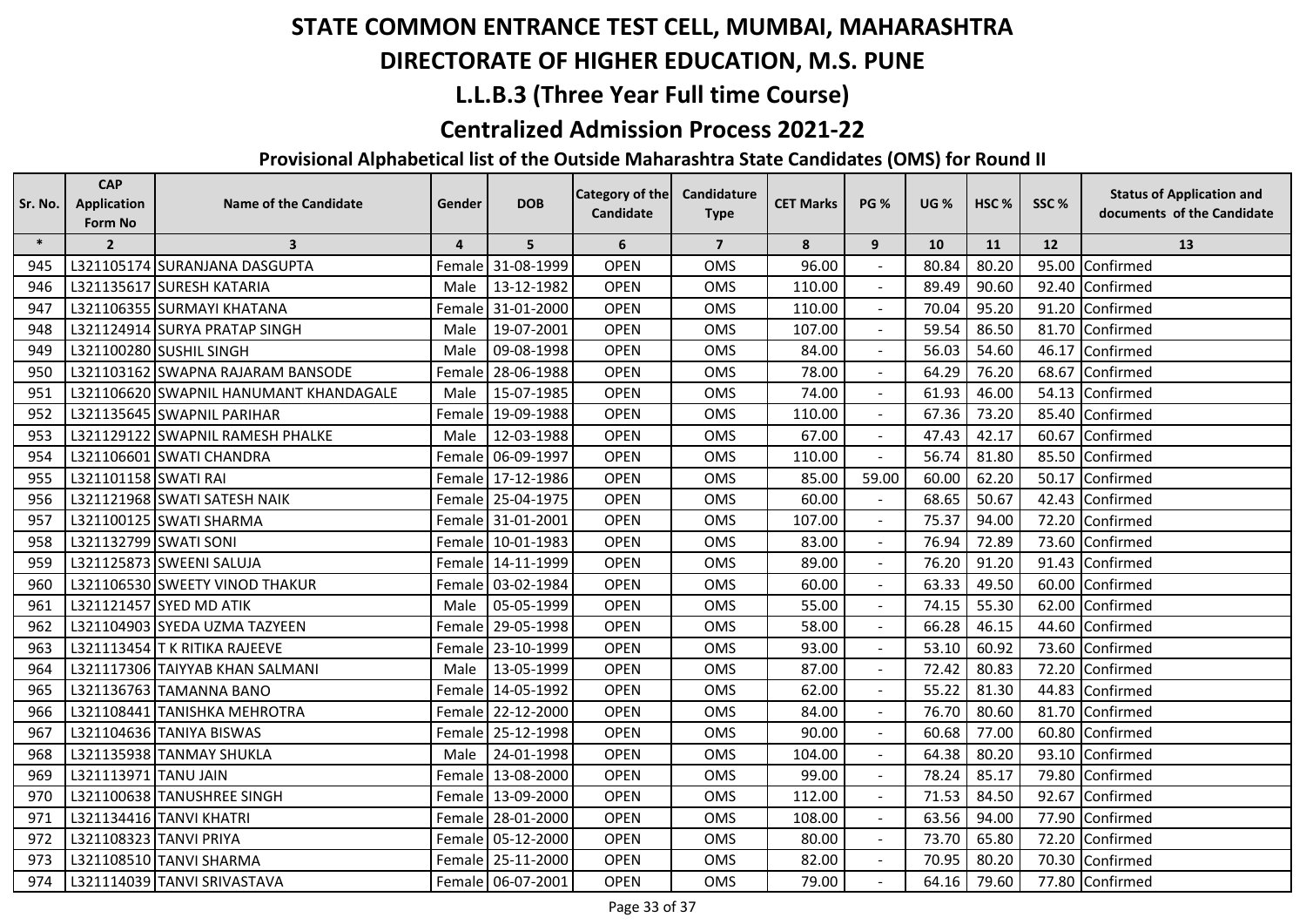# STATE COMMON ENTRANCE TEST CELL, MUMBAI, MAHARASHTRA

# DIRECTORATE OF HIGHER EDUCATION, M.S. PUNE

## L.L.B.3 (Three Year Full time Course)

## Centralized Admission Process 2021-22

### Provisional Alphabetical list of the Outside Maharashtra State Candidates (OMS) for Round II

| Sr. No. | CAP Application Form No | Name of the Candidate | Gender | DOB | Category of the Candidate | Candidature Type | CET Marks | PG % | UG % | HSC % | SSC % | Status of Application and documents of the Candidate |
|---|---|---|---|---|---|---|---|---|---|---|---|---|
| * | 2 | 3 | 4 | 5 | 6 | 7 | 8 | 9 | 10 | 11 | 12 | 13 |
| 945 | L321105174 | SURANJANA DASGUPTA | Female | 31-08-1999 | OPEN | OMS | 96.00 | - | 80.84 | 80.20 | 95.00 | Confirmed |
| 946 | L321135617 | SURESH KATARIA | Male | 13-12-1982 | OPEN | OMS | 110.00 | - | 89.49 | 90.60 | 92.40 | Confirmed |
| 947 | L321106355 | SURMAYI KHATANA | Female | 31-01-2000 | OPEN | OMS | 110.00 | - | 70.04 | 95.20 | 91.20 | Confirmed |
| 948 | L321124914 | SURYA PRATAP SINGH | Male | 19-07-2001 | OPEN | OMS | 107.00 | - | 59.54 | 86.50 | 81.70 | Confirmed |
| 949 | L321100280 | SUSHIL SINGH | Male | 09-08-1998 | OPEN | OMS | 84.00 | - | 56.03 | 54.60 | 46.17 | Confirmed |
| 950 | L321103162 | SWAPNA RAJARAM BANSODE | Female | 28-06-1988 | OPEN | OMS | 78.00 | - | 64.29 | 76.20 | 68.67 | Confirmed |
| 951 | L321106620 | SWAPNIL HANUMANT KHANDAGALE | Male | 15-07-1985 | OPEN | OMS | 74.00 | - | 61.93 | 46.00 | 54.13 | Confirmed |
| 952 | L321135645 | SWAPNIL PARIHAR | Female | 19-09-1988 | OPEN | OMS | 110.00 | - | 67.36 | 73.20 | 85.40 | Confirmed |
| 953 | L321129122 | SWAPNIL RAMESH PHALKE | Male | 12-03-1988 | OPEN | OMS | 67.00 | - | 47.43 | 42.17 | 60.67 | Confirmed |
| 954 | L321106601 | SWATI CHANDRA | Female | 06-09-1997 | OPEN | OMS | 110.00 | - | 56.74 | 81.80 | 85.50 | Confirmed |
| 955 | L321101158 | SWATI RAI | Female | 17-12-1986 | OPEN | OMS | 85.00 | 59.00 | 60.00 | 62.20 | 50.17 | Confirmed |
| 956 | L321121968 | SWATI SATESH NAIK | Female | 25-04-1975 | OPEN | OMS | 60.00 | - | 68.65 | 50.67 | 42.43 | Confirmed |
| 957 | L321100125 | SWATI SHARMA | Female | 31-01-2001 | OPEN | OMS | 107.00 | - | 75.37 | 94.00 | 72.20 | Confirmed |
| 958 | L321132799 | SWATI SONI | Female | 10-01-1983 | OPEN | OMS | 83.00 | - | 76.94 | 72.89 | 73.60 | Confirmed |
| 959 | L321125873 | SWEENI SALUJA | Female | 14-11-1999 | OPEN | OMS | 89.00 | - | 76.20 | 91.20 | 91.43 | Confirmed |
| 960 | L321106530 | SWEETY VINOD THAKUR | Female | 03-02-1984 | OPEN | OMS | 60.00 | - | 63.33 | 49.50 | 60.00 | Confirmed |
| 961 | L321121457 | SYED MD ATIK | Male | 05-05-1999 | OPEN | OMS | 55.00 | - | 74.15 | 55.30 | 62.00 | Confirmed |
| 962 | L321104903 | SYEDA UZMA TAZYEEN | Female | 29-05-1998 | OPEN | OMS | 58.00 | - | 66.28 | 46.15 | 44.60 | Confirmed |
| 963 | L321113454 | T K RITIKA RAJEEVE | Female | 23-10-1999 | OPEN | OMS | 93.00 | - | 53.10 | 60.92 | 73.60 | Confirmed |
| 964 | L321117306 | TAIYYAB KHAN SALMANI | Male | 13-05-1999 | OPEN | OMS | 87.00 | - | 72.42 | 80.83 | 72.20 | Confirmed |
| 965 | L321136763 | TAMANNA BANO | Female | 14-05-1992 | OPEN | OMS | 62.00 | - | 55.22 | 81.30 | 44.83 | Confirmed |
| 966 | L321108441 | TANISHKA MEHROTRA | Female | 22-12-2000 | OPEN | OMS | 84.00 | - | 76.70 | 80.60 | 81.70 | Confirmed |
| 967 | L321104636 | TANIYA BISWAS | Female | 25-12-1998 | OPEN | OMS | 90.00 | - | 60.68 | 77.00 | 60.80 | Confirmed |
| 968 | L321135938 | TANMAY SHUKLA | Male | 24-01-1998 | OPEN | OMS | 104.00 | - | 64.38 | 80.20 | 93.10 | Confirmed |
| 969 | L321113971 | TANU JAIN | Female | 13-08-2000 | OPEN | OMS | 99.00 | - | 78.24 | 85.17 | 79.80 | Confirmed |
| 970 | L321100638 | TANUSHREE SINGH | Female | 13-09-2000 | OPEN | OMS | 112.00 | - | 71.53 | 84.50 | 92.67 | Confirmed |
| 971 | L321134416 | TANVI KHATRI | Female | 28-01-2000 | OPEN | OMS | 108.00 | - | 63.56 | 94.00 | 77.90 | Confirmed |
| 972 | L321108323 | TANVI PRIYA | Female | 05-12-2000 | OPEN | OMS | 80.00 | - | 73.70 | 65.80 | 72.20 | Confirmed |
| 973 | L321108510 | TANVI SHARMA | Female | 25-11-2000 | OPEN | OMS | 82.00 | - | 70.95 | 80.20 | 70.30 | Confirmed |
| 974 | L321114039 | TANVI SRIVASTAVA | Female | 06-07-2001 | OPEN | OMS | 79.00 | - | 64.16 | 79.60 | 77.80 | Confirmed |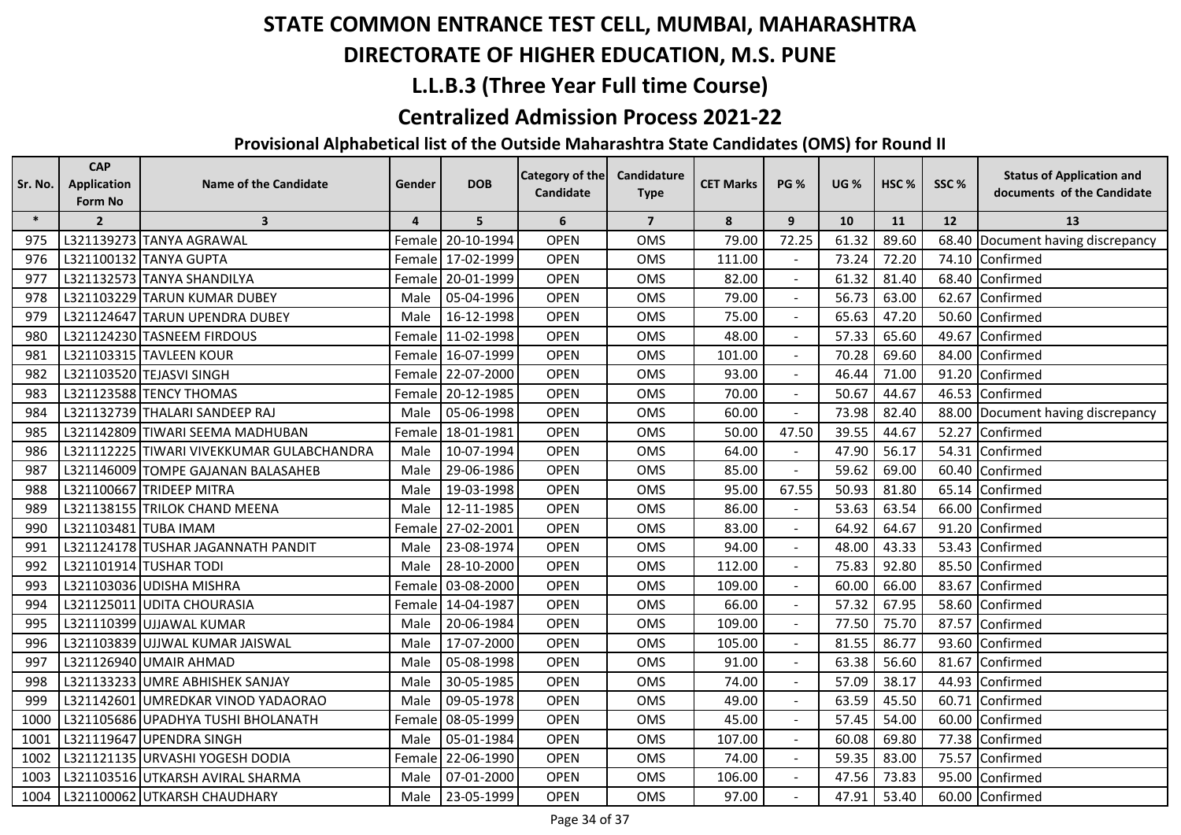# STATE COMMON ENTRANCE TEST CELL, MUMBAI, MAHARASHTRA

# DIRECTORATE OF HIGHER EDUCATION, M.S. PUNE

## L.L.B.3 (Three Year Full time Course)

## Centralized Admission Process 2021-22

### Provisional Alphabetical list of the Outside Maharashtra State Candidates (OMS) for Round II

| Sr. No. | CAP Application Form No | Name of the Candidate | Gender | DOB | Category of the Candidate | Candidature Type | CET Marks | PG % | UG % | HSC % | SSC % | Status of Application and documents of the Candidate |
|---|---|---|---|---|---|---|---|---|---|---|---|---|
| * | 2 | 3 | 4 | 5 | 6 | 7 | 8 | 9 | 10 | 11 | 12 | 13 |
| 975 | L321139273 | TANYA AGRAWAL | Female | 20-10-1994 | OPEN | OMS | 79.00 | 72.25 | 61.32 | 89.60 | 68.40 | Document having discrepancy |
| 976 | L321100132 | TANYA GUPTA | Female | 17-02-1999 | OPEN | OMS | 111.00 | - | 73.24 | 72.20 | 74.10 | Confirmed |
| 977 | L321132573 | TANYA SHANDILYA | Female | 20-01-1999 | OPEN | OMS | 82.00 | - | 61.32 | 81.40 | 68.40 | Confirmed |
| 978 | L321103229 | TARUN KUMAR DUBEY | Male | 05-04-1996 | OPEN | OMS | 79.00 | - | 56.73 | 63.00 | 62.67 | Confirmed |
| 979 | L321124647 | TARUN UPENDRA DUBEY | Male | 16-12-1998 | OPEN | OMS | 75.00 | - | 65.63 | 47.20 | 50.60 | Confirmed |
| 980 | L321124230 | TASNEEM FIRDOUS | Female | 11-02-1998 | OPEN | OMS | 48.00 | - | 57.33 | 65.60 | 49.67 | Confirmed |
| 981 | L321103315 | TAVLEEN KOUR | Female | 16-07-1999 | OPEN | OMS | 101.00 | - | 70.28 | 69.60 | 84.00 | Confirmed |
| 982 | L321103520 | TEJASVI SINGH | Female | 22-07-2000 | OPEN | OMS | 93.00 | - | 46.44 | 71.00 | 91.20 | Confirmed |
| 983 | L321123588 | TENCY THOMAS | Female | 20-12-1985 | OPEN | OMS | 70.00 | - | 50.67 | 44.67 | 46.53 | Confirmed |
| 984 | L321132739 | THALARI SANDEEP RAJ | Male | 05-06-1998 | OPEN | OMS | 60.00 | - | 73.98 | 82.40 | 88.00 | Document having discrepancy |
| 985 | L321142809 | TIWARI SEEMA MADHUBAN | Female | 18-01-1981 | OPEN | OMS | 50.00 | 47.50 | 39.55 | 44.67 | 52.27 | Confirmed |
| 986 | L321112225 | TIWARI VIVEKKUMAR GULABCHANDRA | Male | 10-07-1994 | OPEN | OMS | 64.00 | - | 47.90 | 56.17 | 54.31 | Confirmed |
| 987 | L321146009 | TOMPE GAJANAN BALASAHEB | Male | 29-06-1986 | OPEN | OMS | 85.00 | - | 59.62 | 69.00 | 60.40 | Confirmed |
| 988 | L321100667 | TRIDEEP MITRA | Male | 19-03-1998 | OPEN | OMS | 95.00 | 67.55 | 50.93 | 81.80 | 65.14 | Confirmed |
| 989 | L321138155 | TRILOK CHAND MEENA | Male | 12-11-1985 | OPEN | OMS | 86.00 | - | 53.63 | 63.54 | 66.00 | Confirmed |
| 990 | L321103481 | TUBA IMAM | Female | 27-02-2001 | OPEN | OMS | 83.00 | - | 64.92 | 64.67 | 91.20 | Confirmed |
| 991 | L321124178 | TUSHAR JAGANNATH PANDIT | Male | 23-08-1974 | OPEN | OMS | 94.00 | - | 48.00 | 43.33 | 53.43 | Confirmed |
| 992 | L321101914 | TUSHAR TODI | Male | 28-10-2000 | OPEN | OMS | 112.00 | - | 75.83 | 92.80 | 85.50 | Confirmed |
| 993 | L321103036 | UDISHA MISHRA | Female | 03-08-2000 | OPEN | OMS | 109.00 | - | 60.00 | 66.00 | 83.67 | Confirmed |
| 994 | L321125011 | UDITA CHOURASIA | Female | 14-04-1987 | OPEN | OMS | 66.00 | - | 57.32 | 67.95 | 58.60 | Confirmed |
| 995 | L321110399 | UJJAWAL KUMAR | Male | 20-06-1984 | OPEN | OMS | 109.00 | - | 77.50 | 75.70 | 87.57 | Confirmed |
| 996 | L321103839 | UJJWAL KUMAR JAISWAL | Male | 17-07-2000 | OPEN | OMS | 105.00 | - | 81.55 | 86.77 | 93.60 | Confirmed |
| 997 | L321126940 | UMAIR AHMAD | Male | 05-08-1998 | OPEN | OMS | 91.00 | - | 63.38 | 56.60 | 81.67 | Confirmed |
| 998 | L321133233 | UMRE ABHISHEK SANJAY | Male | 30-05-1985 | OPEN | OMS | 74.00 | - | 57.09 | 38.17 | 44.93 | Confirmed |
| 999 | L321142601 | UMREDKAR VINOD YADAORAO | Male | 09-05-1978 | OPEN | OMS | 49.00 | - | 63.59 | 45.50 | 60.71 | Confirmed |
| 1000 | L321105686 | UPADHYA TUSHI BHOLANATH | Female | 08-05-1999 | OPEN | OMS | 45.00 | - | 57.45 | 54.00 | 60.00 | Confirmed |
| 1001 | L321119647 | UPENDRA SINGH | Male | 05-01-1984 | OPEN | OMS | 107.00 | - | 60.08 | 69.80 | 77.38 | Confirmed |
| 1002 | L321121135 | URVASHI YOGESH DODIA | Female | 22-06-1990 | OPEN | OMS | 74.00 | - | 59.35 | 83.00 | 75.57 | Confirmed |
| 1003 | L321103516 | UTKARSH AVIRAL SHARMA | Male | 07-01-2000 | OPEN | OMS | 106.00 | - | 47.56 | 73.83 | 95.00 | Confirmed |
| 1004 | L321100062 | UTKARSH CHAUDHARY | Male | 23-05-1999 | OPEN | OMS | 97.00 | - | 47.91 | 53.40 | 60.00 | Confirmed |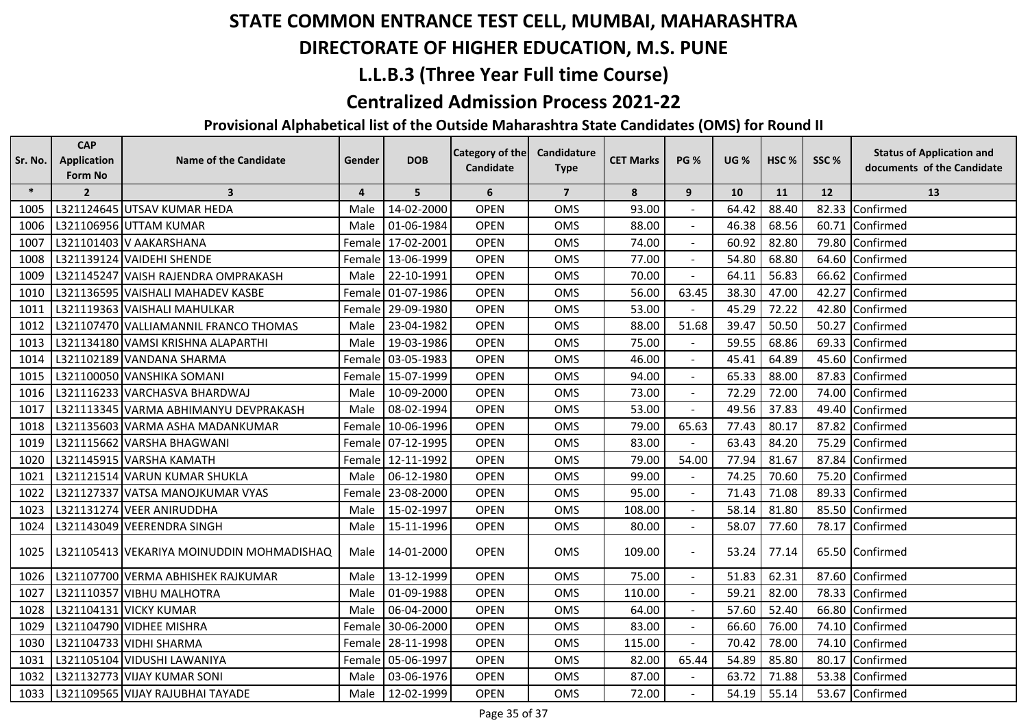# STATE COMMON ENTRANCE TEST CELL, MUMBAI, MAHARASHTRA

# DIRECTORATE OF HIGHER EDUCATION, M.S. PUNE

## L.L.B.3 (Three Year Full time Course)

## Centralized Admission Process 2021-22

### Provisional Alphabetical list of the Outside Maharashtra State Candidates (OMS) for Round II

| Sr. No. | CAP Application Form No | Name of the Candidate | Gender | DOB | Category of the Candidate | Candidature Type | CET Marks | PG % | UG % | HSC % | SSC % | Status of Application and documents of the Candidate |
|---|---|---|---|---|---|---|---|---|---|---|---|---|
| * | 2 | 3 | 4 | 5 | 6 | 7 | 8 | 9 | 10 | 11 | 12 | 13 |
| 1005 | L321124645 | UTSAV KUMAR HEDA | Male | 14-02-2000 | OPEN | OMS | 93.00 | - | 64.42 | 88.40 | 82.33 | Confirmed |
| 1006 | L321106956 | UTTAM KUMAR | Male | 01-06-1984 | OPEN | OMS | 88.00 | - | 46.38 | 68.56 | 60.71 | Confirmed |
| 1007 | L321101403 | V AAKARSHANA | Female | 17-02-2001 | OPEN | OMS | 74.00 | - | 60.92 | 82.80 | 79.80 | Confirmed |
| 1008 | L321139124 | VAIDEHI SHENDE | Female | 13-06-1999 | OPEN | OMS | 77.00 | - | 54.80 | 68.80 | 64.60 | Confirmed |
| 1009 | L321145247 | VAISH RAJENDRA OMPRAKASH | Male | 22-10-1991 | OPEN | OMS | 70.00 | - | 64.11 | 56.83 | 66.62 | Confirmed |
| 1010 | L321136595 | VAISHALI MAHADEV KASBE | Female | 01-07-1986 | OPEN | OMS | 56.00 | 63.45 | 38.30 | 47.00 | 42.27 | Confirmed |
| 1011 | L321119363 | VAISHALI MAHULKAR | Female | 29-09-1980 | OPEN | OMS | 53.00 | - | 45.29 | 72.22 | 42.80 | Confirmed |
| 1012 | L321107470 | VALLIAMANNIL FRANCO THOMAS | Male | 23-04-1982 | OPEN | OMS | 88.00 | 51.68 | 39.47 | 50.50 | 50.27 | Confirmed |
| 1013 | L321134180 | VAMSI KRISHNA ALAPARTHI | Male | 19-03-1986 | OPEN | OMS | 75.00 | - | 59.55 | 68.86 | 69.33 | Confirmed |
| 1014 | L321102189 | VANDANA SHARMA | Female | 03-05-1983 | OPEN | OMS | 46.00 | - | 45.41 | 64.89 | 45.60 | Confirmed |
| 1015 | L321100050 | VANSHIKA SOMANI | Female | 15-07-1999 | OPEN | OMS | 94.00 | - | 65.33 | 88.00 | 87.83 | Confirmed |
| 1016 | L321116233 | VARCHASVA BHARDWAJ | Male | 10-09-2000 | OPEN | OMS | 73.00 | - | 72.29 | 72.00 | 74.00 | Confirmed |
| 1017 | L321113345 | VARMA ABHIMANYU DEVPRAKASH | Male | 08-02-1994 | OPEN | OMS | 53.00 | - | 49.56 | 37.83 | 49.40 | Confirmed |
| 1018 | L321135603 | VARMA ASHA MADANKUMAR | Female | 10-06-1996 | OPEN | OMS | 79.00 | 65.63 | 77.43 | 80.17 | 87.82 | Confirmed |
| 1019 | L321115662 | VARSHA BHAGWANI | Female | 07-12-1995 | OPEN | OMS | 83.00 | - | 63.43 | 84.20 | 75.29 | Confirmed |
| 1020 | L321145915 | VARSHA KAMATH | Female | 12-11-1992 | OPEN | OMS | 79.00 | 54.00 | 77.94 | 81.67 | 87.84 | Confirmed |
| 1021 | L321121514 | VARUN KUMAR SHUKLA | Male | 06-12-1980 | OPEN | OMS | 99.00 | - | 74.25 | 70.60 | 75.20 | Confirmed |
| 1022 | L321127337 | VATSA MANOJKUMAR VYAS | Female | 23-08-2000 | OPEN | OMS | 95.00 | - | 71.43 | 71.08 | 89.33 | Confirmed |
| 1023 | L321131274 | VEER ANIRUDDHA | Male | 15-02-1997 | OPEN | OMS | 108.00 | - | 58.14 | 81.80 | 85.50 | Confirmed |
| 1024 | L321143049 | VEERENDRA SINGH | Male | 15-11-1996 | OPEN | OMS | 80.00 | - | 58.07 | 77.60 | 78.17 | Confirmed |
| 1025 | L321105413 | VEKARIYA MOINUDDIN MOHMADISHAQ | Male | 14-01-2000 | OPEN | OMS | 109.00 | - | 53.24 | 77.14 | 65.50 | Confirmed |
| 1026 | L321107700 | VERMA ABHISHEK RAJKUMAR | Male | 13-12-1999 | OPEN | OMS | 75.00 | - | 51.83 | 62.31 | 87.60 | Confirmed |
| 1027 | L321110357 | VIBHU MALHOTRA | Male | 01-09-1988 | OPEN | OMS | 110.00 | - | 59.21 | 82.00 | 78.33 | Confirmed |
| 1028 | L321104131 | VICKY KUMAR | Male | 06-04-2000 | OPEN | OMS | 64.00 | - | 57.60 | 52.40 | 66.80 | Confirmed |
| 1029 | L321104790 | VIDHEE MISHRA | Female | 30-06-2000 | OPEN | OMS | 83.00 | - | 66.60 | 76.00 | 74.10 | Confirmed |
| 1030 | L321104733 | VIDHI SHARMA | Female | 28-11-1998 | OPEN | OMS | 115.00 | - | 70.42 | 78.00 | 74.10 | Confirmed |
| 1031 | L321105104 | VIDUSHI LAWANIYA | Female | 05-06-1997 | OPEN | OMS | 82.00 | 65.44 | 54.89 | 85.80 | 80.17 | Confirmed |
| 1032 | L321132773 | VIJAY KUMAR SONI | Male | 03-06-1976 | OPEN | OMS | 87.00 | - | 63.72 | 71.88 | 53.38 | Confirmed |
| 1033 | L321109565 | VIJAY RAJUBHAI TAYADE | Male | 12-02-1999 | OPEN | OMS | 72.00 | - | 54.19 | 55.14 | 53.67 | Confirmed |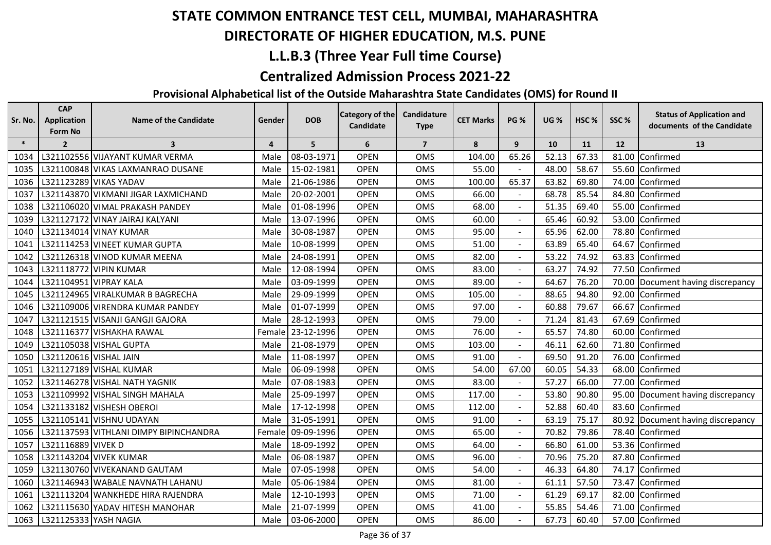# STATE COMMON ENTRANCE TEST CELL, MUMBAI, MAHARASHTRA

## DIRECTORATE OF HIGHER EDUCATION, M.S. PUNE

## L.L.B.3 (Three Year Full time Course)

## Centralized Admission Process 2021-22

### Provisional Alphabetical list of the Outside Maharashtra State Candidates (OMS) for Round II

| Sr. No. | CAP Application Form No | Name of the Candidate | Gender | DOB | Category of the Candidate | Candidature Type | CET Marks | PG % | UG % | HSC % | SSC % | Status of Application and documents of the Candidate |
|---|---|---|---|---|---|---|---|---|---|---|---|---|
| * | 2 | 3 | 4 | 5 | 6 | 7 | 8 | 9 | 10 | 11 | 12 | 13 |
| 1034 | L321102556 | VIJAYANT KUMAR VERMA | Male | 08-03-1971 | OPEN | OMS | 104.00 | 65.26 | 52.13 | 67.33 | 81.00 | Confirmed |
| 1035 | L321100848 | VIKAS LAXMANRAO DUSANE | Male | 15-02-1981 | OPEN | OMS | 55.00 | - | 48.00 | 58.67 | 55.60 | Confirmed |
| 1036 | L321123289 | VIKAS YADAV | Male | 21-06-1986 | OPEN | OMS | 100.00 | 65.37 | 63.82 | 69.80 | 74.00 | Confirmed |
| 1037 | L321143870 | VIKMANI JIGAR LAXMICHAND | Male | 20-02-2001 | OPEN | OMS | 66.00 | - | 68.78 | 85.54 | 84.80 | Confirmed |
| 1038 | L321106020 | VIMAL PRAKASH PANDEY | Male | 01-08-1996 | OPEN | OMS | 68.00 | - | 51.35 | 69.40 | 55.00 | Confirmed |
| 1039 | L321127172 | VINAY JAIRAJ KALYANI | Male | 13-07-1996 | OPEN | OMS | 60.00 | - | 65.46 | 60.92 | 53.00 | Confirmed |
| 1040 | L321134014 | VINAY KUMAR | Male | 30-08-1987 | OPEN | OMS | 95.00 | - | 65.96 | 62.00 | 78.80 | Confirmed |
| 1041 | L321114253 | VINEET KUMAR GUPTA | Male | 10-08-1999 | OPEN | OMS | 51.00 | - | 63.89 | 65.40 | 64.67 | Confirmed |
| 1042 | L321126318 | VINOD KUMAR MEENA | Male | 24-08-1991 | OPEN | OMS | 82.00 | - | 53.22 | 74.92 | 63.83 | Confirmed |
| 1043 | L321118772 | VIPIN KUMAR | Male | 12-08-1994 | OPEN | OMS | 83.00 | - | 63.27 | 74.92 | 77.50 | Confirmed |
| 1044 | L321104951 | VIPRAY KALA | Male | 03-09-1999 | OPEN | OMS | 89.00 | - | 64.67 | 76.20 | 70.00 | Document having discrepancy |
| 1045 | L321124965 | VIRALKUMAR B BAGRECHA | Male | 29-09-1999 | OPEN | OMS | 105.00 | - | 88.65 | 94.80 | 92.00 | Confirmed |
| 1046 | L321109006 | VIRENDRA KUMAR PANDEY | Male | 01-07-1999 | OPEN | OMS | 97.00 | - | 60.88 | 79.67 | 66.67 | Confirmed |
| 1047 | L321121515 | VISANJI GANGJI GAJORA | Male | 28-12-1993 | OPEN | OMS | 79.00 | - | 71.24 | 81.43 | 67.69 | Confirmed |
| 1048 | L321116377 | VISHAKHA RAWAL | Female | 23-12-1996 | OPEN | OMS | 76.00 | - | 65.57 | 74.80 | 60.00 | Confirmed |
| 1049 | L321105038 | VISHAL GUPTA | Male | 21-08-1979 | OPEN | OMS | 103.00 | - | 46.11 | 62.60 | 71.80 | Confirmed |
| 1050 | L321120616 | VISHAL JAIN | Male | 11-08-1997 | OPEN | OMS | 91.00 | - | 69.50 | 91.20 | 76.00 | Confirmed |
| 1051 | L321127189 | VISHAL KUMAR | Male | 06-09-1998 | OPEN | OMS | 54.00 | 67.00 | 60.05 | 54.33 | 68.00 | Confirmed |
| 1052 | L321146278 | VISHAL NATH YAGNIK | Male | 07-08-1983 | OPEN | OMS | 83.00 | - | 57.27 | 66.00 | 77.00 | Confirmed |
| 1053 | L321109992 | VISHAL SINGH MAHALA | Male | 25-09-1997 | OPEN | OMS | 117.00 | - | 53.80 | 90.80 | 95.00 | Document having discrepancy |
| 1054 | L321133182 | VISHESH OBEROI | Male | 17-12-1998 | OPEN | OMS | 112.00 | - | 52.88 | 60.40 | 83.60 | Confirmed |
| 1055 | L321105141 | VISHNU UDAYAN | Male | 31-05-1991 | OPEN | OMS | 91.00 | - | 63.19 | 75.17 | 80.92 | Document having discrepancy |
| 1056 | L321137593 | VITHLANI DIMPY BIPINCHANDRA | Female | 09-09-1996 | OPEN | OMS | 65.00 | - | 70.82 | 79.86 | 78.40 | Confirmed |
| 1057 | L321116889 | VIVEK D | Male | 18-09-1992 | OPEN | OMS | 64.00 | - | 66.80 | 61.00 | 53.36 | Confirmed |
| 1058 | L321143204 | VIVEK KUMAR | Male | 06-08-1987 | OPEN | OMS | 96.00 | - | 70.96 | 75.20 | 87.80 | Confirmed |
| 1059 | L321130760 | VIVEKANAND GAUTAM | Male | 07-05-1998 | OPEN | OMS | 54.00 | - | 46.33 | 64.80 | 74.17 | Confirmed |
| 1060 | L321146943 | WABALE NAVNATH LAHANU | Male | 05-06-1984 | OPEN | OMS | 81.00 | - | 61.11 | 57.50 | 73.47 | Confirmed |
| 1061 | L321113204 | WANKHEDE HIRA RAJENDRA | Male | 12-10-1993 | OPEN | OMS | 71.00 | - | 61.29 | 69.17 | 82.00 | Confirmed |
| 1062 | L321115630 | YADAV HITESH MANOHAR | Male | 21-07-1999 | OPEN | OMS | 41.00 | - | 55.85 | 54.46 | 71.00 | Confirmed |
| 1063 | L321125333 | YASH NAGIA | Male | 03-06-2000 | OPEN | OMS | 86.00 | - | 67.73 | 60.40 | 57.00 | Confirmed |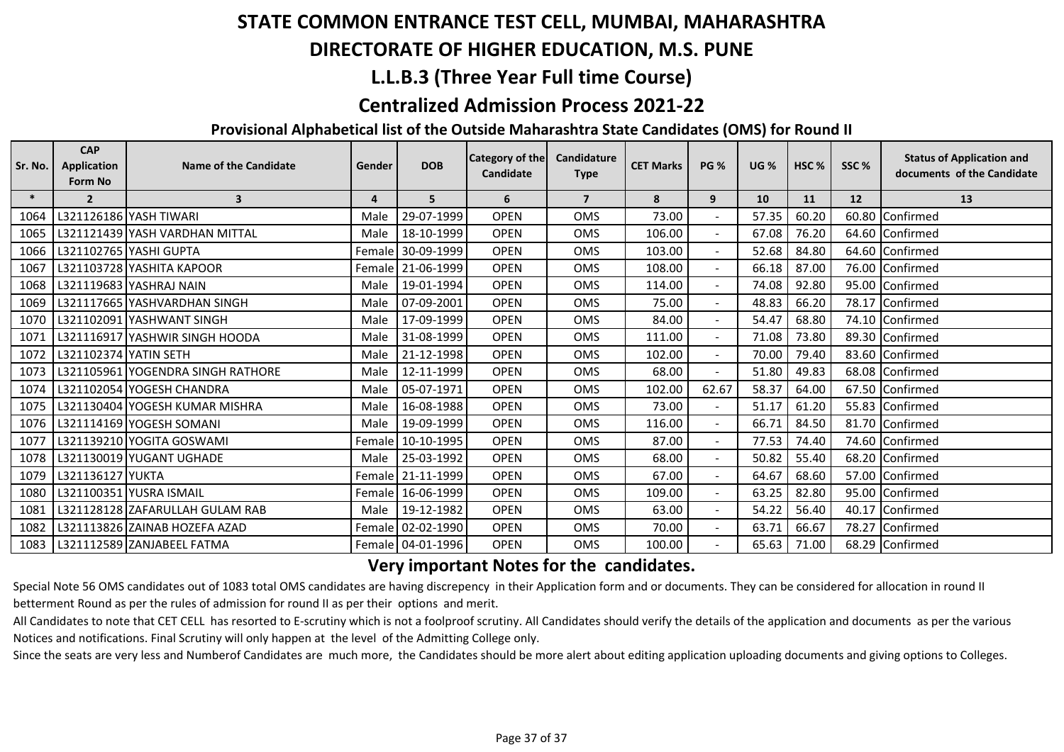# STATE COMMON ENTRANCE TEST CELL, MUMBAI, MAHARASHTRA

# DIRECTORATE OF HIGHER EDUCATION, M.S. PUNE

## L.L.B.3 (Three Year Full time Course)

## Centralized Admission Process 2021-22

### Provisional Alphabetical list of the Outside Maharashtra State Candidates (OMS) for Round II

| Sr. No. | CAP Application Form No | Name of the Candidate | Gender | DOB | Category of the Candidate | Candidature Type | CET Marks | PG % | UG % | HSC % | SSC % | Status of Application and documents of the Candidate |
|---|---|---|---|---|---|---|---|---|---|---|---|---|
| * | 2 | 3 | 4 | 5 | 6 | 7 | 8 | 9 | 10 | 11 | 12 | 13 |
| 1064 | L321126186 | YASH TIWARI | Male | 29-07-1999 | OPEN | OMS | 73.00 | - | 57.35 | 60.20 | 60.80 | Confirmed |
| 1065 | L321121439 | YASH VARDHAN MITTAL | Male | 18-10-1999 | OPEN | OMS | 106.00 | - | 67.08 | 76.20 | 64.60 | Confirmed |
| 1066 | L321102765 | YASHI GUPTA | Female | 30-09-1999 | OPEN | OMS | 103.00 | - | 52.68 | 84.80 | 64.60 | Confirmed |
| 1067 | L321103728 | YASHITA KAPOOR | Female | 21-06-1999 | OPEN | OMS | 108.00 | - | 66.18 | 87.00 | 76.00 | Confirmed |
| 1068 | L321119683 | YASHRAJ NAIN | Male | 19-01-1994 | OPEN | OMS | 114.00 | - | 74.08 | 92.80 | 95.00 | Confirmed |
| 1069 | L321117665 | YASHVARDHAN SINGH | Male | 07-09-2001 | OPEN | OMS | 75.00 | - | 48.83 | 66.20 | 78.17 | Confirmed |
| 1070 | L321102091 | YASHWANT SINGH | Male | 17-09-1999 | OPEN | OMS | 84.00 | - | 54.47 | 68.80 | 74.10 | Confirmed |
| 1071 | L321116917 | YASHWIR SINGH HOODA | Male | 31-08-1999 | OPEN | OMS | 111.00 | - | 71.08 | 73.80 | 89.30 | Confirmed |
| 1072 | L321102374 | YATIN SETH | Male | 21-12-1998 | OPEN | OMS | 102.00 | - | 70.00 | 79.40 | 83.60 | Confirmed |
| 1073 | L321105961 | YOGENDRA SINGH RATHORE | Male | 12-11-1999 | OPEN | OMS | 68.00 | - | 51.80 | 49.83 | 68.08 | Confirmed |
| 1074 | L321102054 | YOGESH CHANDRA | Male | 05-07-1971 | OPEN | OMS | 102.00 | 62.67 | 58.37 | 64.00 | 67.50 | Confirmed |
| 1075 | L321130404 | YOGESH KUMAR MISHRA | Male | 16-08-1988 | OPEN | OMS | 73.00 | - | 51.17 | 61.20 | 55.83 | Confirmed |
| 1076 | L321114169 | YOGESH SOMANI | Male | 19-09-1999 | OPEN | OMS | 116.00 | - | 66.71 | 84.50 | 81.70 | Confirmed |
| 1077 | L321139210 | YOGITA GOSWAMI | Female | 10-10-1995 | OPEN | OMS | 87.00 | - | 77.53 | 74.40 | 74.60 | Confirmed |
| 1078 | L321130019 | YUGANT UGHADE | Male | 25-03-1992 | OPEN | OMS | 68.00 | - | 50.82 | 55.40 | 68.20 | Confirmed |
| 1079 | L321136127 | YUKTA | Female | 21-11-1999 | OPEN | OMS | 67.00 | - | 64.67 | 68.60 | 57.00 | Confirmed |
| 1080 | L321100351 | YUSRA ISMAIL | Female | 16-06-1999 | OPEN | OMS | 109.00 | - | 63.25 | 82.80 | 95.00 | Confirmed |
| 1081 | L321128128 | ZAFARULLAH GULAM RAB | Male | 19-12-1982 | OPEN | OMS | 63.00 | - | 54.22 | 56.40 | 40.17 | Confirmed |
| 1082 | L321113826 | ZAINAB HOZEFA AZAD | Female | 02-02-1990 | OPEN | OMS | 70.00 | - | 63.71 | 66.67 | 78.27 | Confirmed |
| 1083 | L321112589 | ZANJABEEL FATMA | Female | 04-01-1996 | OPEN | OMS | 100.00 | - | 65.63 | 71.00 | 68.29 | Confirmed |

## Very important Notes for the candidates.

Special Note 56 OMS candidates out of 1083 total OMS candidates are having discrepency in their Application form and or documents. They can be considered for allocation in round II betterment Round as per the rules of admission for round II as per their options and merit.

All Candidates to note that CET CELL has resorted to E-scrutiny which is not a foolproof scrutiny. All Candidates should verify the details of the application and documents as per the various Notices and notifications. Final Scrutiny will only happen at the level of the Admitting College only.

Since the seats are very less and Numberof Candidates are much more, the Candidates should be more alert about editing application uploading documents and giving options to Colleges.